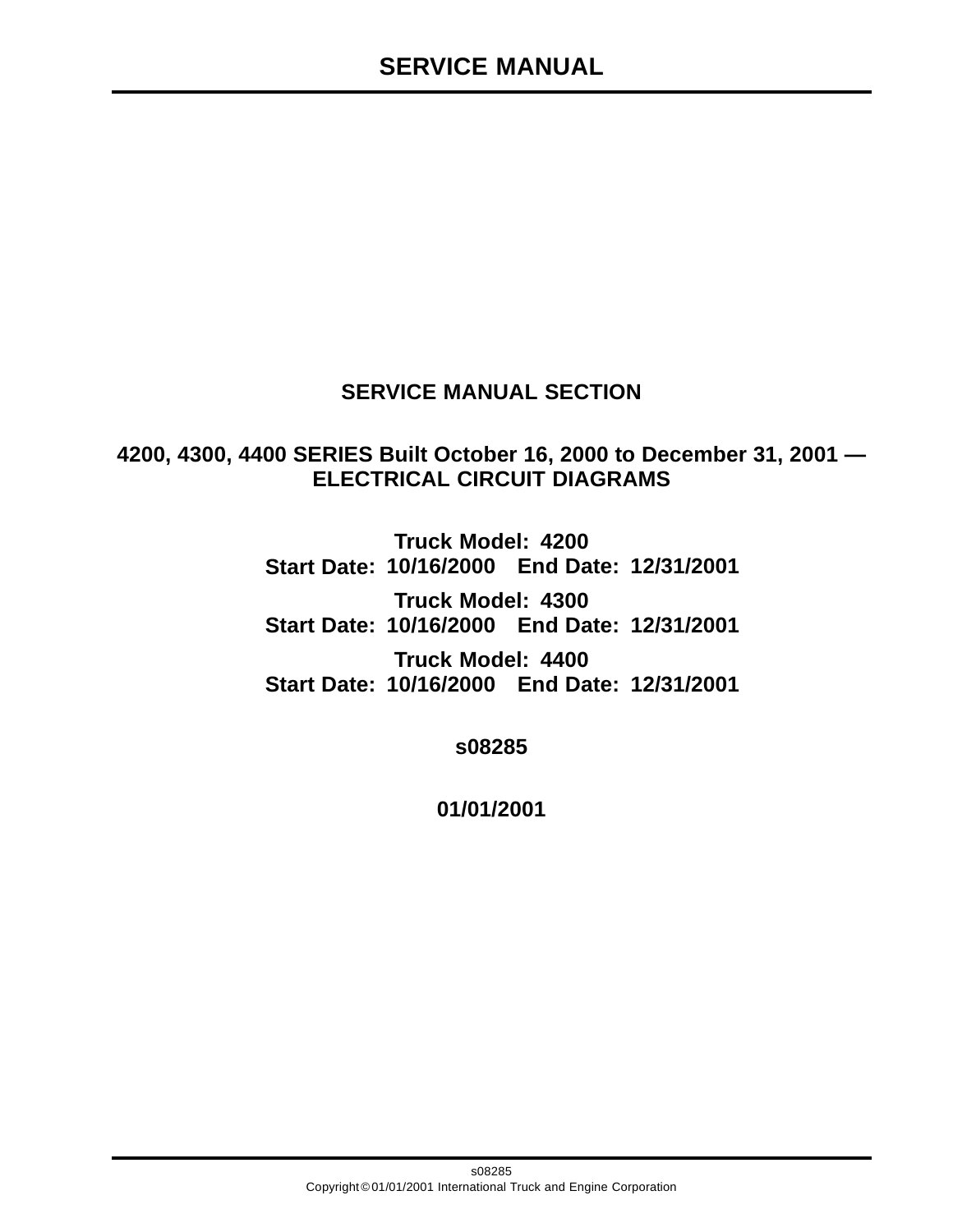# SERVICE MANUAL

## SERVICE MANUAL SECTION

## 4200, 4300, 4400 SERIES Built October 16, 2000 to December 31, 2001 — ELECTRICAL CIRCUIT DIAGRAMS

**Truck Model: 4200**
**Start Date: 10/16/2000 End Date: 12/31/2001**

**Truck Model: 4300**
**Start Date: 10/16/2000 End Date: 12/31/2001**

**Truck Model: 4400**
**Start Date: 10/16/2000 End Date: 12/31/2001**

**s08285**

**01/01/2001**

s08285
Copyright © 01/01/2001 International Truck and Engine Corporation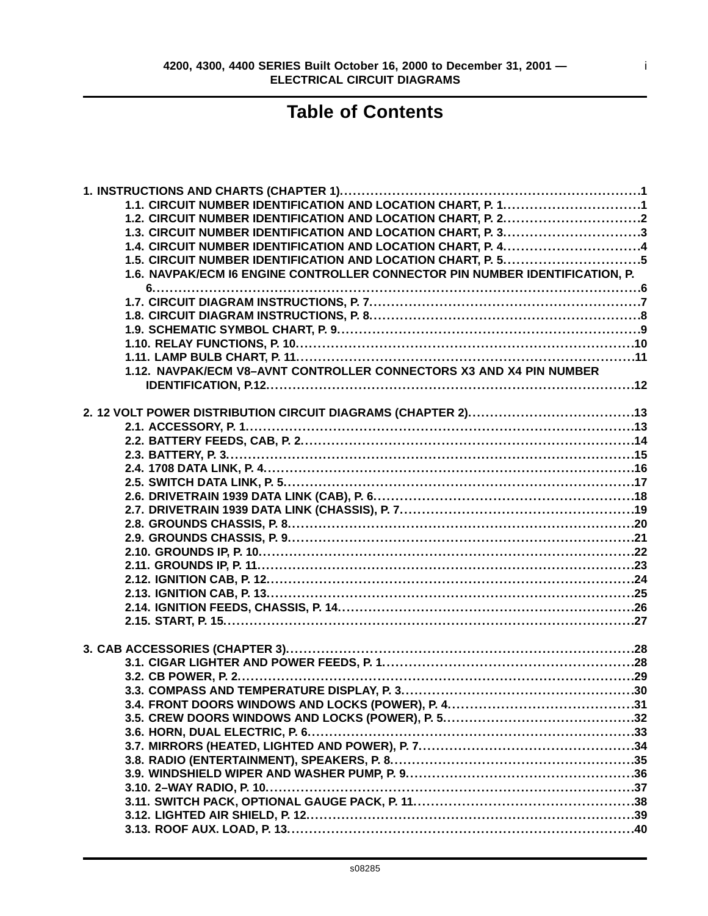# Table of Contents

1. INSTRUCTIONS AND CHARTS (CHAPTER 1)....................................................................1
   - 1.1. CIRCUIT NUMBER IDENTIFICATION AND LOCATION CHART, P. 1..............................1
   - 1.2. CIRCUIT NUMBER IDENTIFICATION AND LOCATION CHART, P. 2..............................2
   - 1.3. CIRCUIT NUMBER IDENTIFICATION AND LOCATION CHART, P. 3..............................3
   - 1.4. CIRCUIT NUMBER IDENTIFICATION AND LOCATION CHART, P. 4..............................4
   - 1.5. CIRCUIT NUMBER IDENTIFICATION AND LOCATION CHART, P. 5..............................5
   - 1.6. NAVPAK/ECM I6 ENGINE CONTROLLER CONNECTOR PIN NUMBER IDENTIFICATION, P. 6..............................6
   - 1.7. CIRCUIT DIAGRAM INSTRUCTIONS, P. 7..............................7
   - 1.8. CIRCUIT DIAGRAM INSTRUCTIONS, P. 8..............................8
   - 1.9. SCHEMATIC SYMBOL CHART, P. 9..............................9
   - 1.10. RELAY FUNCTIONS, P. 10..............................10
   - 1.11. LAMP BULB CHART, P. 11..............................11
   - 1.12. NAVPAK/ECM V8–AVNT CONTROLLER CONNECTORS X3 AND X4 PIN NUMBER IDENTIFICATION, P.12..............................12

2. 12 VOLT POWER DISTRIBUTION CIRCUIT DIAGRAMS (CHAPTER 2)..............................13
   - 2.1. ACCESSORY, P. 1..............................13
   - 2.2. BATTERY FEEDS, CAB, P. 2..............................14
   - 2.3. BATTERY, P. 3..............................15
   - 2.4. 1708 DATA LINK, P. 4..............................16
   - 2.5. SWITCH DATA LINK, P. 5..............................17
   - 2.6. DRIVETRAIN 1939 DATA LINK (CAB), P. 6..............................18
   - 2.7. DRIVETRAIN 1939 DATA LINK (CHASSIS), P. 7..............................19
   - 2.8. GROUNDS CHASSIS, P. 8..............................20
   - 2.9. GROUNDS CHASSIS, P. 9..............................21
   - 2.10. GROUNDS IP, P. 10..............................22
   - 2.11. GROUNDS IP, P. 11..............................23
   - 2.12. IGNITION CAB, P. 12..............................24
   - 2.13. IGNITION CAB, P. 13..............................25
   - 2.14. IGNITION FEEDS, CHASSIS, P. 14..............................26
   - 2.15. START, P. 15..............................27

3. CAB ACCESSORIES (CHAPTER 3)..............................28
   - 3.1. CIGAR LIGHTER AND POWER FEEDS, P. 1..............................28
   - 3.2. CB POWER, P. 2..............................29
   - 3.3. COMPASS AND TEMPERATURE DISPLAY, P. 3..............................30
   - 3.4. FRONT DOORS WINDOWS AND LOCKS (POWER), P. 4..............................31
   - 3.5. CREW DOORS WINDOWS AND LOCKS (POWER), P. 5..............................32
   - 3.6. HORN, DUAL ELECTRIC, P. 6..............................33
   - 3.7. MIRRORS (HEATED, LIGHTED AND POWER), P. 7..............................34
   - 3.8. RADIO (ENTERTAINMENT), SPEAKERS, P. 8..............................35
   - 3.9. WINDSHIELD WIPER AND WASHER PUMP, P. 9..............................36
   - 3.10. 2–WAY RADIO, P. 10..............................37
   - 3.11. SWITCH PACK, OPTIONAL GAUGE PACK, P. 11..............................38
   - 3.12. LIGHTED AIR SHIELD, P. 12..............................39
   - 3.13. ROOF AUX. LOAD, P. 13..............................40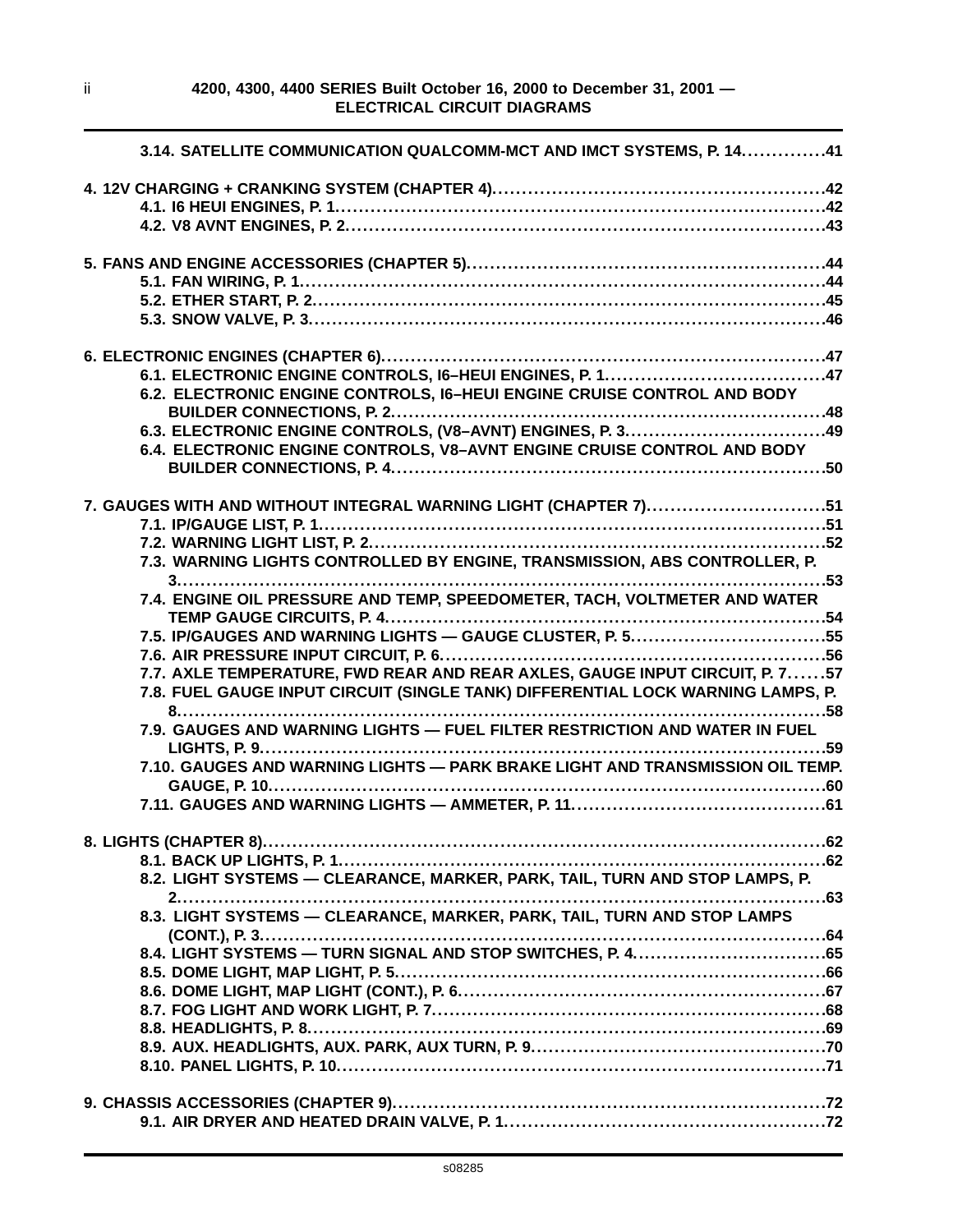3.14. SATELLITE COMMUNICATION QUALCOMM-MCT AND IMCT SYSTEMS, P. 14..............41

4. 12V CHARGING + CRANKING SYSTEM (CHAPTER 4).......................................................42
- 4.1. I6 HEUI ENGINES, P. 1..................................................................................42
- 4.2. V8 AVNT ENGINES, P. 2..................................................................................43

5. FANS AND ENGINE ACCESSORIES (CHAPTER 5)...........................................................44
- 5.1. FAN WIRING, P. 1........................................................................................44
- 5.2. ETHER START, P. 2......................................................................................45
- 5.3. SNOW VALVE, P. 3.......................................................................................46

6. ELECTRONIC ENGINES (CHAPTER 6)..........................................................................47
- 6.1. ELECTRONIC ENGINE CONTROLS, I6–HEUI ENGINES, P. 1....................................47
- 6.2. ELECTRONIC ENGINE CONTROLS, I6–HEUI ENGINE CRUISE CONTROL AND BODY BUILDER CONNECTIONS, P. 2........................................................................48
- 6.3. ELECTRONIC ENGINE CONTROLS, (V8–AVNT) ENGINES, P. 3.................................49
- 6.4. ELECTRONIC ENGINE CONTROLS, V8–AVNT ENGINE CRUISE CONTROL AND BODY BUILDER CONNECTIONS, P. 4........................................................................50

7. GAUGES WITH AND WITHOUT INTEGRAL WARNING LIGHT (CHAPTER 7)..............................51
- 7.1. IP/GAUGE LIST, P. 1....................................................................................51
- 7.2. WARNING LIGHT LIST, P. 2............................................................................52
- 7.3. WARNING LIGHTS CONTROLLED BY ENGINE, TRANSMISSION, ABS CONTROLLER, P. 3..............................................................................................................53
- 7.4. ENGINE OIL PRESSURE AND TEMP, SPEEDOMETER, TACH, VOLTMETER AND WATER TEMP GAUGE CIRCUITS, P. 4..........................................................................54
- 7.5. IP/GAUGES AND WARNING LIGHTS — GAUGE CLUSTER, P. 5................................55
- 7.6. AIR PRESSURE INPUT CIRCUIT, P. 6.................................................................56
- 7.7. AXLE TEMPERATURE, FWD REAR AND REAR AXLES, GAUGE INPUT CIRCUIT, P. 7......57
- 7.8. FUEL GAUGE INPUT CIRCUIT (SINGLE TANK) DIFFERENTIAL LOCK WARNING LAMPS, P. 8..............................................................................................................58
- 7.9. GAUGES AND WARNING LIGHTS — FUEL FILTER RESTRICTION AND WATER IN FUEL LIGHTS, P. 9................................................................................................59
- 7.10. GAUGES AND WARNING LIGHTS — PARK BRAKE LIGHT AND TRANSMISSION OIL TEMP. GAUGE, P. 10..............................................................................................60
- 7.11. GAUGES AND WARNING LIGHTS — AMMETER, P. 11...........................................61

8. LIGHTS (CHAPTER 8)..............................................................................................62
- 8.1. BACK UP LIGHTS, P. 1..................................................................................62
- 8.2. LIGHT SYSTEMS — CLEARANCE, MARKER, PARK, TAIL, TURN AND STOP LAMPS, P. 2..............................................................................................................63
- 8.3. LIGHT SYSTEMS — CLEARANCE, MARKER, PARK, TAIL, TURN AND STOP LAMPS (CONT.), P. 3.................................................................................................64
- 8.4. LIGHT SYSTEMS — TURN SIGNAL AND STOP SWITCHES, P. 4.................................65
- 8.5. DOME LIGHT, MAP LIGHT, P. 5.........................................................................66
- 8.6. DOME LIGHT, MAP LIGHT (CONT.), P. 6.............................................................67
- 8.7. FOG LIGHT AND WORK LIGHT, P. 7..................................................................68
- 8.8. HEADLIGHTS, P. 8.......................................................................................69
- 8.9. AUX. HEADLIGHTS, AUX. PARK, AUX TURN, P. 9.................................................70
- 8.10. PANEL LIGHTS, P. 10..................................................................................71

9. CHASSIS ACCESSORIES (CHAPTER 9).........................................................................72
- 9.1. AIR DRYER AND HEATED DRAIN VALVE, P. 1......................................................72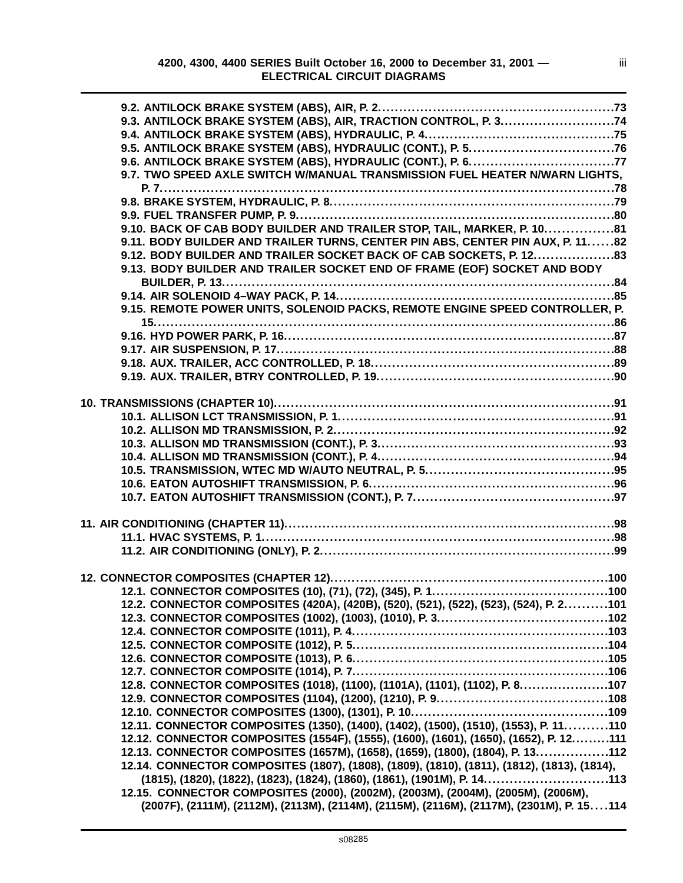9.2. ANTILOCK BRAKE SYSTEM (ABS), AIR, P. 2. . . . . 73
9.3. ANTILOCK BRAKE SYSTEM (ABS), AIR, TRACTION CONTROL, P. 3. . . . . 74
9.4. ANTILOCK BRAKE SYSTEM (ABS), HYDRAULIC, P. 4. . . . . 75
9.5. ANTILOCK BRAKE SYSTEM (ABS), HYDRAULIC (CONT.), P. 5. . . . . 76
9.6. ANTILOCK BRAKE SYSTEM (ABS), HYDRAULIC (CONT.), P. 6. . . . . 77
9.7. TWO SPEED AXLE SWITCH W/MANUAL TRANSMISSION FUEL HEATER N/WARN LIGHTS, P. 7. . . . . 78
9.8. BRAKE SYSTEM, HYDRAULIC, P. 8. . . . . 79
9.9. FUEL TRANSFER PUMP, P. 9. . . . . 80
9.10. BACK OF CAB BODY BUILDER AND TRAILER STOP, TAIL, MARKER, P. 10. . . . . 81
9.11. BODY BUILDER AND TRAILER TURNS, CENTER PIN ABS, CENTER PIN AUX, P. 11. . . . . 82
9.12. BODY BUILDER AND TRAILER SOCKET BACK OF CAB SOCKETS, P. 12. . . . . 83
9.13. BODY BUILDER AND TRAILER SOCKET END OF FRAME (EOF) SOCKET AND BODY BUILDER, P. 13. . . . . 84
9.14. AIR SOLENOID 4–WAY PACK, P. 14. . . . . 85
9.15. REMOTE POWER UNITS, SOLENOID PACKS, REMOTE ENGINE SPEED CONTROLLER, P. 15. . . . . 86
9.16. HYD POWER PARK, P. 16. . . . . 87
9.17. AIR SUSPENSION, P. 17. . . . . 88
9.18. AUX. TRAILER, ACC CONTROLLED, P. 18. . . . . 89
9.19. AUX. TRAILER, BTRY CONTROLLED, P. 19. . . . . 90

10. TRANSMISSIONS (CHAPTER 10). . . . . 91
10.1. ALLISON LCT TRANSMISSION, P. 1. . . . . 91
10.2. ALLISON MD TRANSMISSION, P. 2. . . . . 92
10.3. ALLISON MD TRANSMISSION (CONT.), P. 3. . . . . 93
10.4. ALLISON MD TRANSMISSION (CONT.), P. 4. . . . . 94
10.5. TRANSMISSION, WTEC MD W/AUTO NEUTRAL, P. 5. . . . . 95
10.6. EATON AUTOSHIFT TRANSMISSION, P. 6. . . . . 96
10.7. EATON AUTOSHIFT TRANSMISSION (CONT.), P. 7. . . . . 97

11. AIR CONDITIONING (CHAPTER 11). . . . . 98
11.1. HVAC SYSTEMS, P. 1. . . . . 98
11.2. AIR CONDITIONING (ONLY), P. 2. . . . . 99

12. CONNECTOR COMPOSITES (CHAPTER 12). . . . . 100
12.1. CONNECTOR COMPOSITES (10), (71), (72), (345), P. 1. . . . . 100
12.2. CONNECTOR COMPOSITES (420A), (420B), (520), (521), (522), (523), (524), P. 2. . . . . 101
12.3. CONNECTOR COMPOSITES (1002), (1003), (1010), P. 3. . . . . 102
12.4. CONNECTOR COMPOSITE (1011), P. 4. . . . . 103
12.5. CONNECTOR COMPOSITE (1012), P. 5. . . . . 104
12.6. CONNECTOR COMPOSITE (1013), P. 6. . . . . 105
12.7. CONNECTOR COMPOSITE (1014), P. 7. . . . . 106
12.8. CONNECTOR COMPOSITES (1018), (1100), (1101A), (1101), (1102), P. 8. . . . . 107
12.9. CONNECTOR COMPOSITES (1104), (1200), (1210), P. 9. . . . . 108
12.10. CONNECTOR COMPOSITES (1300), (1301), P. 10. . . . . 109
12.11. CONNECTOR COMPOSITES (1350), (1400), (1402), (1500), (1510), (1553), P. 11. . . . . 110
12.12. CONNECTOR COMPOSITES (1554F), (1555), (1600), (1601), (1650), (1652), P. 12. . . . . 111
12.13. CONNECTOR COMPOSITES (1657M), (1658), (1659), (1800), (1804), P. 13. . . . . 112
12.14. CONNECTOR COMPOSITES (1807), (1808), (1809), (1810), (1811), (1812), (1813), (1814), (1815), (1820), (1822), (1823), (1824), (1860), (1861), (1901M), P. 14. . . . . 113
12.15. CONNECTOR COMPOSITES (2000), (2002M), (2003M), (2004M), (2005M), (2006M), (2007F), (2111M), (2112M), (2113M), (2114M), (2115M), (2116M), (2117M), (2301M), P. 15. . . . . 114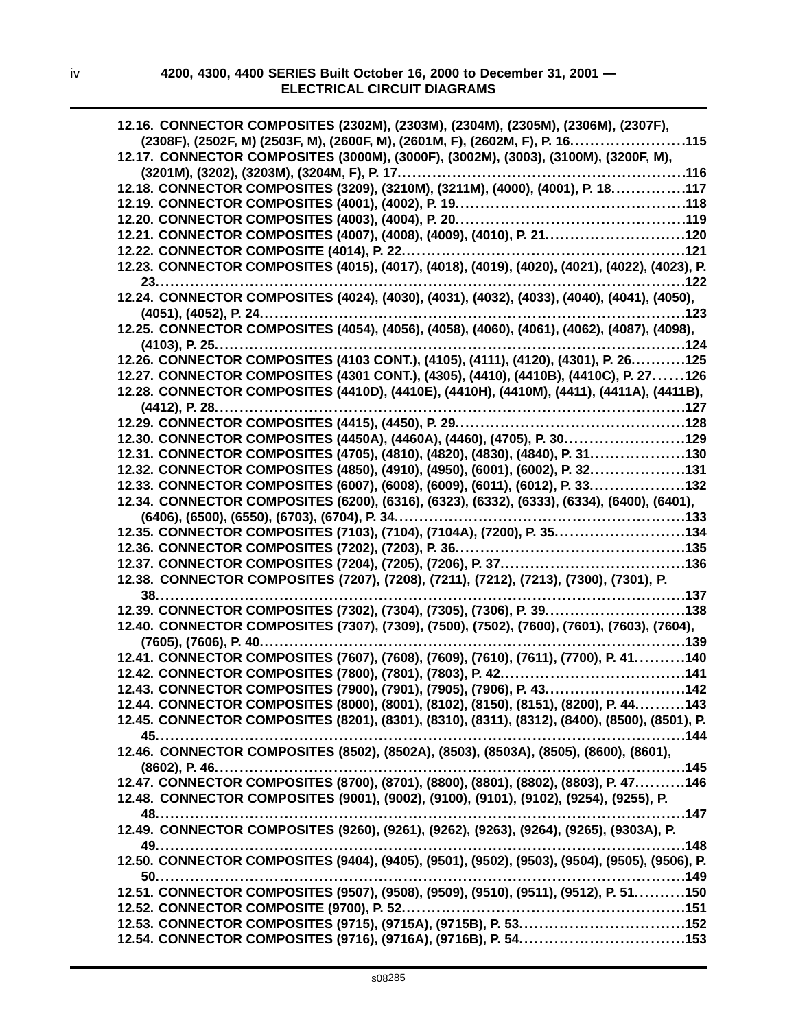**12.16. CONNECTOR COMPOSITES (2302M), (2303M), (2304M), (2305M), (2306M), (2307F), (2308F), (2502F, M) (2503F, M), (2600F, M), (2601M, F), (2602M, F), P. 16.......................115**
**12.17. CONNECTOR COMPOSITES (3000M), (3000F), (3002M), (3003), (3100M), (3200F, M), (3201M), (3202), (3203M), (3204M, F), P. 17.......................116**
**12.18. CONNECTOR COMPOSITES (3209), (3210M), (3211M), (4000), (4001), P. 18.......................117**
**12.19. CONNECTOR COMPOSITES (4001), (4002), P. 19.......................118**
**12.20. CONNECTOR COMPOSITES (4003), (4004), P. 20.......................119**
**12.21. CONNECTOR COMPOSITES (4007), (4008), (4009), (4010), P. 21.......................120**
**12.22. CONNECTOR COMPOSITE (4014), P. 22.......................121**
**12.23. CONNECTOR COMPOSITES (4015), (4017), (4018), (4019), (4020), (4021), (4022), (4023), P. 23.......................122**
**12.24. CONNECTOR COMPOSITES (4024), (4030), (4031), (4032), (4033), (4040), (4041), (4050), (4051), (4052), P. 24.......................123**
**12.25. CONNECTOR COMPOSITES (4054), (4056), (4058), (4060), (4061), (4062), (4087), (4098), (4103), P. 25.......................124**
**12.26. CONNECTOR COMPOSITES (4103 CONT.), (4105), (4111), (4120), (4301), P. 26.......................125**
**12.27. CONNECTOR COMPOSITES (4301 CONT.), (4305), (4410), (4410B), (4410C), P. 27.......................126**
**12.28. CONNECTOR COMPOSITES (4410D), (4410E), (4410H), (4410M), (4411), (4411A), (4411B), (4412), P. 28.......................127**
**12.29. CONNECTOR COMPOSITES (4415), (4450), P. 29.......................128**
**12.30. CONNECTOR COMPOSITES (4450A), (4460A), (4460), (4705), P. 30.......................129**
**12.31. CONNECTOR COMPOSITES (4705), (4810), (4820), (4830), (4840), P. 31.......................130**
**12.32. CONNECTOR COMPOSITES (4850), (4910), (4950), (6001), (6002), P. 32.......................131**
**12.33. CONNECTOR COMPOSITES (6007), (6008), (6009), (6011), (6012), P. 33.......................132**
**12.34. CONNECTOR COMPOSITES (6200), (6316), (6323), (6332), (6333), (6334), (6400), (6401), (6406), (6500), (6550), (6703), (6704), P. 34.......................133**
**12.35. CONNECTOR COMPOSITES (7103), (7104), (7104A), (7200), P. 35.......................134**
**12.36. CONNECTOR COMPOSITES (7202), (7203), P. 36.......................135**
**12.37. CONNECTOR COMPOSITES (7204), (7205), (7206), P. 37.......................136**
**12.38. CONNECTOR COMPOSITES (7207), (7208), (7211), (7212), (7213), (7300), (7301), P. 38.......................137**
**12.39. CONNECTOR COMPOSITES (7302), (7304), (7305), (7306), P. 39.......................138**
**12.40. CONNECTOR COMPOSITES (7307), (7309), (7500), (7502), (7600), (7601), (7603), (7604), (7605), (7606), P. 40.......................139**
**12.41. CONNECTOR COMPOSITES (7607), (7608), (7609), (7610), (7611), (7700), P. 41.......................140**
**12.42. CONNECTOR COMPOSITES (7800), (7801), (7803), P. 42.......................141**
**12.43. CONNECTOR COMPOSITES (7900), (7901), (7905), (7906), P. 43.......................142**
**12.44. CONNECTOR COMPOSITES (8000), (8001), (8102), (8150), (8151), (8200), P. 44.......................143**
**12.45. CONNECTOR COMPOSITES (8201), (8301), (8310), (8311), (8312), (8400), (8500), (8501), P. 45.......................144**
**12.46. CONNECTOR COMPOSITES (8502), (8502A), (8503), (8503A), (8505), (8600), (8601), (8602), P. 46.......................145**
**12.47. CONNECTOR COMPOSITES (8700), (8701), (8800), (8801), (8802), (8803), P. 47.......................146**
**12.48. CONNECTOR COMPOSITES (9001), (9002), (9100), (9101), (9102), (9254), (9255), P. 48.......................147**
**12.49. CONNECTOR COMPOSITES (9260), (9261), (9262), (9263), (9264), (9265), (9303A), P. 49.......................148**
**12.50. CONNECTOR COMPOSITES (9404), (9405), (9501), (9502), (9503), (9504), (9505), (9506), P. 50.......................149**
**12.51. CONNECTOR COMPOSITES (9507), (9508), (9509), (9510), (9511), (9512), P. 51.......................150**
**12.52. CONNECTOR COMPOSITE (9700), P. 52.......................151**
**12.53. CONNECTOR COMPOSITES (9715), (9715A), (9715B), P. 53.......................152**
**12.54. CONNECTOR COMPOSITES (9716), (9716A), (9716B), P. 54.......................153**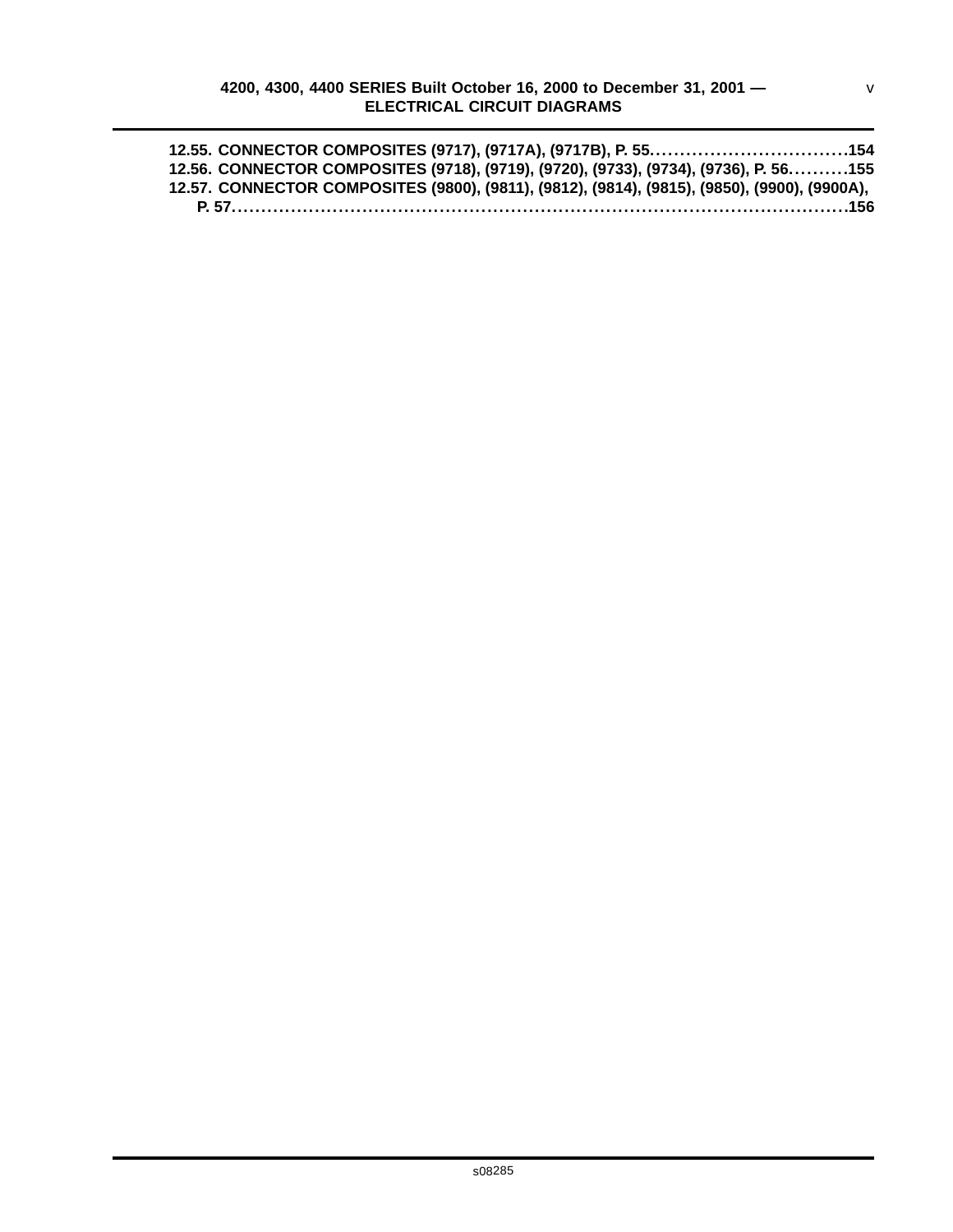**12.55. CONNECTOR COMPOSITES (9717), (9717A), (9717B), P. 55……………………………154**
**12.56. CONNECTOR COMPOSITES (9718), (9719), (9720), (9733), (9734), (9736), P. 56……….155**
**12.57. CONNECTOR COMPOSITES (9800), (9811), (9812), (9814), (9815), (9850), (9900), (9900A), P. 57…………………………………………………………………………………………156**

s08285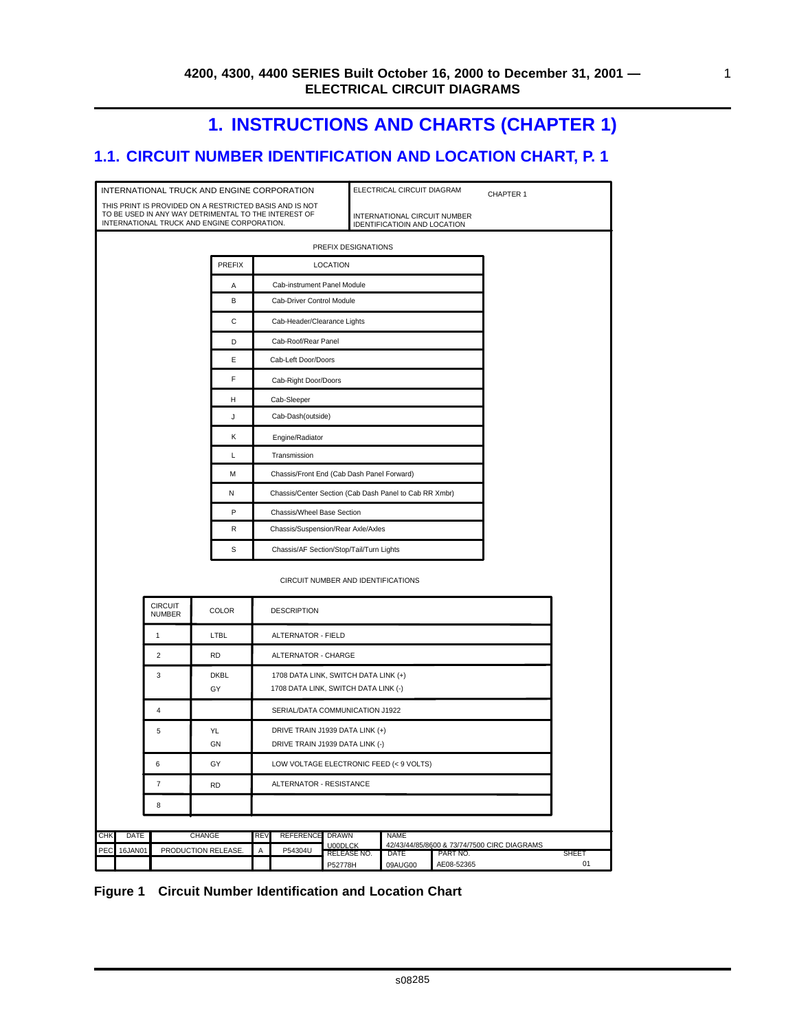# 1. INSTRUCTIONS AND CHARTS (CHAPTER 1)

## 1.1. CIRCUIT NUMBER IDENTIFICATION AND LOCATION CHART, P. 1

| INTERNATIONAL TRUCK AND ENGINE CORPORATION | ELECTRICAL CIRCUIT DIAGRAM | CHAPTER 1 |
|---|---|---|
| THIS PRINT IS PROVIDED ON A RESTRICTED BASIS AND IS NOT TO BE USED IN ANY WAY DETRIMENTAL TO THE INTEREST OF INTERNATIONAL TRUCK AND ENGINE CORPORATION. | INTERNATIONAL CIRCUIT NUMBER IDENTIFICATIOIN AND LOCATION | |

PREFIX DESIGNATIONS

| PREFIX | LOCATION |
|---|---|
| A | Cab-instrument Panel Module |
| B | Cab-Driver Control Module |
| C | Cab-Header/Clearance Lights |
| D | Cab-Roof/Rear Panel |
| E | Cab-Left Door/Doors |
| F | Cab-Right Door/Doors |
| H | Cab-Sleeper |
| J | Cab-Dash(outside) |
| K | Engine/Radiator |
| L | Transmission |
| M | Chassis/Front End (Cab Dash Panel Forward) |
| N | Chassis/Center Section (Cab Dash Panel to Cab RR Xmbr) |
| P | Chassis/Wheel Base Section |
| R | Chassis/Suspension/Rear Axle/Axles |
| S | Chassis/AF Section/Stop/Tail/Turn Lights |

CIRCUIT NUMBER AND IDENTIFICATIONS

| CIRCUIT NUMBER | COLOR | DESCRIPTION |
|---|---|---|
| 1 | LTBL | ALTERNATOR - FIELD |
| 2 | RD | ALTERNATOR - CHARGE |
| 3 | DKBL<br>GY | 1708 DATA LINK, SWITCH DATA LINK (+)<br>1708 DATA LINK, SWITCH DATA LINK (-) |
| 4 | | SERIAL/DATA COMMUNICATION J1922 |
| 5 | YL<br>GN | DRIVE TRAIN J1939 DATA LINK (+)<br>DRIVE TRAIN J1939 DATA LINK (-) |
| 6 | GY | LOW VOLTAGE ELECTRONIC FEED (< 9 VOLTS) |
| 7 | RD | ALTERNATOR - RESISTANCE |
| 8 | | |

| CHK | DATE | CHANGE | REV | REFERENCE | DRAWN | NAME | | |
|---|---|---|---|---|---|---|---|---|
| PEC | 16JAN01 | PRODUCTION RELEASE. | A | P54304U | U00DLCK | 42/43/44/85/8600 & 73/74/7500 CIRC DIAGRAMS | | |
| | | | | | RELEASE NO. | DATE | PART NO. | SHEET |
| | | | | | P52778H | 09AUG00 | AE08-52365 | 01 |

**Figure 1 Circuit Number Identification and Location Chart**

s08285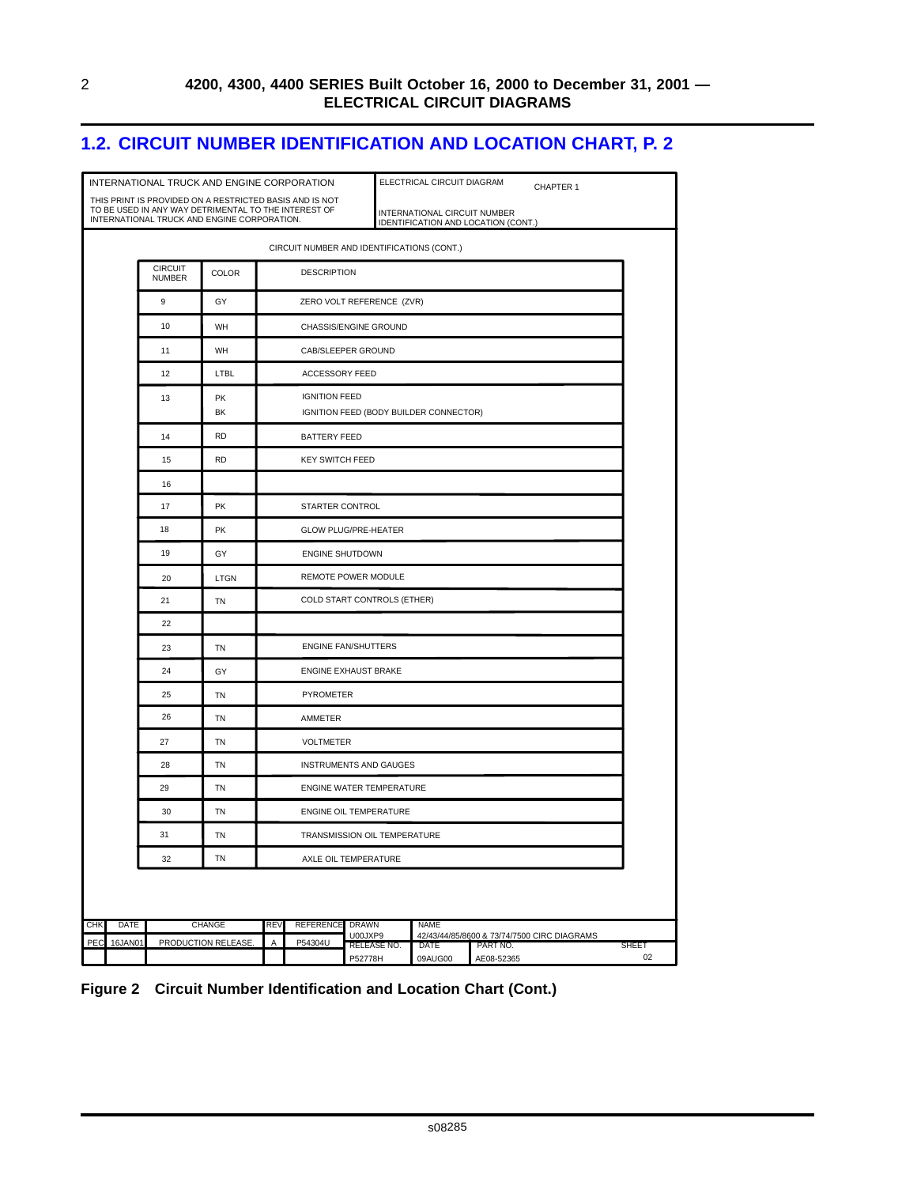## 1.2. CIRCUIT NUMBER IDENTIFICATION AND LOCATION CHART, P. 2

INTERNATIONAL TRUCK AND ENGINE CORPORATION

THIS PRINT IS PROVIDED ON A RESTRICTED BASIS AND IS NOT TO BE USED IN ANY WAY DETRIMENTAL TO THE INTEREST OF INTERNATIONAL TRUCK AND ENGINE CORPORATION.

ELECTRICAL CIRCUIT DIAGRAM — CHAPTER 1

INTERNATIONAL CIRCUIT NUMBER IDENTIFICATION AND LOCATION (CONT.)

CIRCUIT NUMBER AND IDENTIFICATIONS (CONT.)

| CIRCUIT NUMBER | COLOR | DESCRIPTION |
|---|---|---|
| 9 | GY | ZERO VOLT REFERENCE (ZVR) |
| 10 | WH | CHASSIS/ENGINE GROUND |
| 11 | WH | CAB/SLEEPER GROUND |
| 12 | LTBL | ACCESSORY FEED |
| 13 | PK<br>BK | IGNITION FEED<br>IGNITION FEED (BODY BUILDER CONNECTOR) |
| 14 | RD | BATTERY FEED |
| 15 | RD | KEY SWITCH FEED |
| 16 | | |
| 17 | PK | STARTER CONTROL |
| 18 | PK | GLOW PLUG/PRE-HEATER |
| 19 | GY | ENGINE SHUTDOWN |
| 20 | LTGN | REMOTE POWER MODULE |
| 21 | TN | COLD START CONTROLS (ETHER) |
| 22 | | |
| 23 | TN | ENGINE FAN/SHUTTERS |
| 24 | GY | ENGINE EXHAUST BRAKE |
| 25 | TN | PYROMETER |
| 26 | TN | AMMETER |
| 27 | TN | VOLTMETER |
| 28 | TN | INSTRUMENTS AND GAUGES |
| 29 | TN | ENGINE WATER TEMPERATURE |
| 30 | TN | ENGINE OIL TEMPERATURE |
| 31 | TN | TRANSMISSION OIL TEMPERATURE |
| 32 | TN | AXLE OIL TEMPERATURE |

| CHK | DATE | CHANGE | REV | REFERENCE | DRAWN | NAME | | |
|---|---|---|---|---|---|---|---|---|
| PEC | 16JAN01 | PRODUCTION RELEASE. | A | P54304U | U00JXP9 | 42/43/44/85/8600 & 73/74/7500 CIRC DIAGRAMS | | |
| | | | | | RELEASE NO. | DATE | PART NO. | SHEET |
| | | | | | P52778H | 09AUG00 | AE08-52365 | 02 |

**Figure 2 Circuit Number Identification and Location Chart (Cont.)**

s08285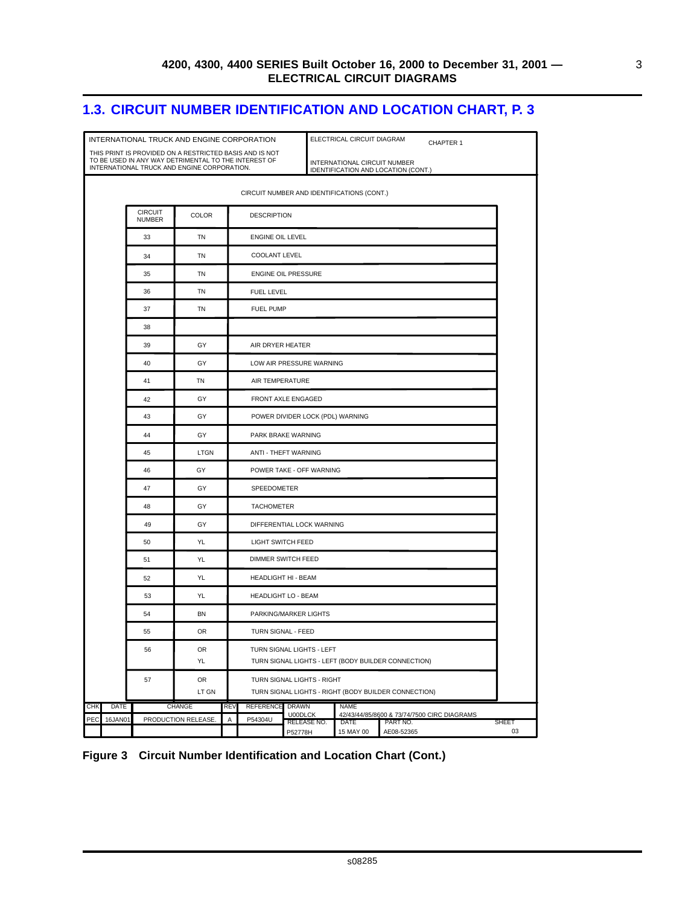## 1.3. CIRCUIT NUMBER IDENTIFICATION AND LOCATION CHART, P. 3

INTERNATIONAL TRUCK AND ENGINE CORPORATION

THIS PRINT IS PROVIDED ON A RESTRICTED BASIS AND IS NOT TO BE USED IN ANY WAY DETRIMENTAL TO THE INTEREST OF INTERNATIONAL TRUCK AND ENGINE CORPORATION.

ELECTRICAL CIRCUIT DIAGRAM — CHAPTER 1

INTERNATIONAL CIRCUIT NUMBER IDENTIFICATION AND LOCATION (CONT.)

CIRCUIT NUMBER AND IDENTIFICATIONS (CONT.)

| CIRCUIT NUMBER | COLOR | DESCRIPTION |
|---|---|---|
| 33 | TN | ENGINE OIL LEVEL |
| 34 | TN | COOLANT LEVEL |
| 35 | TN | ENGINE OIL PRESSURE |
| 36 | TN | FUEL LEVEL |
| 37 | TN | FUEL PUMP |
| 38 | | |
| 39 | GY | AIR DRYER HEATER |
| 40 | GY | LOW AIR PRESSURE WARNING |
| 41 | TN | AIR TEMPERATURE |
| 42 | GY | FRONT AXLE ENGAGED |
| 43 | GY | POWER DIVIDER LOCK (PDL) WARNING |
| 44 | GY | PARK BRAKE WARNING |
| 45 | LTGN | ANTI - THEFT WARNING |
| 46 | GY | POWER TAKE - OFF WARNING |
| 47 | GY | SPEEDOMETER |
| 48 | GY | TACHOMETER |
| 49 | GY | DIFFERENTIAL LOCK WARNING |
| 50 | YL | LIGHT SWITCH FEED |
| 51 | YL | DIMMER SWITCH FEED |
| 52 | YL | HEADLIGHT HI - BEAM |
| 53 | YL | HEADLIGHT LO - BEAM |
| 54 | BN | PARKING/MARKER LIGHTS |
| 55 | OR | TURN SIGNAL - FEED |
| 56 | OR<br>YL | TURN SIGNAL LIGHTS - LEFT<br>TURN SIGNAL LIGHTS - LEFT (BODY BUILDER CONNECTION) |
| 57 | OR<br>LT GN | TURN SIGNAL LIGHTS - RIGHT<br>TURN SIGNAL LIGHTS - RIGHT (BODY BUILDER CONNECTION) |

| CHK | DATE | CHANGE | REV | REFERENCE | DRAWN | NAME | | |
|---|---|---|---|---|---|---|---|---|
| PEC | 16JAN01 | PRODUCTION RELEASE. | A | P54304U | U00DLCK | 42/43/44/85/8600 & 73/74/7500 CIRC DIAGRAMS | | |
| | | | | | RELEASE NO. | DATE | PART NO. | SHEET |
| | | | | | P52778H | 15 MAY 00 | AE08-52365 | 03 |

**Figure 3 Circuit Number Identification and Location Chart (Cont.)**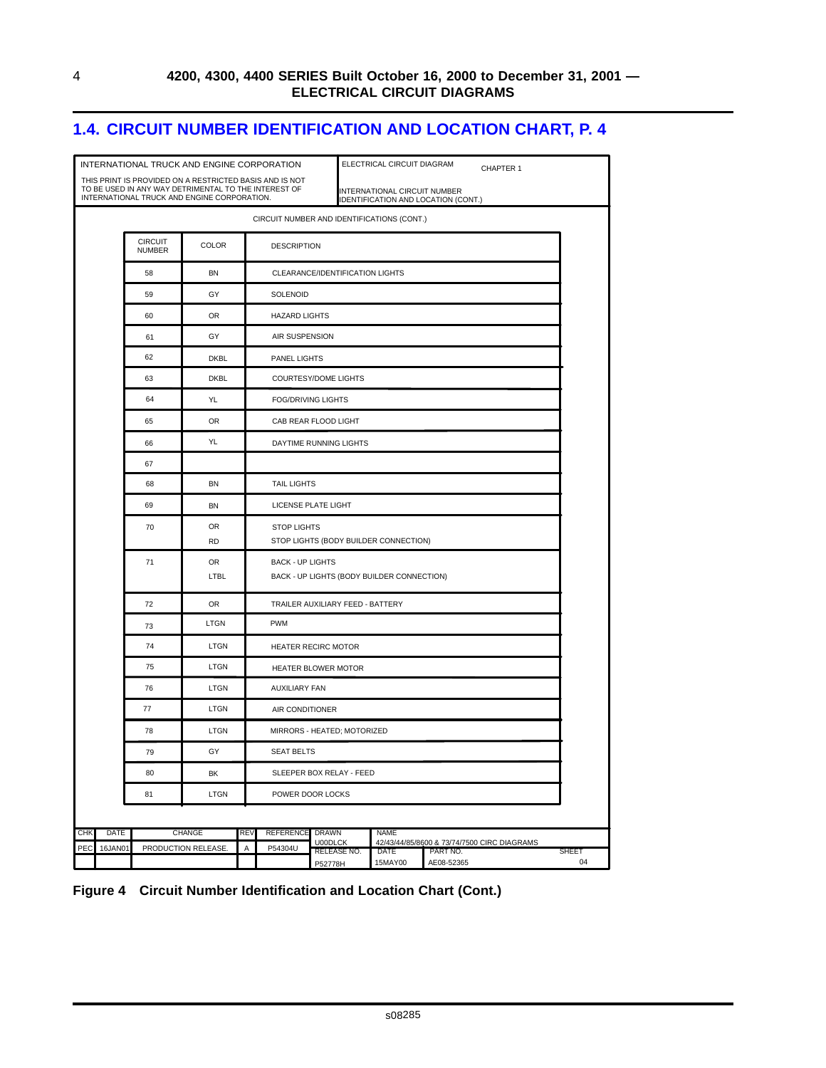## 1.4. CIRCUIT NUMBER IDENTIFICATION AND LOCATION CHART, P. 4

INTERNATIONAL TRUCK AND ENGINE CORPORATION

THIS PRINT IS PROVIDED ON A RESTRICTED BASIS AND IS NOT TO BE USED IN ANY WAY DETRIMENTAL TO THE INTEREST OF INTERNATIONAL TRUCK AND ENGINE CORPORATION.

ELECTRICAL CIRCUIT DIAGRAM — CHAPTER 1

INTERNATIONAL CIRCUIT NUMBER IDENTIFICATION AND LOCATION (CONT.)

CIRCUIT NUMBER AND IDENTIFICATIONS (CONT.)

| CIRCUIT NUMBER | COLOR | DESCRIPTION |
|---|---|---|
| 58 | BN | CLEARANCE/IDENTIFICATION LIGHTS |
| 59 | GY | SOLENOID |
| 60 | OR | HAZARD LIGHTS |
| 61 | GY | AIR SUSPENSION |
| 62 | DKBL | PANEL LIGHTS |
| 63 | DKBL | COURTESY/DOME LIGHTS |
| 64 | YL | FOG/DRIVING LIGHTS |
| 65 | OR | CAB REAR FLOOD LIGHT |
| 66 | YL | DAYTIME RUNNING LIGHTS |
| 67 | | |
| 68 | BN | TAIL LIGHTS |
| 69 | BN | LICENSE PLATE LIGHT |
| 70 | OR<br>RD | STOP LIGHTS<br>STOP LIGHTS (BODY BUILDER CONNECTION) |
| 71 | OR<br>LTBL | BACK - UP LIGHTS<br>BACK - UP LIGHTS (BODY BUILDER CONNECTION) |
| 72 | OR | TRAILER AUXILIARY FEED - BATTERY |
| 73 | LTGN | PWM |
| 74 | LTGN | HEATER RECIRC MOTOR |
| 75 | LTGN | HEATER BLOWER MOTOR |
| 76 | LTGN | AUXILIARY FAN |
| 77 | LTGN | AIR CONDITIONER |
| 78 | LTGN | MIRRORS - HEATED; MOTORIZED |
| 79 | GY | SEAT BELTS |
| 80 | BK | SLEEPER BOX RELAY - FEED |
| 81 | LTGN | POWER DOOR LOCKS |

| CHK | DATE | CHANGE | REV | REFERENCE | DRAWN | NAME | | SHEET |
|---|---|---|---|---|---|---|---|---|
| PEC | 16JAN01 | PRODUCTION RELEASE. | A | P54304U | U00DLCK | 42/43/44/85/8600 & 73/74/7500 CIRC DIAGRAMS | | |
| | | | | | RELEASE NO. | DATE | PART NO. | |
| | | | | | P52778H | 15MAY00 | AE08-52365 | 04 |

**Figure 4 Circuit Number Identification and Location Chart (Cont.)**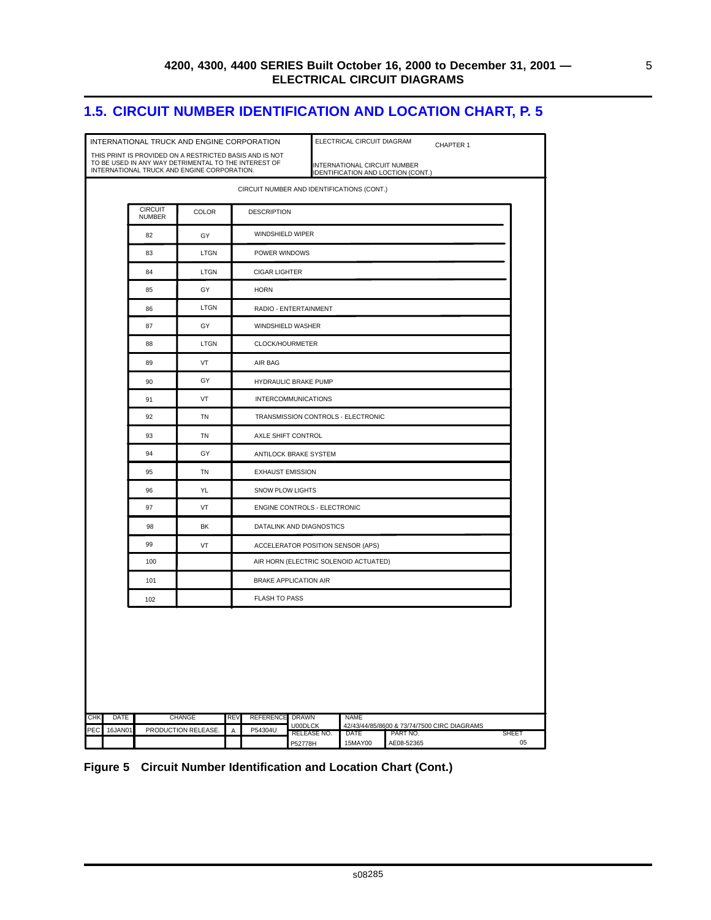## 1.5. CIRCUIT NUMBER IDENTIFICATION AND LOCATION CHART, P. 5

INTERNATIONAL TRUCK AND ENGINE CORPORATION

THIS PRINT IS PROVIDED ON A RESTRICTED BASIS AND IS NOT TO BE USED IN ANY WAY DETRIMENTAL TO THE INTEREST OF INTERNATIONAL TRUCK AND ENGINE CORPORATION.

ELECTRICAL CIRCUIT DIAGRAM — CHAPTER 1

INTERNATIONAL CIRCUIT NUMBER IDENTIFICATION AND LOCTION (CONT.)

CIRCUIT NUMBER AND IDENTIFICATIONS (CONT.)

| CIRCUIT NUMBER | COLOR | DESCRIPTION |
|---|---|---|
| 82 | GY | WINDSHIELD WIPER |
| 83 | LTGN | POWER WINDOWS |
| 84 | LTGN | CIGAR LIGHTER |
| 85 | GY | HORN |
| 86 | LTGN | RADIO - ENTERTAINMENT |
| 87 | GY | WINDSHIELD WASHER |
| 88 | LTGN | CLOCK/HOURMETER |
| 89 | VT | AIR BAG |
| 90 | GY | HYDRAULIC BRAKE PUMP |
| 91 | VT | INTERCOMMUNICATIONS |
| 92 | TN | TRANSMISSION CONTROLS - ELECTRONIC |
| 93 | TN | AXLE SHIFT CONTROL |
| 94 | GY | ANTILOCK BRAKE SYSTEM |
| 95 | TN | EXHAUST EMISSION |
| 96 | YL | SNOW PLOW LIGHTS |
| 97 | VT | ENGINE CONTROLS - ELECTRONIC |
| 98 | BK | DATALINK AND DIAGNOSTICS |
| 99 | VT | ACCELERATOR POSITION SENSOR (APS) |
| 100 | | AIR HORN (ELECTRIC SOLENOID ACTUATED) |
| 101 | | BRAKE APPLICATION AIR |
| 102 | | FLASH TO PASS |

| CHK | DATE | CHANGE | REV | REFERENCE | DRAWN | NAME | | |
|---|---|---|---|---|---|---|---|---|
| PEC | 16JAN01 | PRODUCTION RELEASE. | A | P54304U | U00DLCK | 42/43/44/85/8600 & 73/74/7500 CIRC DIAGRAMS | | |
| | | | | | RELEASE NO. | DATE | PART NO. | SHEET |
| | | | | | P52778H | 15MAY00 | AE08-52365 | 05 |

**Figure 5 Circuit Number Identification and Location Chart (Cont.)**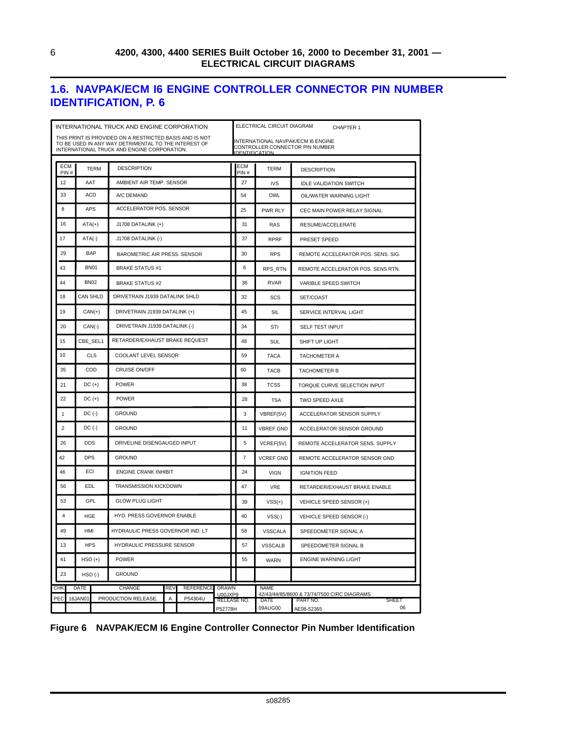## 1.6. NAVPAK/ECM I6 ENGINE CONTROLLER CONNECTOR PIN NUMBER IDENTIFICATION, P. 6

INTERNATIONAL TRUCK AND ENGINE CORPORATION

THIS PRINT IS PROVIDED ON A RESTRICTED BASIS AND IS NOT TO BE USED IN ANY WAY DETRIMENTAL TO THE INTEREST OF INTERNATIONAL TRUCK AND ENGINE CORPORATION.

ELECTRICAL CIRCUIT DIAGRAM CHAPTER 1

INTERNATIONAL NAVPAK/ECM I6 ENGINE CONTROLLER CONNECTOR PIN NUMBER IDENTIFICATION

| ECM PIN # | TERM | DESCRIPTION | ECM PIN # | TERM | DESCRIPTION |
|---|---|---|---|---|---|
| 12 | AAT | AMBIENT AIR TEMP. SENSOR | 27 | IVS | IDLE VALIDATION SWITCH |
| 33 | ACD | A/C DEMAND | 54 | OWL | OIL/WATER WARNING LIGHT |
| 8 | APS | ACCELERATOR POS. SENSOR | 25 | PWR RLY | CEC MAIN POWER RELAY SIGNAL |
| 16 | ATA(+) | J1708 DATALINK (+) | 31 | RAS | RESUME/ACCELERATE |
| 17 | ATA(-) | J1708 DATALINK (-) | 37 | RPRF | PRESET SPEED |
| 29 | BAP | BAROMETRIC AIR PRESS. SENSOR | 30 | RPS | REMOTE ACCELERATOR POS. SENS. SIG. |
| 43 | BN01 | BRAKE STATUS #1 | 6 | RPS_RTN | REMOTE ACCELERATOR POS. SENS RTN. |
| 44 | BN02 | BRAKE STATUS #2 | 36 | RVAR | VARIBLE SPEED SWITCH |
| 18 | CAN SHLD | DRIVETRAIN J1939 DATALINK SHLD | 32 | SCS | SET/COAST |
| 19 | CAN(+) | DRIVETRAIN J1939 DATALINK (+) | 45 | SIL | SERVICE INTERVAL LIGHT |
| 20 | CAN(-) | DRIVETRAIN J1939 DATALINK (-) | 34 | STI | SELF TEST INPUT |
| 15 | CBE_SEL1 | RETARDER/EXHAUST BRAKE REQUEST | 48 | SUL | SHIFT UP LIGHT |
| 10 | CLS | COOLANT LEVEL SENSOR | 59 | TACA | TACHOMETER A |
| 35 | COD | CRUISE ON/OFF | 60 | TACB | TACHOMETER B |
| 21 | DC (+) | POWER | 38 | TCSS | TORQUE CURVE SELECTION INPUT |
| 22 | DC (+) | POWER | 28 | TSA | TWO SPEED AXLE |
| 1 | DC (-) | GROUND | 3 | VBREF(5V) | ACCELERATOR SENSOR SUPPLY |
| 2 | DC (-) | GROUND | 11 | VBREF GND | ACCELERATOR SENSOR GROUND |
| 26 | DDS | DRIVELINE DISENGAUGED INPUT | 5 | VCREF(5V) | REMOTE ACCELERATOR SENS. SUPPLY |
| 42 | DPS | GROUND | 7 | VCREF GND | REMOTE ACCELERATOR SENSOR GND |
| 46 | ECI | ENGINE CRANK INHIBIT | 24 | VIGN | IGNITION FEED |
| 56 | EDL | TRANSMISSION KICKDOWN | 47 | VRE | RETARDER/EXHAUST BRAKE ENABLE |
| 53 | GPL | GLOW PLUG LIGHT | 39 | VSS(+) | VEHICLE SPEED SENSOR (+) |
| 4 | HGE | HYD. PRESS GOVERNOR ENABLE | 40 | VSS(-) | VEHICLE SPEED SENSOR (-) |
| 49 | HMI | HYDRAULIC PRESS GOVERNOR IND. LT | 58 | VSSCALA | SPEEDOMETER SIGNAL A |
| 13 | HPS | HYDRAULIC PRESSURE SENSOR | 57 | VSSCALB | SPEEDOMETER SIGNAL B |
| 41 | HSO (+) | POWER | 55 | WARN | ENGINE WARNING LIGHT |
| 23 | HSO (-) | GROUND | | | |

| CHK | DATE | CHANGE | REV | REFERENCE | DRAWN | NAME | | |
|---|---|---|---|---|---|---|---|---|
| PEC | 16JAN01 | PRODUCTION RELEASE. | A | P54304U | U00JXP9 | 42/43/44/85/8600 & 73/74/7500 CIRC DIAGRAMS | | |
| | | | | | RELEASE NO. | DATE | PART NO. | SHEET |
| | | | | | P52778H | 09AUG00 | AE08-52365 | 06 |

**Figure 6 NAVPAK/ECM I6 Engine Controller Connector Pin Number Identification**

s08285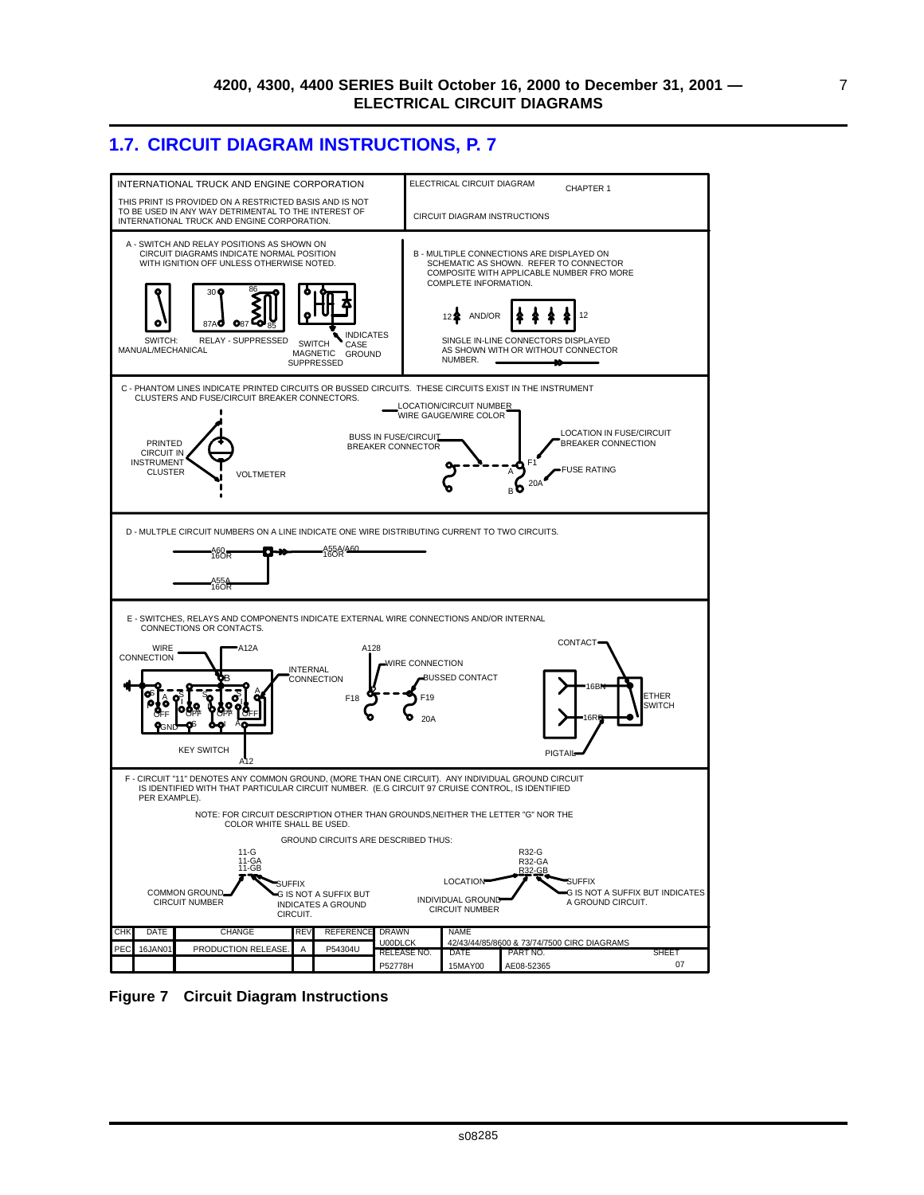## 1.7. CIRCUIT DIAGRAM INSTRUCTIONS, P. 7

| INTERNATIONAL TRUCK AND ENGINE CORPORATION | ELECTRICAL CIRCUIT DIAGRAM — CHAPTER 1 |
|---|---|
| THIS PRINT IS PROVIDED ON A RESTRICTED BASIS AND IS NOT TO BE USED IN ANY WAY DETRIMENTAL TO THE INTEREST OF INTERNATIONAL TRUCK AND ENGINE CORPORATION. | CIRCUIT DIAGRAM INSTRUCTIONS |

A - SWITCH AND RELAY POSITIONS AS SHOWN ON CIRCUIT DIAGRAMS INDICATE NORMAL POSITION WITH IGNITION OFF UNLESS OTHERWISE NOTED.

SWITCH: MANUAL/MECHANICAL — RELAY - SUPPRESSED (30, 86, 87A, 87, 85) — SWITCH MAGNETIC SUPPRESSED — INDICATES CASE GROUND

B - MULTIPLE CONNECTIONS ARE DISPLAYED ON SCHEMATIC AS SHOWN. REFER TO CONNECTOR COMPOSITE WITH APPLICABLE NUMBER FRO MORE COMPLETE INFORMATION.

12 AND/OR 12

SINGLE IN-LINE CONNECTORS DISPLAYED AS SHOWN WITH OR WITHOUT CONNECTOR NUMBER.

C - PHANTOM LINES INDICATE PRINTED CIRCUITS OR BUSSED CIRCUITS. THESE CIRCUITS EXIST IN THE INSTRUMENT CLUSTERS AND FUSE/CIRCUIT BREAKER CONNECTORS.

PRINTED CIRCUIT IN INSTRUMENT CLUSTER — VOLTMETER — LOCATION/CIRCUIT NUMBER — WIRE GAUGE/WIRE COLOR — BUSS IN FUSE/CIRCUIT BREAKER CONNECTOR — LOCATION IN FUSE/CIRCUIT BREAKER CONNECTION — F1 — A — FUSE RATING — 20A — B

D - MULTPLE CIRCUIT NUMBERS ON A LINE INDICATE ONE WIRE DISTRIBUTING CURRENT TO TWO CIRCUITS.

A60 16OR — A55A/A60 16OR — A55A 16OR

E - SWITCHES, RELAYS AND COMPONENTS INDICATE EXTERNAL WIRE CONNECTIONS AND/OR INTERNAL CONNECTIONS OR CONTACTS.

WIRE CONNECTION — A12A — INTERNAL CONNECTION — KEY SWITCH — A12 — A128 — F18 — WIRE CONNECTION — BUSSED CONTACT — F19 — 20A — CONTACT — 16BN — 16RD — ETHER SWITCH — PIGTAIL

F - CIRCUIT "11" DENOTES ANY COMMON GROUND, (MORE THAN ONE CIRCUIT). ANY INDIVIDUAL GROUND CIRCUIT IS IDENTIFIED WITH THAT PARTICULAR CIRCUIT NUMBER. (E.G CIRCUIT 97 CRUISE CONTROL, IS IDENTIFIED PER EXAMPLE).

NOTE: FOR CIRCUIT DESCRIPTION OTHER THAN GROUNDS,NEITHER THE LETTER "G" NOR THE COLOR WHITE SHALL BE USED.

GROUND CIRCUITS ARE DESCRIBED THUS:

11-G, 11-GA, 11-GB — COMMON GROUND CIRCUIT NUMBER — SUFFIX — G IS NOT A SUFFIX BUT INDICATES A GROUND CIRCUIT.

R32-G, R32-GA, R32-GB — LOCATION — INDIVIDUAL GROUND CIRCUIT NUMBER — SUFFIX — G IS NOT A SUFFIX BUT INDICATES A GROUND CIRCUIT.

| CHK | DATE | CHANGE | REV | REFERENCE | DRAWN | NAME | | |
|---|---|---|---|---|---|---|---|---|
| PEC | 16JAN01 | PRODUCTION RELEASE. | A | P54304U | U00DLCK | 42/43/44/85/8600 & 73/74/7500 CIRC DIAGRAMS | | |
| | | | | | RELEASE NO. | DATE | PART NO. | SHEET |
| | | | | | P52778H | 15MAY00 | AE08-52365 | 07 |

**Figure 7 Circuit Diagram Instructions**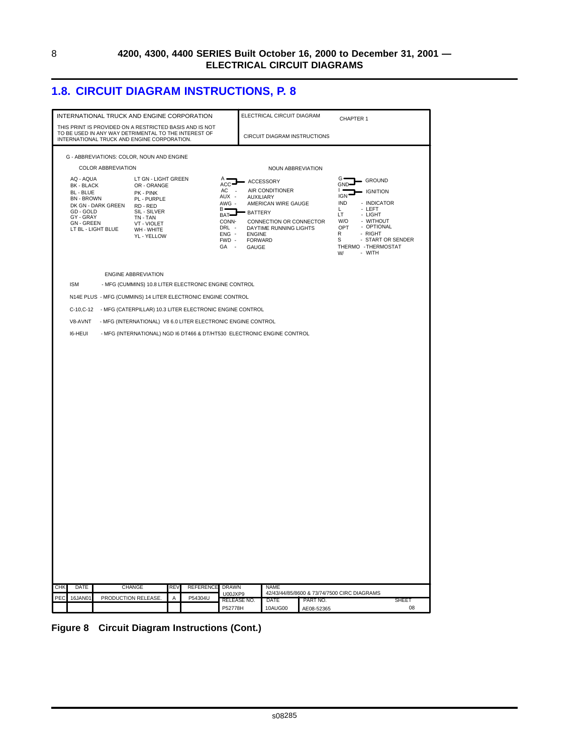## 1.8. CIRCUIT DIAGRAM INSTRUCTIONS, P. 8

INTERNATIONAL TRUCK AND ENGINE CORPORATION

THIS PRINT IS PROVIDED ON A RESTRICTED BASIS AND IS NOT TO BE USED IN ANY WAY DETRIMENTAL TO THE INTEREST OF INTERNATIONAL TRUCK AND ENGINE CORPORATION.

ELECTRICAL CIRCUIT DIAGRAM

CHAPTER 1

CIRCUIT DIAGRAM INSTRUCTIONS

G - ABBREVIATIONS: COLOR, NOUN AND ENGINE

COLOR ABBREVIATION

AQ - AQUA
BK - BLACK
BL - BLUE
BN - BROWN
DK GN - DARK GREEN
GD - GOLD
GY - GRAY
GN - GREEN
LT BL - LIGHT BLUE
LT GN - LIGHT GREEN
OR - ORANGE
PK - PINK
PL - PURPLE
RD - RED
SIL - SILVER
TN - TAN
VT - VIOLET
WH - WHITE
YL - YELLOW

NOUN ABBREVIATION

A, ACC - ACCESSORY
AC - AIR CONDITIONER
AUX - AUXILIARY
AWG - AMERICAN WIRE GAUGE
B, BAT - BATTERY
CONN - CONNECTION OR CONNECTOR
DRL - DAYTIME RUNNING LIGHTS
ENG - ENGINE
FWD - FORWARD
GA - GAUGE
G, GND - GROUND
I, IGN - IGNITION
IND - INDICATOR
L - LEFT
LT - LIGHT
W/O - WITHOUT
OPT - OPTIONAL
R - RIGHT
S - START OR SENDER
THERMO - THERMOSTAT
W/ - WITH

ENGINE ABBREVIATION

ISM - MFG (CUMMINS) 10.8 LITER ELECTRONIC ENGINE CONTROL

N14E PLUS - MFG (CUMMINS) 14 LITER ELECTRONIC ENGINE CONTROL

C-10,C-12 - MFG (CATERPILLAR) 10.3 LITER ELECTRONIC ENGINE CONTROL

V8-AVNT - MFG (INTERNATIONAL) V8 6.0 LITER ELECTRONIC ENGINE CONTROL

I6-HEUI - MFG (INTERNATIONAL) NGD I6 DT466 & DT/HT530 ELECTRONIC ENGINE CONTROL

| CHK | DATE | CHANGE | REV | REFERENCE | DRAWN | NAME | | |
|---|---|---|---|---|---|---|---|---|
| PEC | 16JAN01 | PRODUCTION RELEASE. | A | P54304U | U00JXP9 | 42/43/44/85/8600 & 73/74/7500 CIRC DIAGRAMS | | |
| | | | | | RELEASE NO. | DATE | PART NO. | SHEET |
| | | | | | P52778H | 10AUG00 | AE08-52365 | 08 |

**Figure 8 Circuit Diagram Instructions (Cont.)**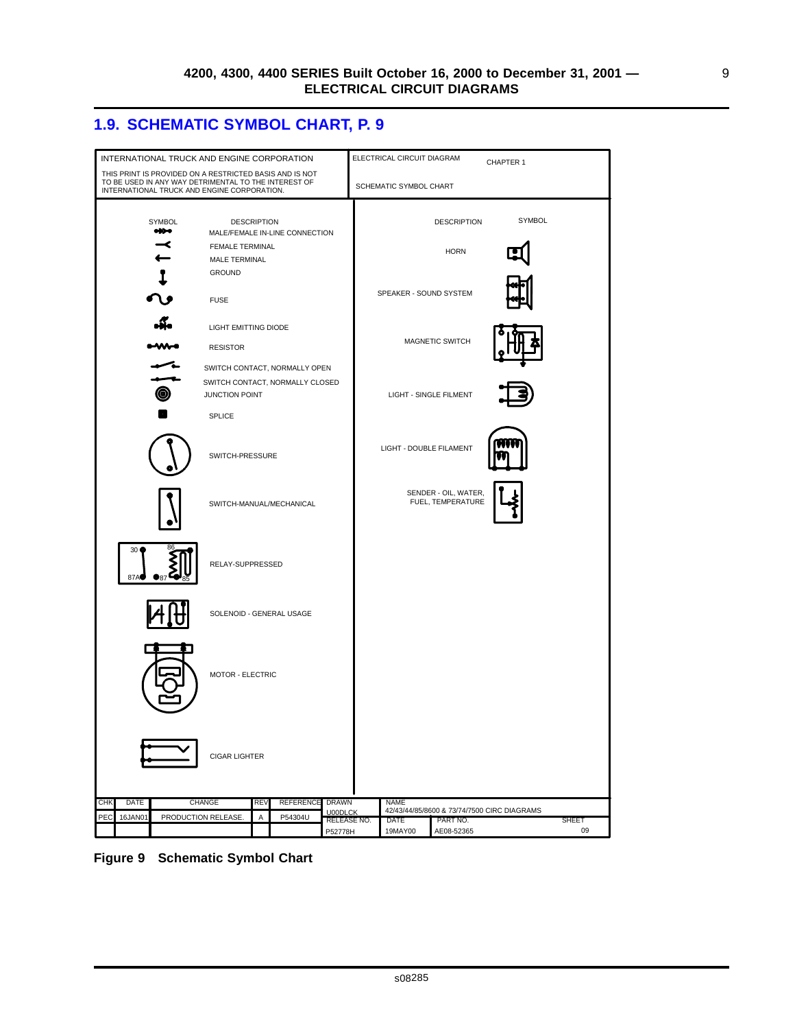## 1.9. SCHEMATIC SYMBOL CHART, P. 9

INTERNATIONAL TRUCK AND ENGINE CORPORATION

THIS PRINT IS PROVIDED ON A RESTRICTED BASIS AND IS NOT TO BE USED IN ANY WAY DETRIMENTAL TO THE INTEREST OF INTERNATIONAL TRUCK AND ENGINE CORPORATION.

ELECTRICAL CIRCUIT DIAGRAM — CHAPTER 1

SCHEMATIC SYMBOL CHART

| SYMBOL | DESCRIPTION |
| --- | --- |
| | MALE/FEMALE IN-LINE CONNECTION |
| | FEMALE TERMINAL |
| | MALE TERMINAL |
| | GROUND |
| | FUSE |
| | LIGHT EMITTING DIODE |
| | RESISTOR |
| | SWITCH CONTACT, NORMALLY OPEN |
| | SWITCH CONTACT, NORMALLY CLOSED |
| | JUNCTION POINT |
| | SPLICE |
| | SWITCH-PRESSURE |
| | SWITCH-MANUAL/MECHANICAL |
| 30, 86, 87A, 87, 85 | RELAY-SUPPRESSED |
| | SOLENOID - GENERAL USAGE |
| | MOTOR - ELECTRIC |
| | CIGAR LIGHTER |

| DESCRIPTION | SYMBOL |
| --- | --- |
| HORN | |
| SPEAKER - SOUND SYSTEM | |
| MAGNETIC SWITCH | |
| LIGHT - SINGLE FILMENT | |
| LIGHT - DOUBLE FILAMENT | |
| SENDER - OIL, WATER, FUEL, TEMPERATURE | |

| CHK | DATE | CHANGE | REV | REFERENCE | DRAWN | NAME | | |
| --- | --- | --- | --- | --- | --- | --- | --- | --- |
| PEC | 16JAN01 | PRODUCTION RELEASE. | A | P54304U | U00DLCK | 42/43/44/85/8600 & 73/74/7500 CIRC DIAGRAMS | | |
| | | | | | RELEASE NO. | DATE | PART NO. | SHEET |
| | | | | | P52778H | 19MAY00 | AE08-52365 | 09 |

**Figure 9 Schematic Symbol Chart**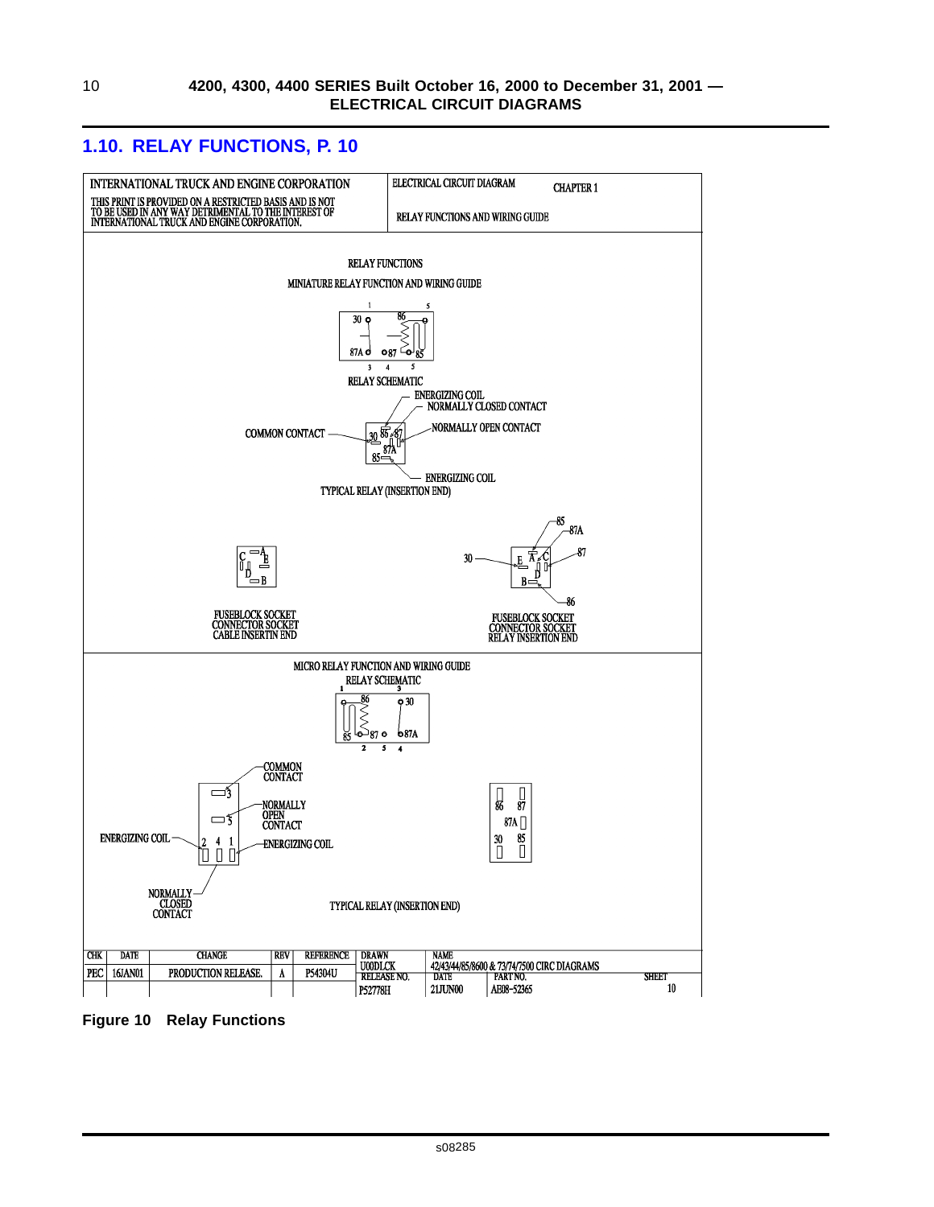## 1.10. RELAY FUNCTIONS, P. 10

INTERNATIONAL TRUCK AND ENGINE CORPORATION

THIS PRINT IS PROVIDED ON A RESTRICTED BASIS AND IS NOT TO BE USED IN ANY WAY DETRIMENTAL TO THE INTEREST OF INTERNATIONAL TRUCK AND ENGINE CORPORATION.

ELECTRICAL CIRCUIT DIAGRAM CHAPTER 1

RELAY FUNCTIONS AND WIRING GUIDE

RELAY FUNCTIONS

MINIATURE RELAY FUNCTION AND WIRING GUIDE

RELAY SCHEMATIC

ENERGIZING COIL
NORMALLY CLOSED CONTACT
NORMALLY OPEN CONTACT
COMMON CONTACT
ENERGIZING COIL

TYPICAL RELAY (INSERTION END)

FUSEBLOCK SOCKET
CONNECTOR SOCKET
CABLE INSERTIN END

FUSEBLOCK SOCKET
CONNECTOR SOCKET
RELAY INSERTION END

MICRO RELAY FUNCTION AND WIRING GUIDE

RELAY SCHEMATIC

COMMON CONTACT
NORMALLY OPEN CONTACT
ENERGIZING COIL
ENERGIZING COIL
NORMALLY CLOSED CONTACT

TYPICAL RELAY (INSERTION END)

| CHK | DATE | CHANGE | REV | REFERENCE | DRAWN | NAME | | SHEET |
|---|---|---|---|---|---|---|---|---|
| PEC | 16JAN01 | PRODUCTION RELEASE. | A | P54304U | U00DLCK | 42/43/44/85/8600 & 73/74/7500 CIRC DIAGRAMS | | |
| | | | | | RELEASE NO. | DATE | PART NO. | |
| | | | | | P52778H | 21JUN00 | AE08-52365 | 10 |

**Figure 10 Relay Functions**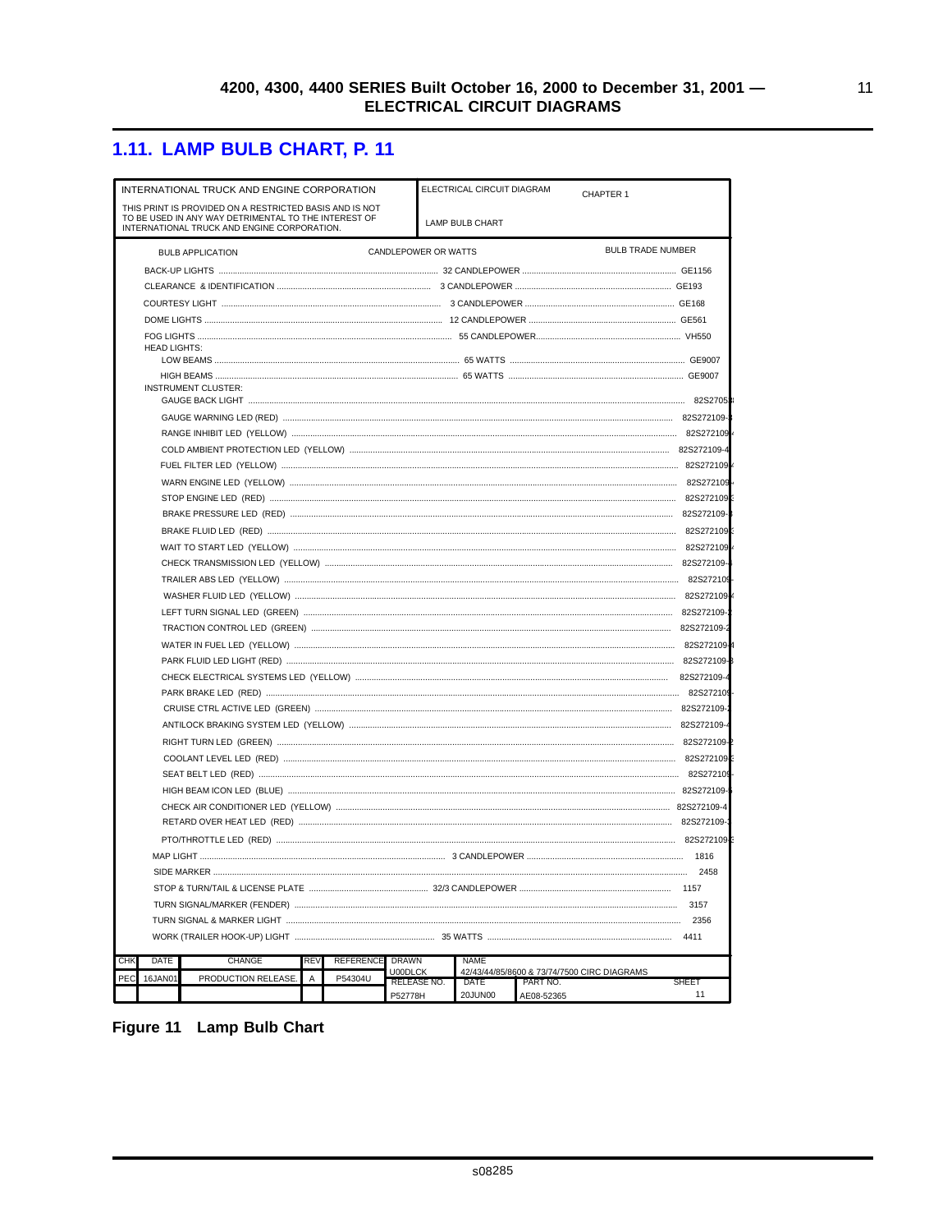## 1.11. LAMP BULB CHART, P. 11

| INTERNATIONAL TRUCK AND ENGINE CORPORATION | ELECTRICAL CIRCUIT DIAGRAM | CHAPTER 1 |
|---|---|---|
| THIS PRINT IS PROVIDED ON A RESTRICTED BASIS AND IS NOT TO BE USED IN ANY WAY DETRIMENTAL TO THE INTEREST OF INTERNATIONAL TRUCK AND ENGINE CORPORATION. | LAMP BULB CHART | |

| BULB APPLICATION | CANDLEPOWER OR WATTS | BULB TRADE NUMBER |
|---|---|---|
| BACK-UP LIGHTS | 32 CANDLEPOWER | GE1156 |
| CLEARANCE & IDENTIFICATION | 3 CANDLEPOWER | GE193 |
| COURTESY LIGHT | 3 CANDLEPOWER | GE168 |
| DOME LIGHTS | 12 CANDLEPOWER | GE561 |
| FOG LIGHTS | 55 CANDLEPOWER | VH550 |
| HEAD LIGHTS: | | |
| LOW BEAMS | 65 WATTS | GE9007 |
| HIGH BEAMS | 65 WATTS | GE9007 |
| INSTRUMENT CLUSTER: | | |
| GAUGE BACK LIGHT | | 82S2705 |
| GAUGE WARNING LED (RED) | | 82S272109- |
| RANGE INHIBIT LED (YELLOW) | | 82S272109 |
| COLD AMBIENT PROTECTION LED (YELLOW) | | 82S272109-4 |
| FUEL FILTER LED (YELLOW) | | 82S272109 |
| WARN ENGINE LED (YELLOW) | | 82S272109 |
| STOP ENGINE LED (RED) | | 82S272109 |
| BRAKE PRESSURE LED (RED) | | 82S272109- |
| BRAKE FLUID LED (RED) | | 82S272109 |
| WAIT TO START LED (YELLOW) | | 82S272109 |
| CHECK TRANSMISSION LED (YELLOW) | | 82S272109- |
| TRAILER ABS LED (YELLOW) | | 82S272109 |
| WASHER FLUID LED (YELLOW) | | 82S272109 |
| LEFT TURN SIGNAL LED (GREEN) | | 82S272109- |
| TRACTION CONTROL LED (GREEN) | | 82S272109-2 |
| WATER IN FUEL LED (YELLOW) | | 82S272109 |
| PARK FLUID LED LIGHT (RED) | | 82S272109- |
| CHECK ELECTRICAL SYSTEMS LED (YELLOW) | | 82S272109-4 |
| PARK BRAKE LED (RED) | | 82S272109 |
| CRUISE CTRL ACTIVE LED (GREEN) | | 82S272109- |
| ANTILOCK BRAKING SYSTEM LED (YELLOW) | | 82S272109- |
| RIGHT TURN LED (GREEN) | | 82S272109- |
| COOLANT LEVEL LED (RED) | | 82S272109 |
| SEAT BELT LED (RED) | | 82S272109 |
| HIGH BEAM ICON LED (BLUE) | | 82S272109- |
| CHECK AIR CONDITIONER LED (YELLOW) | | 82S272109-4 |
| RETARD OVER HEAT LED (RED) | | 82S272109- |
| PTO/THROTTLE LED (RED) | | 82S272109 |
| MAP LIGHT | 3 CANDLEPOWER | 1816 |
| SIDE MARKER | | 2458 |
| STOP & TURN/TAIL & LICENSE PLATE | 32/3 CANDLEPOWER | 1157 |
| TURN SIGNAL/MARKER (FENDER) | | 3157 |
| TURN SIGNAL & MARKER LIGHT | | 2356 |
| WORK (TRAILER HOOK-UP) LIGHT | 35 WATTS | 4411 |

| CHK | DATE | CHANGE | REV | REFERENCE | DRAWN | NAME | | |
|---|---|---|---|---|---|---|---|---|
| PEC | 16JAN01 | PRODUCTION RELEASE. | A | P54304U | U00DLCK | 42/43/44/85/8600 & 73/74/7500 CIRC DIAGRAMS | | |
| | | | | | RELEASE NO. | DATE | PART NO. | SHEET |
| | | | | | P52778H | 20JUN00 | AE08-52365 | 11 |

**Figure 11 Lamp Bulb Chart**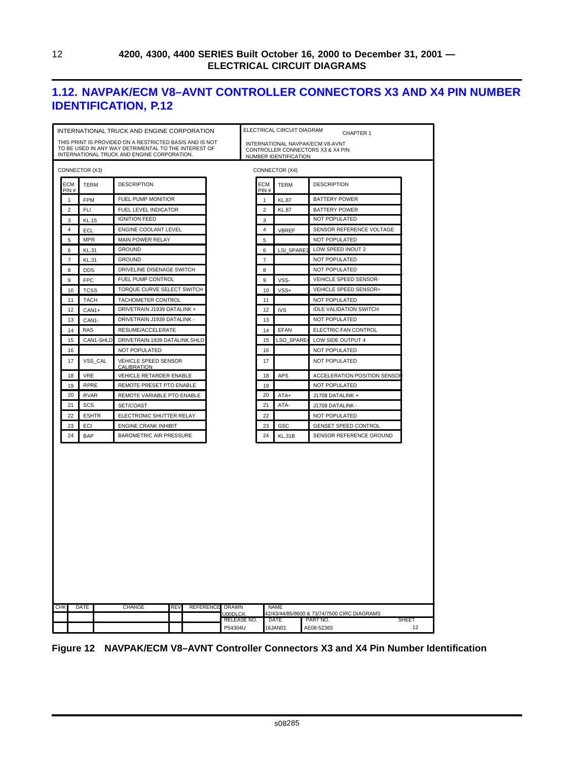## 1.12. NAVPAK/ECM V8–AVNT CONTROLLER CONNECTORS X3 AND X4 PIN NUMBER IDENTIFICATION, P.12

INTERNATIONAL TRUCK AND ENGINE CORPORATION

THIS PRINT IS PROVIDED ON A RESTRICTED BASIS AND IS NOT TO BE USED IN ANY WAY DETRIMENTAL TO THE INTEREST OF INTERNATIONAL TRUCK AND ENGINE CORPORATION.

ELECTRICAL CIRCUIT DIAGRAM CHAPTER 1

INTERNATIONAL NAVPAK/ECM V8-AVNT CONTROLLER CONNECTORS X3 & X4 PIN NUMBER IDENTIFICATION

CONNECTOR (X3)

| ECM PIN # | TERM | DESCRIPTION |
|---|---|---|
| 1 | FPM | FUEL PUMP MONITIOR |
| 2 | FLI | FUEL LEVEL INDICATOR |
| 3 | KL.15 | IGNITION FEED |
| 4 | ECL | ENGINE COOLANT LEVEL |
| 5 | MPR | MAIN POWER RELAY |
| 6 | KL.31 | GROUND |
| 7 | KL.31 | GROUND |
| 8 | DDS | DRIVELINE DISENAGE SWITCH |
| 9 | FPC | FUEL PUMP CONTROL |
| 10 | TCSS | TORQUE CURVE SELECT SWITCH |
| 11 | TACH | TACHOMETER CONTROL |
| 12 | CAN1+ | DRIVETRAIN J1939 DATALINK + |
| 13 | CAN1- | DRIVETRAIN J1939 DATALINK - |
| 14 | RAS | RESUME/ACCELERATE |
| 15 | CAN1-SHLD | DRIVETRAIN 1939 DATALINK SHLD |
| 16 | | NOT POPULATED |
| 17 | VSS_CAL | VEHICLE SPEED SENSOR CALIBRATION |
| 18 | VRE | VEHICLE RETARDER ENABLE |
| 19 | RPRE | REMOTE PRESET PTO ENABLE |
| 20 | RVAR | REMOTE VARIABLE PTO ENABLE |
| 21 | SCS | SET/COAST |
| 22 | ESHTR | ELECTRONIC SHUTTER RELAY |
| 23 | ECI | ENGINE CRANK INHIBIT |
| 24 | BAP | BAROMETRIC AIR PRESSURE |

CONNECTOR (X4)

| ECM PIN # | TERM | DESCRIPTION |
|---|---|---|
| 1 | KL.87 | BATTERY POWER |
| 2 | KL.87 | BATTERY POWER |
| 3 | | NOT POPULATED |
| 4 | VBREF | SENSOR REFERENCE VOLTAGE |
| 5 | | NOT POPULATED |
| 6 | LSI_SPARE2 | LOW SPEED INOUT 2 |
| 7 | | NOT POPULATED |
| 8 | | NOT POPULATED |
| 9 | VSS- | VEHICLE SPEED SENSOR- |
| 10 | VSS+ | VEHICLE SPEED SENSOR+ |
| 11 | | NOT POPULATED |
| 12 | IVS | IDLE VALIDATION SWITCH |
| 13 | | NOT POPULATED |
| 14 | EFAN | ELECTRIC FAN CONTROL |
| 15 | LSO_SPARE4 | LOW SIDE OUTPUT 4 |
| 16 | | NOT POPULATED |
| 17 | | NOT POPULATED |
| 18 | APS | ACCELERATION POSITION SENSOR |
| 19 | | NOT POPULATED |
| 20 | ATA+ | J1708 DATALINK + |
| 21 | ATA- | J1708 DATALINK - |
| 22 | | NOT POPULATED |
| 23 | GSC | GENSET SPEED CONTROL |
| 24 | KL.31B | SENSOR REFERENCE GROUND |

| CHK | DATE | CHANGE | REV | REFERENCE | DRAWN | NAME | | |
|---|---|---|---|---|---|---|---|---|
| | | | | | U00DLCK | 42/43/44/85/8600 & 73/74/7500 CIRC DIAGRAMS | | |
| | | | | | RELEASE NO. | DATE | PART NO. | SHEET |
| | | | | | P54304U | 16JAN01 | AE08-52365 | 12 |

**Figure 12 NAVPAK/ECM V8–AVNT Controller Connectors X3 and X4 Pin Number Identification**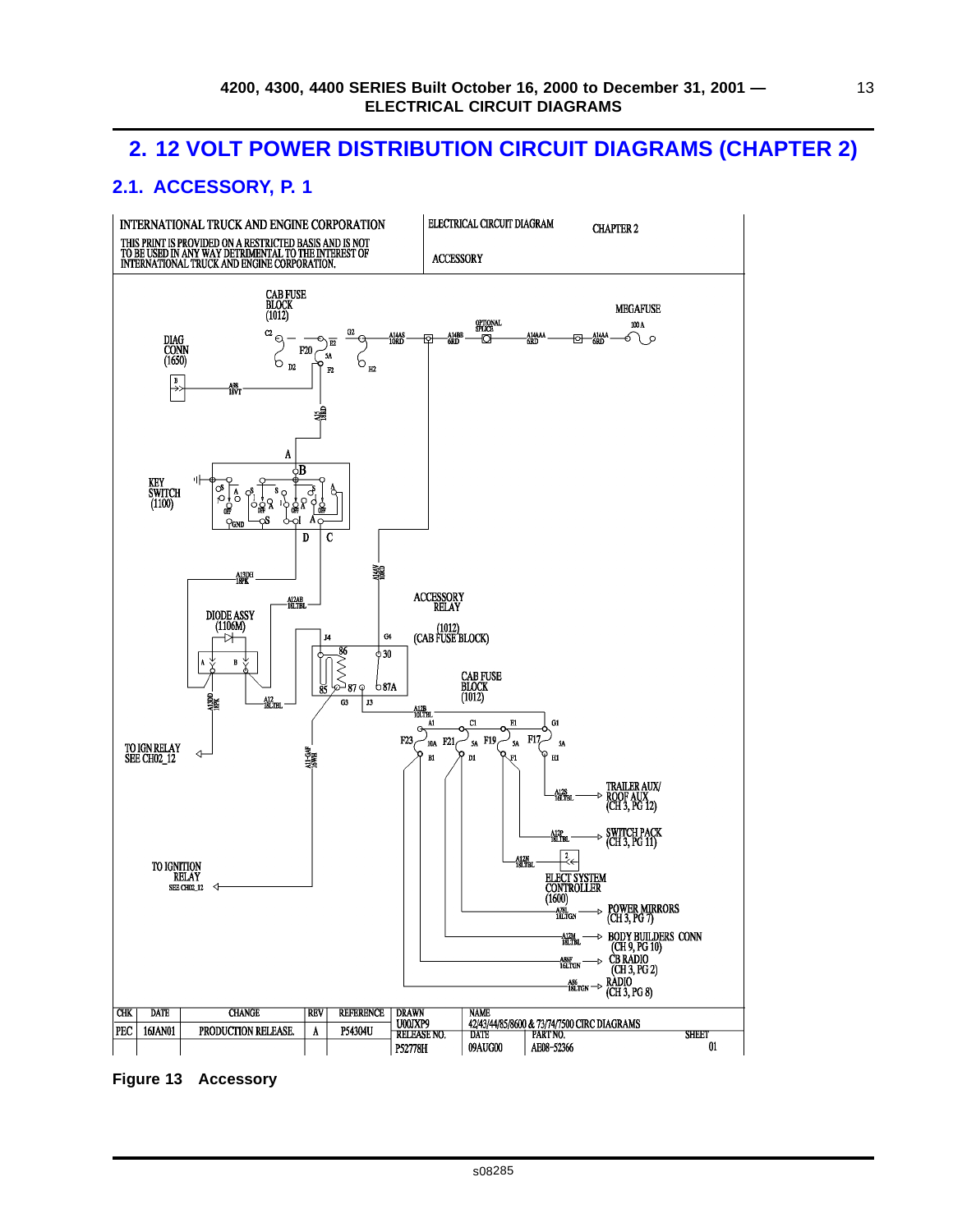# 2. 12 VOLT POWER DISTRIBUTION CIRCUIT DIAGRAMS (CHAPTER 2)

## 2.1. ACCESSORY, P. 1

INTERNATIONAL TRUCK AND ENGINE CORPORATION

THIS PRINT IS PROVIDED ON A RESTRICTED BASIS AND IS NOT TO BE USED IN ANY WAY DETRIMENTAL TO THE INTEREST OF INTERNATIONAL TRUCK AND ENGINE CORPORATION.

ELECTRICAL CIRCUIT DIAGRAM — CHAPTER 2

ACCESSORY

| CHK | DATE | CHANGE | REV | REFERENCE | DRAWN | NAME | | |
|---|---|---|---|---|---|---|---|---|
| | | | | | U00JXP9 | 42/43/44/85/8600 & 73/74/7500 CIRC DIAGRAMS | | |
| | | | | | RELEASE NO. | DATE | PART NO. | SHEET |
| PEC | 16JAN01 | PRODUCTION RELEASE. | A | P54304U | P52778H | 09AUG00 | AE08-52366 | 01 |

Figure 13 Accessory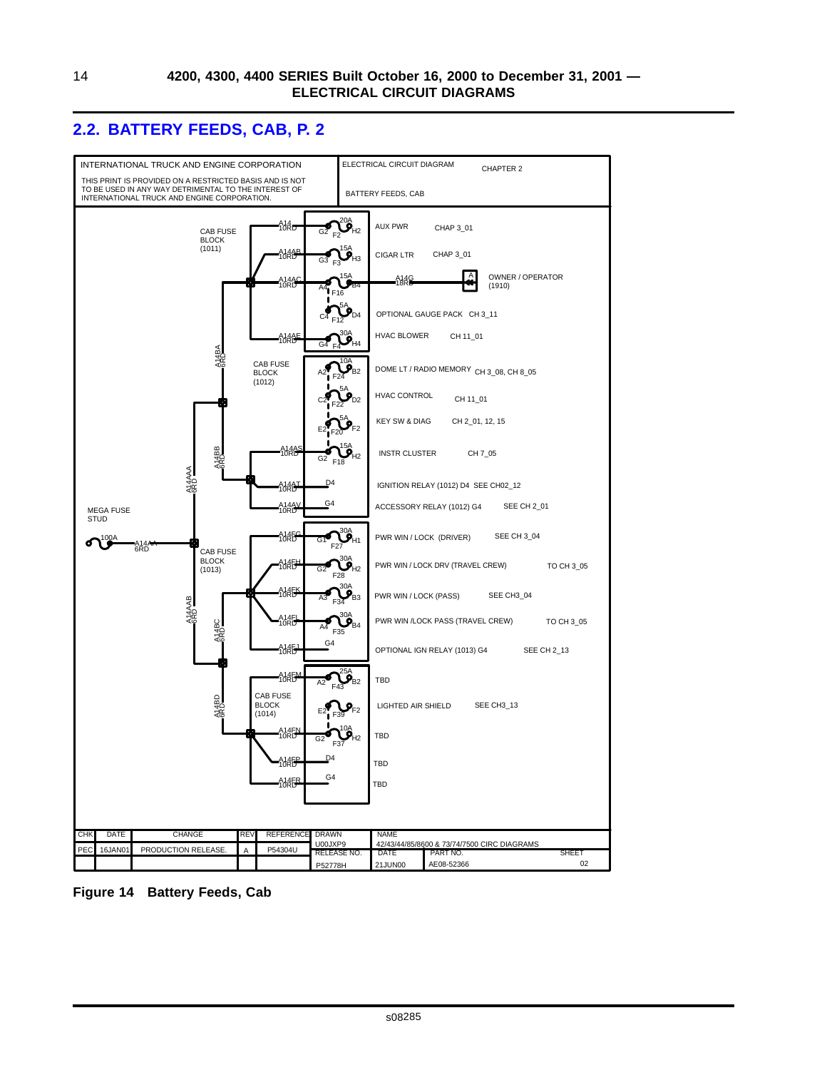## 2.2. BATTERY FEEDS, CAB, P. 2

INTERNATIONAL TRUCK AND ENGINE CORPORATION

THIS PRINT IS PROVIDED ON A RESTRICTED BASIS AND IS NOT TO BE USED IN ANY WAY DETRIMENTAL TO THE INTEREST OF INTERNATIONAL TRUCK AND ENGINE CORPORATION.

ELECTRICAL CIRCUIT DIAGRAM CHAPTER 2

BATTERY FEEDS, CAB

MEGA FUSE STUD 100A — A14AA 6RD

CAB FUSE BLOCK (1011)
- A14 10RD — G2 F2 20A H2 — AUX PWR — CHAP 3_01
- A14AB 10RD — G3 F3 15A H3 — CIGAR LTR — CHAP 3_01
- A14AC 10RD — A4 F16 15A B4 — A14G 18RD — A — OWNER / OPERATOR (1910)
- C4 F12 5A D4 — OPTIONAL GAUGE PACK CH 3_11
- A14AE 10RD — G4 F4 30A H4 — HVAC BLOWER CH 11_01

A14BA 6RD

CAB FUSE BLOCK (1012)
- A2 F24 10A B2 — DOME LT / RADIO MEMORY CH 3_08, CH 8_05
- C2 F22 5A D2 — HVAC CONTROL CH 11_01
- E2 F20 5A F2 — KEY SW & DIAG CH 2_01, 12, 15
- A14AS 10RD — G2 F18 15A H2 — INSTR CLUSTER CH 7_05
- A14AT 10RD — D4 — IGNITION RELAY (1012) D4 SEE CH02_12
- A14AV 10RD — G4 — ACCESSORY RELAY (1012) G4 SEE CH 2_01

A14BB 6RD, A14AAA 6RD

CAB FUSE BLOCK (1013)
- A14FG 10RD — G1 F27 30A H1 — PWR WIN / LOCK (DRIVER) SEE CH 3_04
- A14FH 10RD — G2 F28 30A H2 — PWR WIN / LOCK DRV (TRAVEL CREW) TO CH 3_05
- A14FK 10RD — A3 F34 30A B3 — PWR WIN / LOCK (PASS) SEE CH3_04
- A14FL 10RD — A4 F35 30A B4 — PWR WIN /LOCK PASS (TRAVEL CREW) TO CH 3_05
- A14FJ 10RD — G4 — OPTIONAL IGN RELAY (1013) G4 SEE CH 2_13

A14AAB 6RD, A14BC 6RD

CAB FUSE BLOCK (1014)
- A14FM 10RD — A2 F43 25A B2 — TBD
- E2 F39 F2 — LIGHTED AIR SHIELD SEE CH3_13
- A14FN 10RD — G2 F37 10A H2 — TBD
- A14FP 10RD — D4 — TBD
- A14FR 10RD — G4 — TBD

A14BD 6RD

| CHK | DATE | CHANGE | REV | REFERENCE | DRAWN | NAME | | |
|---|---|---|---|---|---|---|---|---|
| PEC | 16JAN01 | PRODUCTION RELEASE. | A | P54304U | U00JXP9 | 42/43/44/85/8600 & 73/74/7500 CIRC DIAGRAMS | | |
| | | | | | RELEASE NO. | DATE | PART NO. | SHEET |
| | | | | | P52778H | 21JUN00 | AE08-52366 | 02 |

**Figure 14 Battery Feeds, Cab**

s08285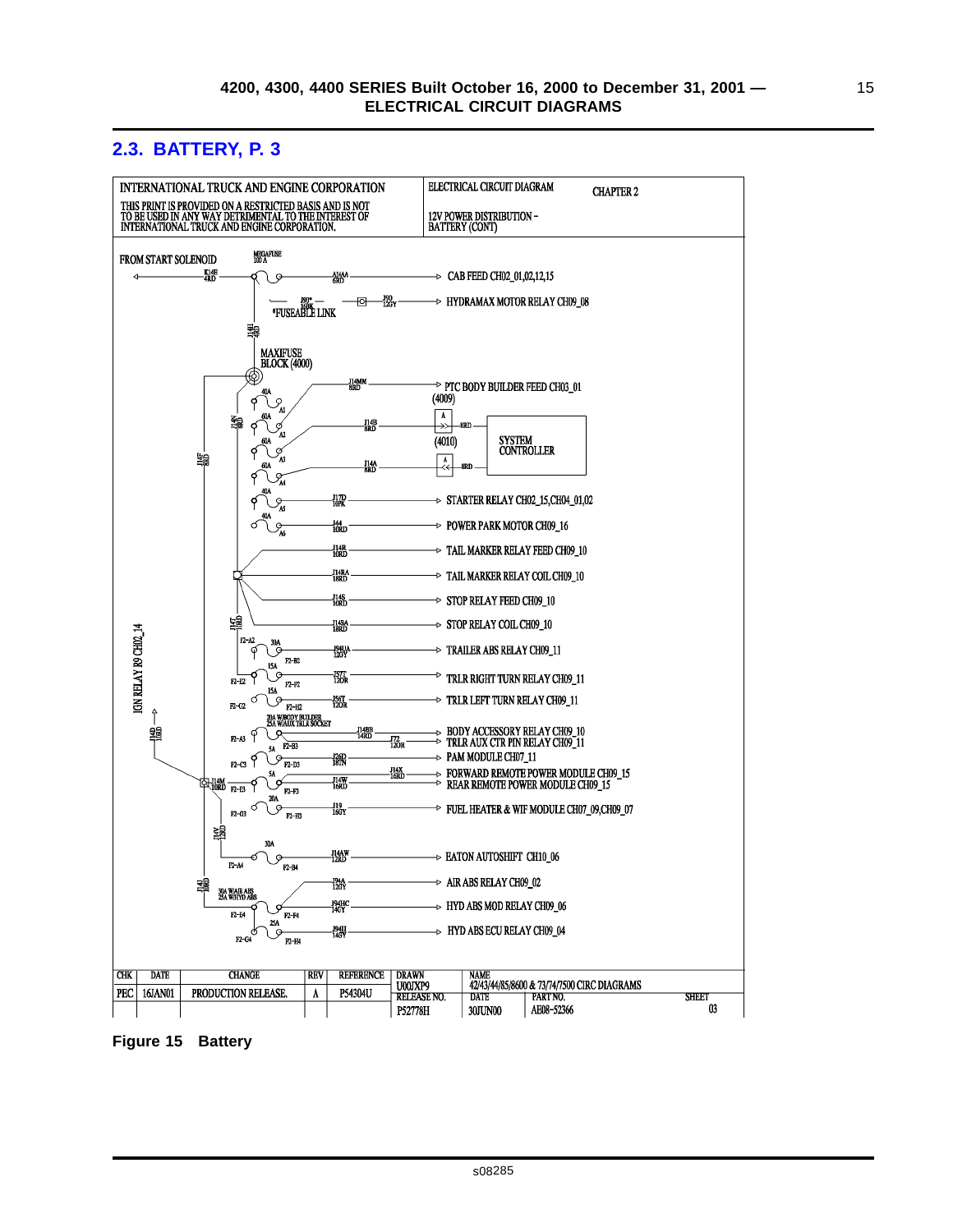## 2.3. BATTERY, P. 3

INTERNATIONAL TRUCK AND ENGINE CORPORATION

THIS PRINT IS PROVIDED ON A RESTRICTED BASIS AND IS NOT TO BE USED IN ANY WAY DETRIMENTAL TO THE INTEREST OF INTERNATIONAL TRUCK AND ENGINE CORPORATION.

ELECTRICAL CIRCUIT DIAGRAM

CHAPTER 2

12V POWER DISTRIBUTION – BATTERY (CONT)

FROM START SOLENOID

MEGAFUSE 100 A

K14F 4RD

A14AA 6RD → CAB FEED CH02_01,02,12,15

J90* 16BK *FUSEABLE LINK

J90 12GY → HYDRAMAX MOTOR RELAY CH09_08

J14H 4RD

MAXIFUSE BLOCK (4000)

J14MM 8RD → PTC BODY BUILDER FEED CH03_01

40A A1

J14N 8RD

60A A2

(4009)

J14B 8RD → A 8RD → SYSTEM CONTROLLER

(4010)

60A A3

J14A 8RD → A 8RD

J14F 8RD

60A A4

40A A5 J17D 10PK → STARTER RELAY CH02_15,CH04_01,02

40A A6 J44 10RD → POWER PARK MOTOR CH09_16

J14R 10RD → TAIL MARKER RELAY FEED CH09_10

J14RA 18RD → TAIL MARKER RELAY COIL CH09_10

J14S 10RD → STOP RELAY FEED CH09_10

J14SA 18RD → STOP RELAY COIL CH09_10

J14T 10RD

IGN RELAY R9 CH02_14

F2-A2 30A F2-B2 J94UA 12GY → TRAILER ABS RELAY CH09_11

15A F2-E2 F2-F2 J57T 12OR → TRLR RIGHT TURN RELAY CH09_11

15A F2-G2 F2-H2 J56T 12OR → TRLR LEFT TURN RELAY CH09_11

20A W/BODY BUILDER 25A W/AUX TRLR SOCKET

F2-A3 F2-B3 J14BB 14RD → BODY ACCESSORY RELAY CH09_10

J72 12OR → TRLR AUX CTR PIN RELAY CH09_11

J14D 16RD

5A F2-C3 F2-D3 J26D 18TN → PAM MODULE CH07_11

J14X 16RD → FORWARD REMOTE POWER MODULE CH09_15

5A J14M 10RD F2-E3 F2-F3 J14W 16RD → REAR REMOTE POWER MODULE CH09_15

20A F2-G3 F2-H3 J19 16GY → FUEL HEATER & WIF MODULE CH07_09,CH09_07

J14V 12RD

30A F2-A4 F2-B4 J14AW 12RD → EATON AUTOSHIFT CH10_06

J14I 10RD

J94A 12GY → AIR ABS RELAY CH09_02

30A W/AIR ABS 25A W/HYD ABS F2-E4 F2-F4 J94HC 14GY → HYD ABS MOD RELAY CH09_06

25A F2-G4 F2-H4 J94H 14GY → HYD ABS ECU RELAY CH09_04

| CHK | DATE | CHANGE | REV | REFERENCE | DRAWN | NAME | | SHEET |
|---|---|---|---|---|---|---|---|---|
| | | | | | U00JXP9 | 42/43/44/85/8600 & 73/74/7500 CIRC DIAGRAMS | | |
| PEC | 16JAN01 | PRODUCTION RELEASE. | A | P54304U | RELEASE NO. | DATE | PART NO. | |
| | | | | | P52778H | 30JUN00 | AE08-52366 | 03 |

**Figure 15 Battery**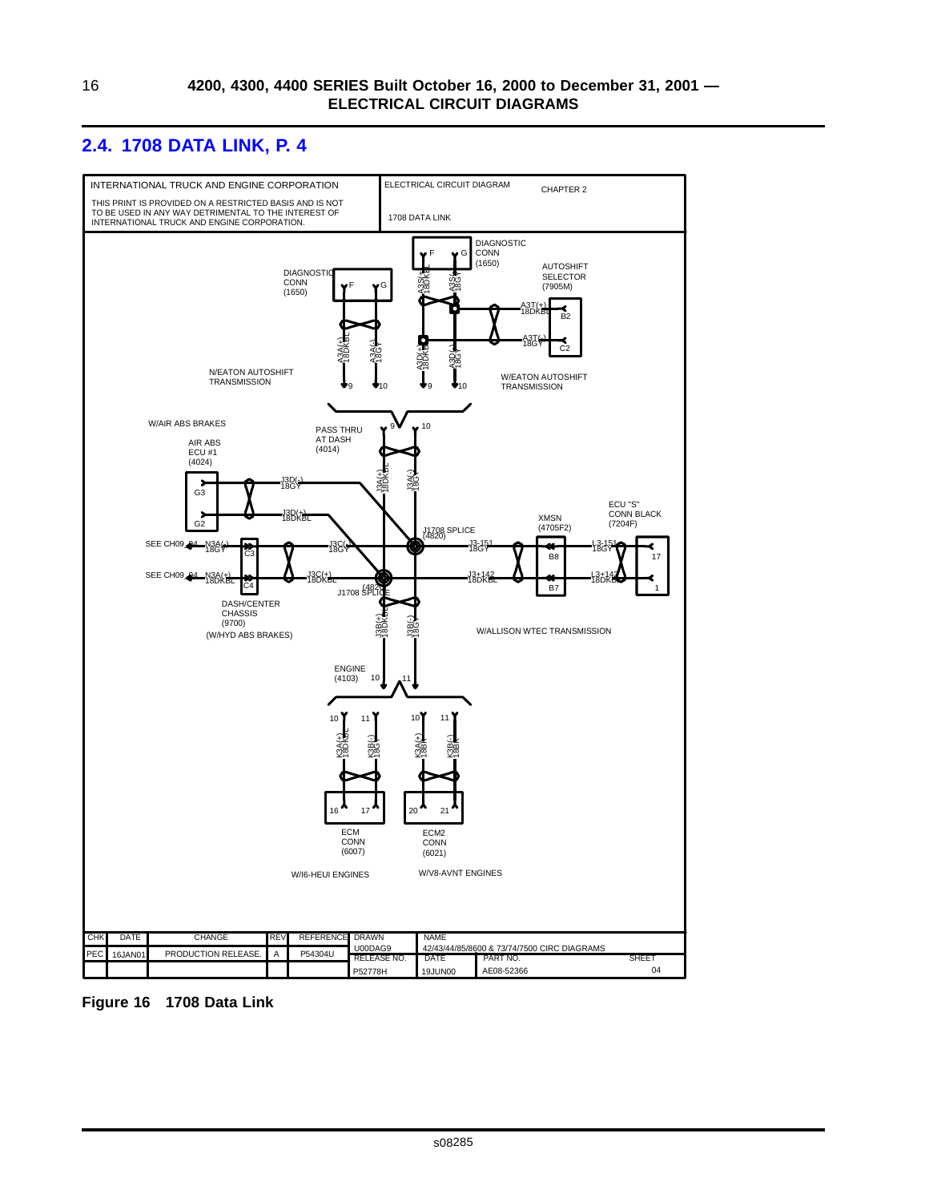## 2.4. 1708 DATA LINK, P. 4

INTERNATIONAL TRUCK AND ENGINE CORPORATION

THIS PRINT IS PROVIDED ON A RESTRICTED BASIS AND IS NOT TO BE USED IN ANY WAY DETRIMENTAL TO THE INTEREST OF INTERNATIONAL TRUCK AND ENGINE CORPORATION.

ELECTRICAL CIRCUIT DIAGRAM

CHAPTER 2

1708 DATA LINK

DIAGNOSTIC CONN (1650)

F G

A3S(+) 18DKBL

A3S(-) 18GY

AUTOSHIFT SELECTOR (7905M)

A3T(+) 18DKBL B2

A3T(-) 18GY C2

A3A(+) 18DKBL

A3A(-) 18GY

A3D(+) 18DKBL

A3D(-) 18GY

N/EATON AUTOSHIFT TRANSMISSION

W/EATON AUTOSHIFT TRANSMISSION

9 10

W/AIR ABS BRAKES

PASS THRU AT DASH (4014)

AIR ABS ECU #1 (4024)

G3 J3D(-) 18GY

G2 J3D(+) 18DKBL

J3A(+) 18DKBL

J3A(-) 18GY

J1708 SPLICE (4820)

SEE CH09 .04 N3A(-) 18GY C3

SEE CH09 .04 N3A(+) 18DKBL C4

J3C(-) 18GY

J3C(+) 18DKBL

(4820) J1708 SPLICE

DASH/CENTER CHASSIS (9700) (W/HYD ABS BRAKES)

J3B(+) 18DKBL

J3B(-) 18GY

XMSN (4705F2)

J3-151 18GY B8

J3+142 18DKBL B7

ECU "S" CONN BLACK (7204F)

L3-151 18GY 17

L3+142 18DKBL 1

W/ALLISON WTEC TRANSMISSION

ENGINE (4103) 10 11

K3A(+) 18DKBL

K3B(-) 18GY

K3A(+) 18BK

K3B(-) 18BK

16 17

20 21

ECM CONN (6007)

ECM2 CONN (6021)

W/I6-HEUI ENGINES

W/V8-AVNT ENGINES

| CHK | DATE | CHANGE | REV | REFERENCE | DRAWN | NAME | | |
|---|---|---|---|---|---|---|---|---|
| PEC | 16JAN01 | PRODUCTION RELEASE. | A | P54304U | U00DAG9 | 42/43/44/85/8600 & 73/74/7500 CIRC DIAGRAMS | | |
| | | | | | RELEASE NO. | DATE | PART NO. | SHEET |
| | | | | | P52778H | 19JUN00 | AE08-52366 | 04 |

**Figure 16 1708 Data Link**

s08285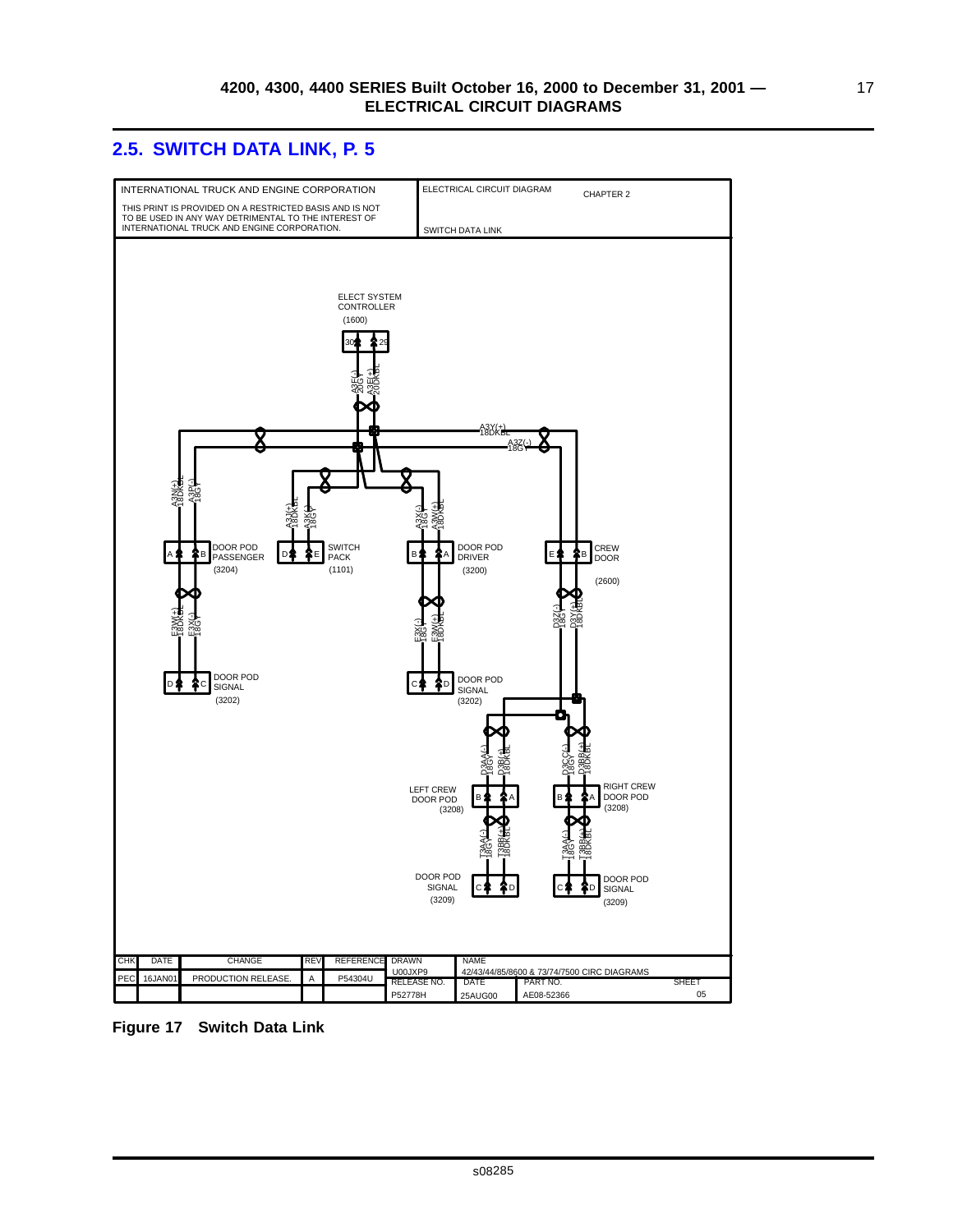## 2.5. SWITCH DATA LINK, P. 5

INTERNATIONAL TRUCK AND ENGINE CORPORATION

THIS PRINT IS PROVIDED ON A RESTRICTED BASIS AND IS NOT TO BE USED IN ANY WAY DETRIMENTAL TO THE INTEREST OF INTERNATIONAL TRUCK AND ENGINE CORPORATION.

ELECTRICAL CIRCUIT DIAGRAM

CHAPTER 2

SWITCH DATA LINK

ELECT SYSTEM CONTROLLER (1600)

30, 29

A3F(-) 20GY, A3E(+) 20DKBL

A3Y(+) 18DKBL

A3Z(-) 18GY

A3N(+) 18DKBL, A3P(-) 18GY

A3J(+) 18DKBL, A3K(-) 18GY

A3X(-) 18GY, A3W(+) 18DKBL

A, B DOOR POD PASSENGER (3204)

D, E SWITCH PACK (1101)

B, A DOOR POD DRIVER (3200)

E, B CREW DOOR (2600)

E3W(+) 18DKBL, E3X(-) 18GY

E3X(-) 18GY, E3W(+) 18DKBL

D3Z(-) 18GY, D3Y(+) 18DKBL

D, C DOOR POD SIGNAL (3202)

C, D DOOR POD SIGNAL (3202)

D3AA(-) 18GY, D3BB(+) 18DKBL

D3CC(-) 18GY, D3BB(+) 18DKBL

LEFT CREW DOOR POD (3208) B, A

B, A RIGHT CREW DOOR POD (3208)

T3AA(-) 18GY, T3BB(+) 18DKBL

T3AA(-) 18GY, T3BB(+) 18DKBL

DOOR POD SIGNAL (3209) C, D

C, D DOOR POD SIGNAL (3209)

| CHK | DATE | CHANGE | REV | REFERENCE | DRAWN | NAME | | |
|---|---|---|---|---|---|---|---|---|
| PEC | 16JAN01 | PRODUCTION RELEASE. | A | P54304U | U00JXP9 | 42/43/44/85/8600 & 73/74/7500 CIRC DIAGRAMS | | |
| | | | | | RELEASE NO. | DATE | PART NO. | SHEET |
| | | | | | P52778H | 25AUG00 | AE08-52366 | 05 |

**Figure 17 Switch Data Link**

s08285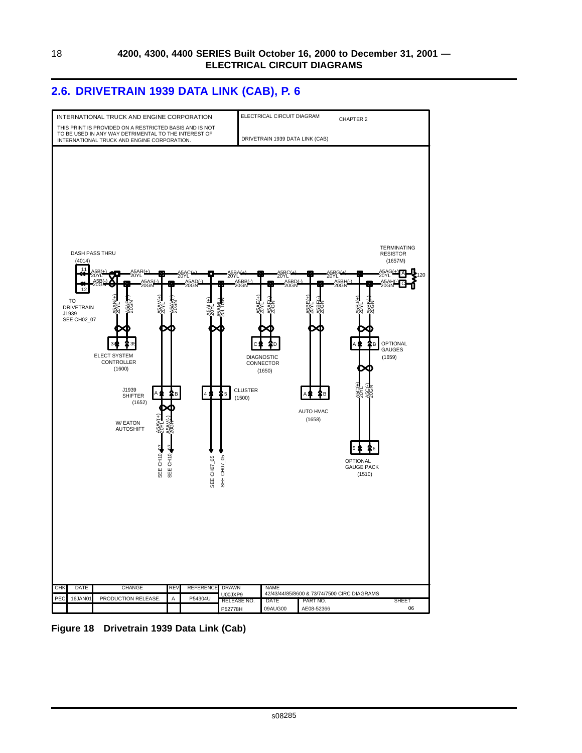## 2.6. DRIVETRAIN 1939 DATA LINK (CAB), P. 6

| INTERNATIONAL TRUCK AND ENGINE CORPORATION | ELECTRICAL CIRCUIT DIAGRAM | CHAPTER 2 |
|---|---|---|
| THIS PRINT IS PROVIDED ON A RESTRICTED BASIS AND IS NOT TO BE USED IN ANY WAY DETRIMENTAL TO THE INTEREST OF INTERNATIONAL TRUCK AND ENGINE CORPORATION. | DRIVETRAIN 1939 DATA LINK (CAB) | |

DASH PASS THRU (4014)

TO DRIVETRAIN J1939 SEE CH02_07

ELECT SYSTEM CONTROLLER (1600)

J1939 SHIFTER (1652)

W/ EATON AUTOSHIFT

SEE CH10_07

CLUSTER (1500)

SEE CH07_05

DIAGNOSTIC CONNECTOR (1650)

AUTO HVAC (1658)

OPTIONAL GAUGES (1659)

OPTIONAL GAUGE PACK (1510)

TERMINATING RESISTOR (1657M)

| CHK | DATE | CHANGE | REV | REFERENCE | DRAWN | NAME | | |
|---|---|---|---|---|---|---|---|---|
| PEC | 16JAN01 | PRODUCTION RELEASE. | A | P54304U | U00JXP9 | 42/43/44/85/8600 & 73/74/7500 CIRC DIAGRAMS | | |
| | | | | | RELEASE NO. | DATE | PART NO. | SHEET |
| | | | | | P52778H | 09AUG00 | AE08-52366 | 06 |

**Figure 18 Drivetrain 1939 Data Link (Cab)**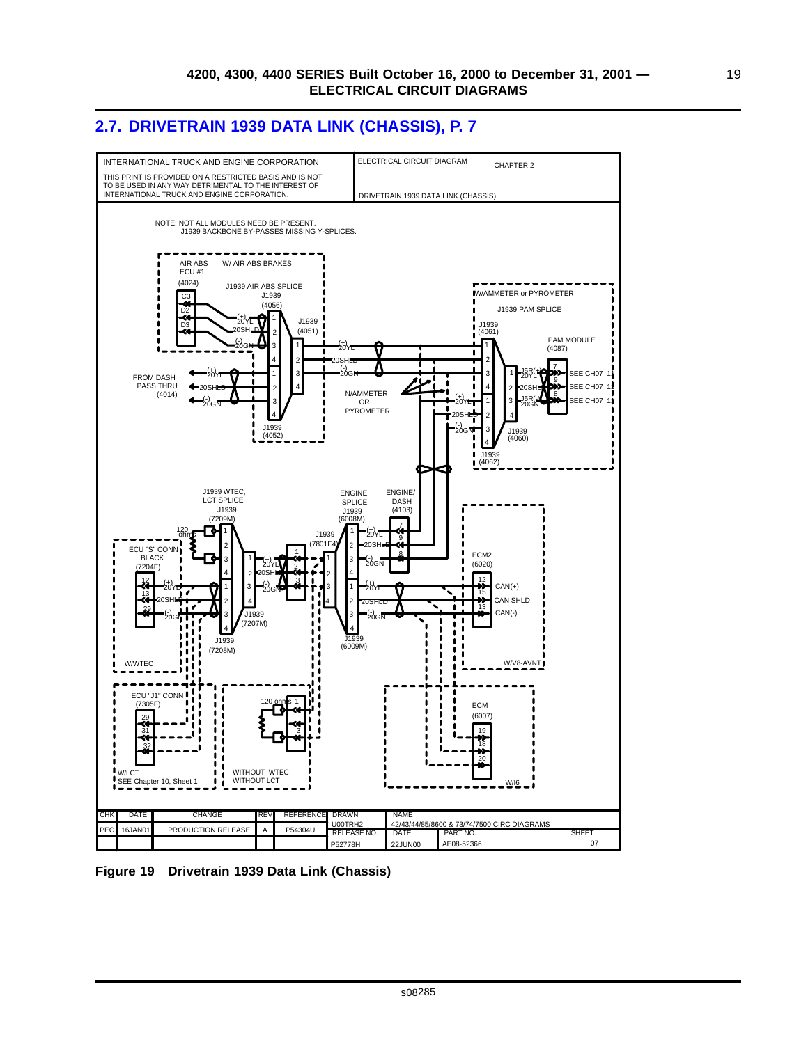## 2.7. DRIVETRAIN 1939 DATA LINK (CHASSIS), P. 7

INTERNATIONAL TRUCK AND ENGINE CORPORATION

THIS PRINT IS PROVIDED ON A RESTRICTED BASIS AND IS NOT TO BE USED IN ANY WAY DETRIMENTAL TO THE INTEREST OF INTERNATIONAL TRUCK AND ENGINE CORPORATION.

ELECTRICAL CIRCUIT DIAGRAM — CHAPTER 2

DRIVETRAIN 1939 DATA LINK (CHASSIS)

NOTE: NOT ALL MODULES NEED BE PRESENT. J1939 BACKBONE BY-PASSES MISSING Y-SPLICES.

AIR ABS ECU #1 (4024) — W/ AIR ABS BRAKES

J1939 AIR ABS SPLICE J1939 (4056)

J1939 (4051)

J1939 (4052)

FROM DASH PASS THRU (4014)

W/AMMETER or PYROMETER

J1939 PAM SPLICE

J1939 (4061)

PAM MODULE (4087)

SEE CH07_1

J1939 (4060)

J1939 (4062)

N/AMMETER OR PYROMETER

J1939 WTEC, LCT SPLICE J1939 (7209M)

ECU "S" CONN BLACK (7204F)

J1939 (7801F4)

J1939 (7207M)

J1939 (7208M)

W/WTEC

ENGINE SPLICE J1939 (6008M)

ENGINE/ DASH (4103)

J1939 (6009M)

ECM2 (6020)

CAN(+)

CAN SHLD

CAN(-)

W/V8-AVNT

ECU "J1" CONN (7305F)

W/LCT SEE Chapter 10, Sheet 1

120 ohms

WITHOUT WTEC WITHOUT LCT

ECM (6007)

W/I6

| CHK | DATE | CHANGE | REV | REFERENCE | DRAWN | NAME | | |
|---|---|---|---|---|---|---|---|---|
| | | | | | U00TRH2 | 42/43/44/85/8600 & 73/74/7500 CIRC DIAGRAMS | | |
| PEC | 16JAN01 | PRODUCTION RELEASE. | A | P54304U | RELEASE NO. | DATE | PART NO. | SHEET |
| | | | | | P52778H | 22JUN00 | AE08-52366 | 07 |

**Figure 19 Drivetrain 1939 Data Link (Chassis)**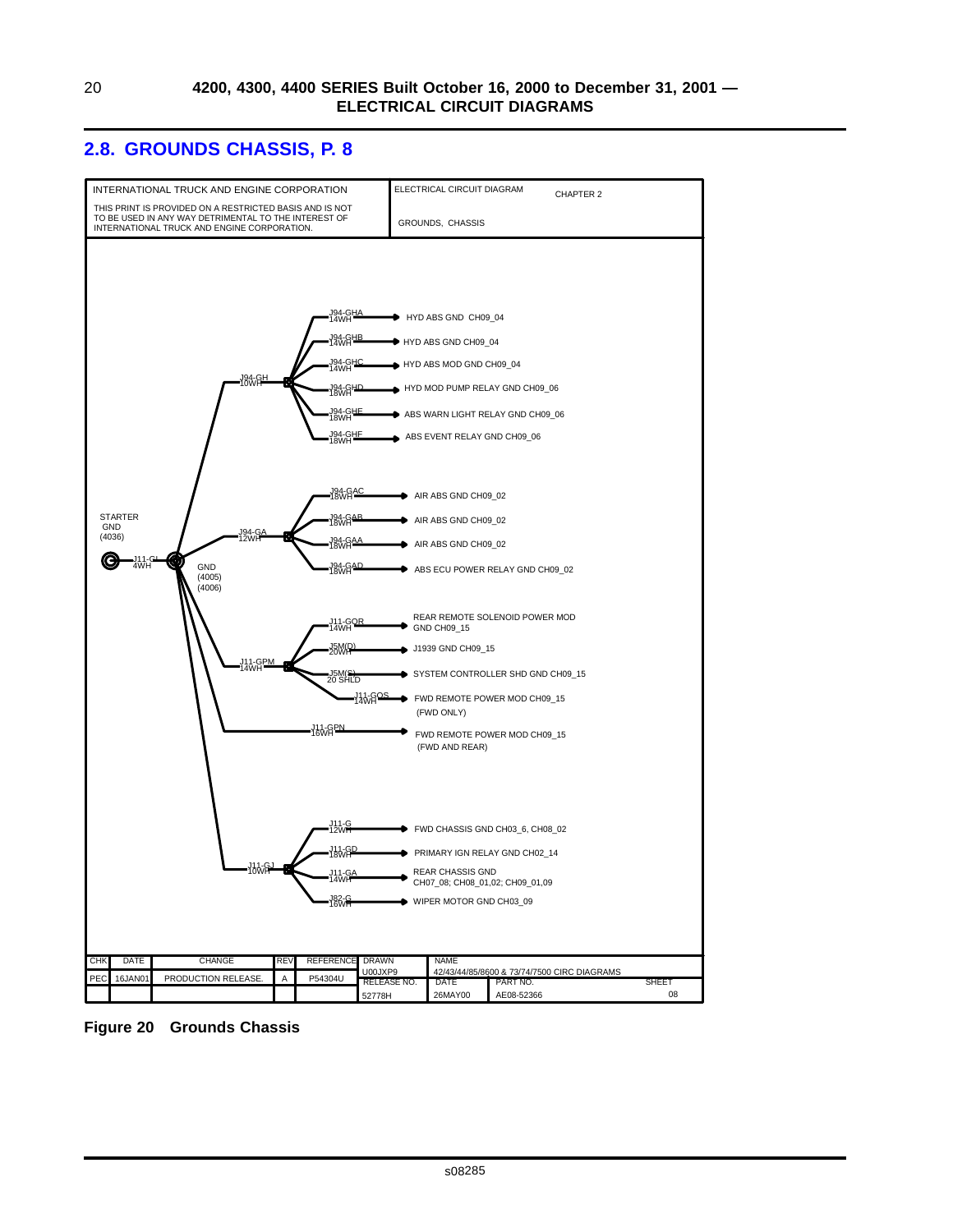## 2.8. GROUNDS CHASSIS, P. 8

INTERNATIONAL TRUCK AND ENGINE CORPORATION

THIS PRINT IS PROVIDED ON A RESTRICTED BASIS AND IS NOT TO BE USED IN ANY WAY DETRIMENTAL TO THE INTEREST OF INTERNATIONAL TRUCK AND ENGINE CORPORATION.

ELECTRICAL CIRCUIT DIAGRAM CHAPTER 2

GROUNDS, CHASSIS

STARTER GND (4036)

J11-GL 4WH

GND (4005) (4006)

J94-GH 10WH

- J94-GHA 14WH → HYD ABS GND CH09_04
- J94-GHB 14WH → HYD ABS GND CH09_04
- J94-GHC 14WH → HYD ABS MOD GND CH09_04
- J94-GHD 18WH → HYD MOD PUMP RELAY GND CH09_06
- J94-GHE 18WH → ABS WARN LIGHT RELAY GND CH09_06
- J94-GHF 18WH → ABS EVENT RELAY GND CH09_06

J94-GA 12WH

- J94-GAC 18WH → AIR ABS GND CH09_02
- J94-GAB 18WH → AIR ABS GND CH09_02
- J94-GAA 18WH → AIR ABS GND CH09_02
- J94-GAD 18WH → ABS ECU POWER RELAY GND CH09_02

J11-GPM 14WH

- J11-GQR 14WH → REAR REMOTE SOLENOID POWER MOD GND CH09_15
- J5M(D) 20WH → J1939 GND CH09_15
- J5M(S) 20 SHLD → SYSTEM CONTROLLER SHD GND CH09_15
- J11-GQS 14WH → FWD REMOTE POWER MOD CH09_15 (FWD ONLY)

J11-GPN 16WH → FWD REMOTE POWER MOD CH09_15 (FWD AND REAR)

J11-GJ 10WH

- J11-G 12WH → FWD CHASSIS GND CH03_6, CH08_02
- J11-GD 18WH → PRIMARY IGN RELAY GND CH02_14
- J11-GA 14WH → REAR CHASSIS GND CH07_08; CH08_01,02; CH09_01,09
- J82-G 16WH → WIPER MOTOR GND CH03_09

| CHK | DATE | CHANGE | REV | REFERENCE | DRAWN | NAME | | |
|---|---|---|---|---|---|---|---|---|
| PEC | 16JAN01 | PRODUCTION RELEASE. | A | P54304U | U00JXP9 | 42/43/44/85/8600 & 73/74/7500 CIRC DIAGRAMS | | |
| | | | | | RELEASE NO. | DATE | PART NO. | SHEET |
| | | | | | 52778H | 26MAY00 | AE08-52366 | 08 |

**Figure 20 Grounds Chassis**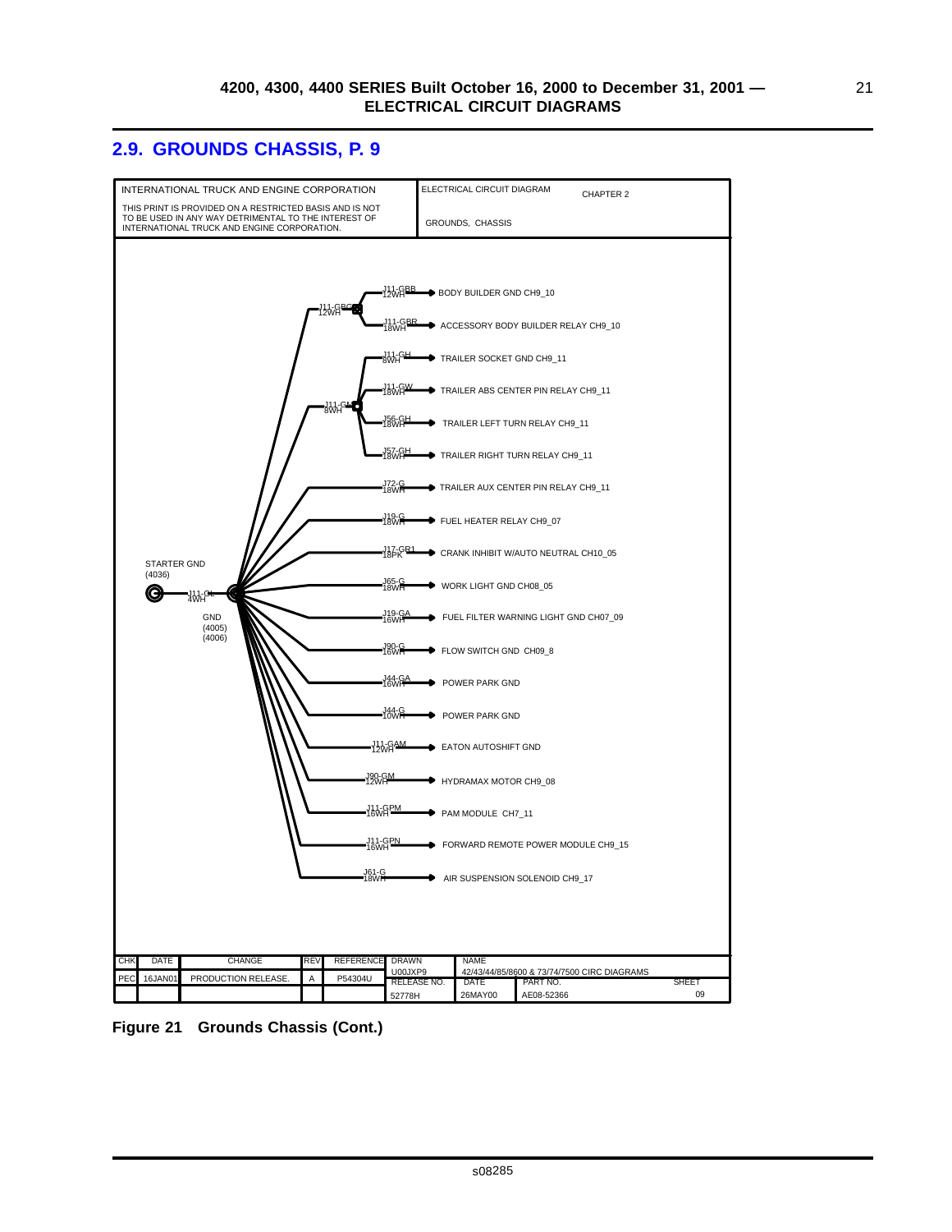## 2.9. GROUNDS CHASSIS, P. 9

| INTERNATIONAL TRUCK AND ENGINE CORPORATION | ELECTRICAL CIRCUIT DIAGRAM | CHAPTER 2 |
|---|---|---|
| THIS PRINT IS PROVIDED ON A RESTRICTED BASIS AND IS NOT TO BE USED IN ANY WAY DETRIMENTAL TO THE INTEREST OF INTERNATIONAL TRUCK AND ENGINE CORPORATION. | GROUNDS, CHASSIS | |

STARTER GND (4036)

J11-GL 4WH

GND (4005) (4006)

J11-GBC 12WH

J11-GM 8WH

| Circuit | Wire | Destination |
|---|---|---|
| J11-GBB | 12WH | BODY BUILDER GND CH9_10 |
| J11-GBR | 18WH | ACCESSORY BODY BUILDER RELAY CH9_10 |
| J11-GH | 8WH | TRAILER SOCKET GND CH9_11 |
| J11-GW | 18WH | TRAILER ABS CENTER PIN RELAY CH9_11 |
| J56-GH | 18WH | TRAILER LEFT TURN RELAY CH9_11 |
| J57-GH | 18WH | TRAILER RIGHT TURN RELAY CH9_11 |
| J72-G | 18WH | TRAILER AUX CENTER PIN RELAY CH9_11 |
| J19-G | 18WH | FUEL HEATER RELAY CH9_07 |
| J17-GR1 | 18PK | CRANK INHIBIT W/AUTO NEUTRAL CH10_05 |
| J65-G | 18WH | WORK LIGHT GND CH08_05 |
| J19-GA | 16WH | FUEL FILTER WARNING LIGHT GND CH07_09 |
| J90-G | 16WH | FLOW SWITCH GND CH09_8 |
| J44-GA | 16WH | POWER PARK GND |
| J44-G | 10WH | POWER PARK GND |
| J11-GAM | 12WH | EATON AUTOSHIFT GND |
| J90-GM | 12WH | HYDRAMAX MOTOR CH9_08 |
| J11-GPM | 16WH | PAM MODULE CH7_11 |
| J11-GPN | 16WH | FORWARD REMOTE POWER MODULE CH9_15 |
| J61-G | 18WH | AIR SUSPENSION SOLENOID CH9_17 |

| CHK | DATE | CHANGE | REV | REFERENCE | DRAWN | NAME | | SHEET |
|---|---|---|---|---|---|---|---|---|
| PEC | 16JAN01 | PRODUCTION RELEASE. | A | P54304U | U00JXP9 | 42/43/44/85/8600 & 73/74/7500 CIRC DIAGRAMS | | |
| | | | | | RELEASE NO. | DATE | PART NO. | |
| | | | | | 52778H | 26MAY00 | AE08-52366 | 09 |

**Figure 21 Grounds Chassis (Cont.)**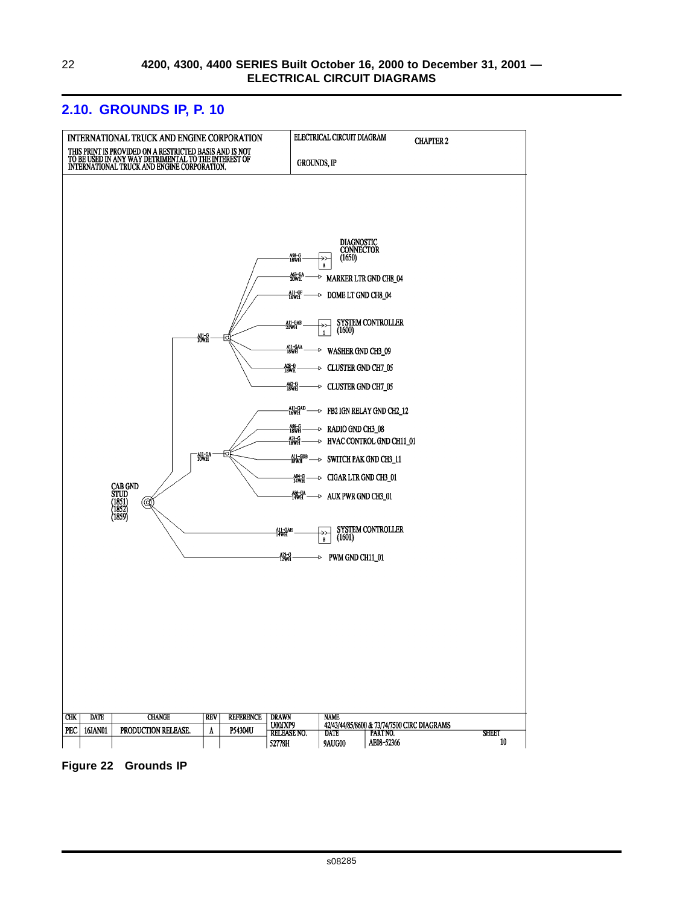## 2.10. GROUNDS IP, P. 10

| INTERNATIONAL TRUCK AND ENGINE CORPORATION | ELECTRICAL CIRCUIT DIAGRAM | CHAPTER 2 |
|---|---|---|
| THIS PRINT IS PROVIDED ON A RESTRICTED BASIS AND IS NOT TO BE USED IN ANY WAY DETRIMENTAL TO THE INTEREST OF INTERNATIONAL TRUCK AND ENGINE CORPORATION. | GROUNDS, IP | |

CAB GND STUD (1851) (1852) (1859)

A11-G 10WH:

- A58-G 18WH → DIAGNOSTIC CONNECTOR (1650) A
- A63-GA 20WH → MARKER LTR GND CH8_04
- A11-GF 16WH → DOME LT GND CH8_04
- A11-GAB 20WH → SYSTEM CONTROLLER (1600) 1
- A11-GAA 18WH → WASHER GND CH3_09
- A28-G 18WH → CLUSTER GND CH7_05
- A62-G 18WH → CLUSTER GND CH7_05

A11-GA 10WH:

- A11-GAD 16WH → FB2 IGN RELAY GND CH2_12
- A86-G 18WH → RADIO GND CH3_08
- A74-G 18WH → HVAC CONTROL GND CH11_01
- A11-GDB 18WH → SWITCH PAK GND CH3_11
- A84-G 14WH → CIGAR LTR GND CH3_01
- A86-GA 14WH → AUX PWR GND CH3_01

- A11-GAH 14WH → SYSTEM CONTROLLER (1601) B
- A73-G 12WH → PWM GND CH11_01

| CHK | DATE | CHANGE | REV | REFERENCE | DRAWN | NAME | | SHEET |
|---|---|---|---|---|---|---|---|---|
| PEC | 16JAN01 | PRODUCTION RELEASE. | A | P54304U | U00JXP9 | 42/43/44/85/8600 & 73/74/7500 CIRC DIAGRAMS | | |
| | | | | | RELEASE NO. 52778H | DATE 9AUG00 | PART NO. AE08-52366 | 10 |

**Figure 22 Grounds IP**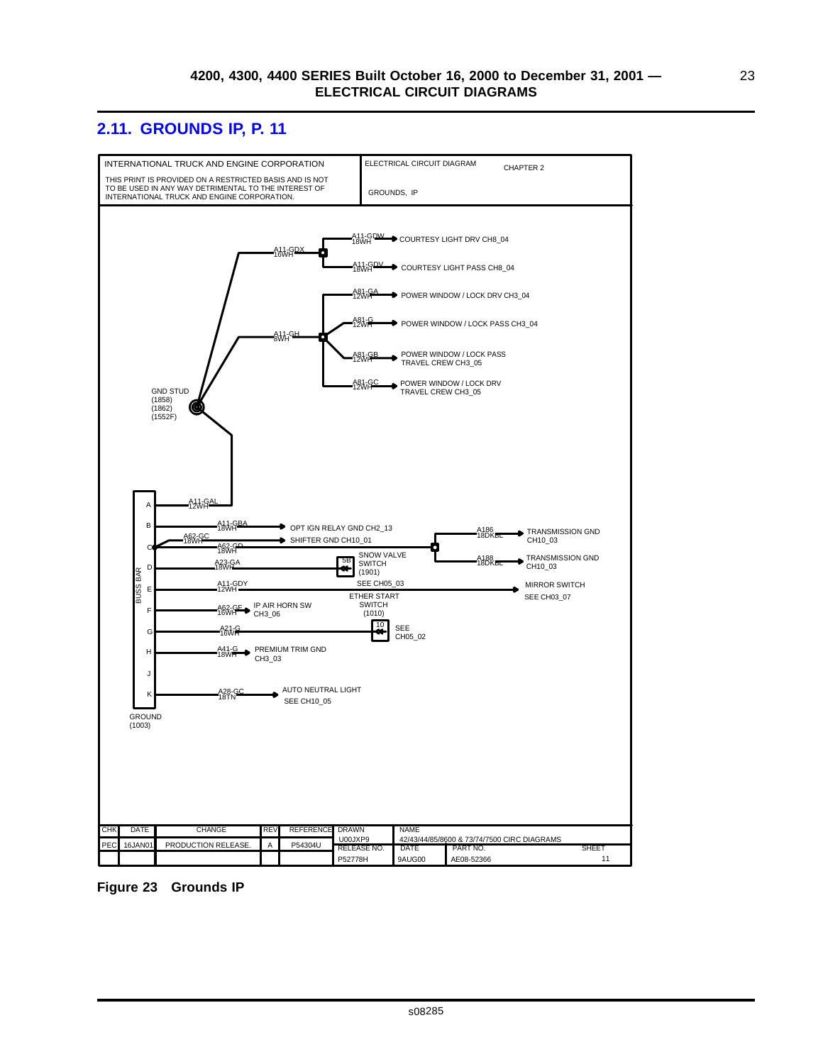## 2.11. GROUNDS IP, P. 11

INTERNATIONAL TRUCK AND ENGINE CORPORATION

THIS PRINT IS PROVIDED ON A RESTRICTED BASIS AND IS NOT TO BE USED IN ANY WAY DETRIMENTAL TO THE INTEREST OF INTERNATIONAL TRUCK AND ENGINE CORPORATION.

ELECTRICAL CIRCUIT DIAGRAM — CHAPTER 2

GROUNDS, IP

A11-GDX 16WH
A11-GDW 18WH → COURTESY LIGHT DRV CH8_04
A11-GDV 18WH → COURTESY LIGHT PASS CH8_04
A81-GA 12WH → POWER WINDOW / LOCK DRV CH3_04
A81-G 12WH → POWER WINDOW / LOCK PASS CH3_04
A11-GH 8WH
A81-GB 12WH → POWER WINDOW / LOCK PASS TRAVEL CREW CH3_05
A81-GC 12WH → POWER WINDOW / LOCK DRV TRAVEL CREW CH3_05

GND STUD (1858) (1862) (1552F)

BUSS BAR

A — A11-GAL 12WH
B — A11-GBA 18WH → OPT IGN RELAY GND CH2_13
C — A62-GC 18WH → SHIFTER GND CH10_01
C — A62-GD 18WH → A186 18DKBL → TRANSMISSION GND CH10_03; A188 18DKBL → TRANSMISSION GND CH10_03
D — A23-GA 18WH → 5B SNOW VALVE SWITCH (1901)
E — A11-GDY 12WH → SEE CH05_03 → MIRROR SWITCH SEE CH03_07
F — A62-GE 16WH → IP AIR HORN SW CH3_06
G — A21-G 16WH → 10 ETHER START SWITCH (1010) SEE CH05_02
H — A41-G 18WH → PREMIUM TRIM GND CH3_03
J
K — A28-GC 18TN → AUTO NEUTRAL LIGHT SEE CH10_05

GROUND (1003)

| CHK | DATE | CHANGE | REV | REFERENCE | DRAWN | NAME | | |
|---|---|---|---|---|---|---|---|---|
| PEC | 16JAN01 | PRODUCTION RELEASE. | A | P54304U | U00JXP9 | 42/43/44/85/8600 & 73/74/7500 CIRC DIAGRAMS | | |
| | | | | | RELEASE NO. | DATE | PART NO. | SHEET |
| | | | | | P52778H | 9AUG00 | AE08-52366 | 11 |

**Figure 23 Grounds IP**

s08285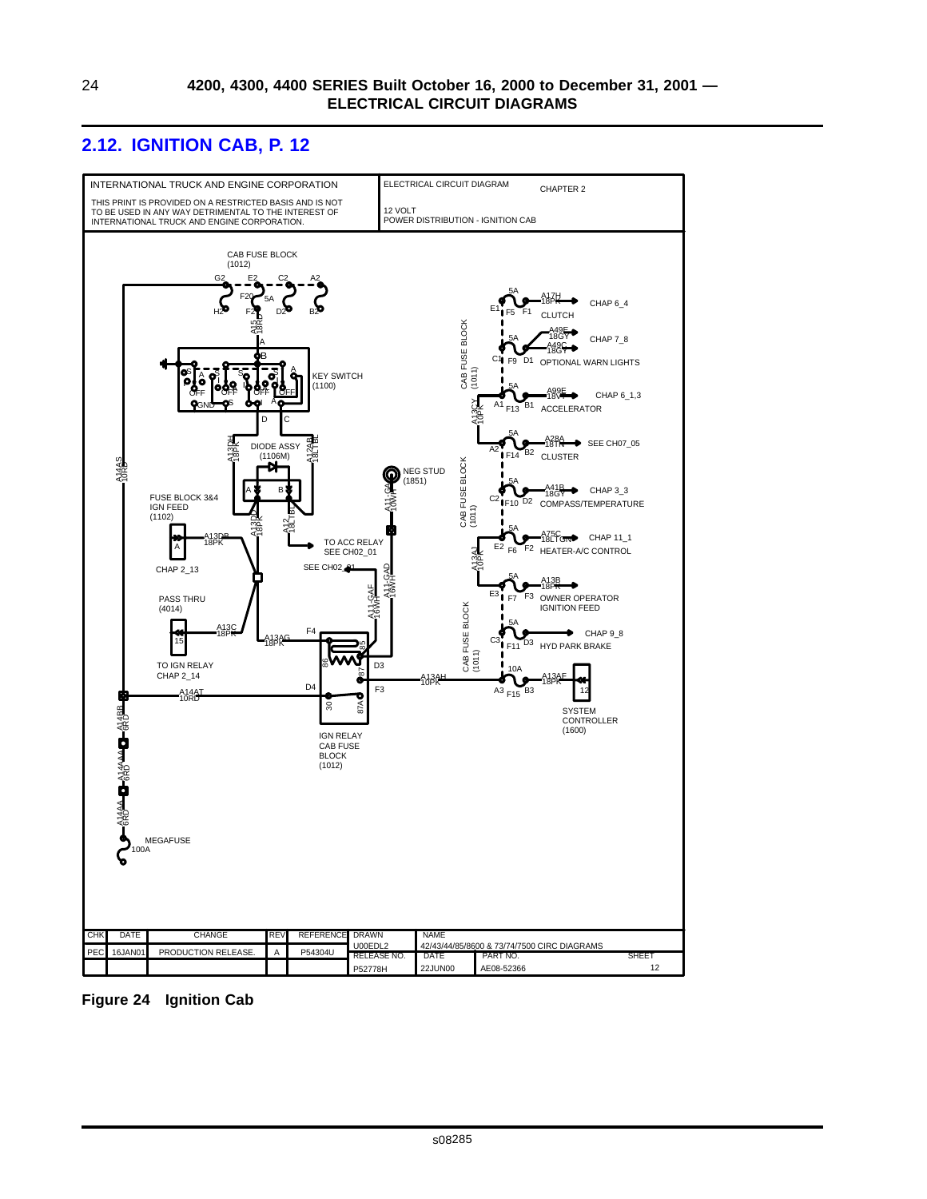## 2.12. IGNITION CAB, P. 12

| INTERNATIONAL TRUCK AND ENGINE CORPORATION | ELECTRICAL CIRCUIT DIAGRAM | CHAPTER 2 |
|---|---|---|
| THIS PRINT IS PROVIDED ON A RESTRICTED BASIS AND IS NOT TO BE USED IN ANY WAY DETRIMENTAL TO THE INTEREST OF INTERNATIONAL TRUCK AND ENGINE CORPORATION. | 12 VOLT POWER DISTRIBUTION - IGNITION CAB | |

CAB FUSE BLOCK (1012)

KEY SWITCH (1100)

DIODE ASSY (1106M)

FUSE BLOCK 3&4 IGN FEED (1102)

NEG STUD (1851)

TO ACC RELAY SEE CH02_01

SEE CH02_01

CHAP 2_13

PASS THRU (4014)

TO IGN RELAY CHAP 2_14

IGN RELAY CAB FUSE BLOCK (1012)

MEGAFUSE 100A

CAB FUSE BLOCK (1011)

- 5A A17H 18PK — CHAP 6_4 — CLUTCH
- 5A A49E 18GY, A49C 18GY — CHAP 7_8 — OPTIONAL WARN LIGHTS
- 5A A99E 18VT — CHAP 6_1,3 — ACCELERATOR
- 5A A28A 18TN — SEE CH07_05 — CLUSTER
- 5A A41B 18GY — CHAP 3_3 — COMPASS/TEMPERATURE
- 5A A75C 18LTGN — CHAP 11_1 — HEATER-A/C CONTROL
- 5A A13B 18PK — OWNER OPERATOR IGNITION FEED
- 5A — CHAP 9_8 — HYD PARK BRAKE
- 10A A13AF 18PK — SYSTEM CONTROLLER (1600)

| CHK | DATE | CHANGE | REV | REFERENCE | DRAWN | NAME | | |
|---|---|---|---|---|---|---|---|---|
| PEC | 16JAN01 | PRODUCTION RELEASE. | A | P54304U | U00EDL2 | 42/43/44/85/8600 & 73/74/7500 CIRC DIAGRAMS | | |
| | | | | | RELEASE NO. | DATE | PART NO. | SHEET |
| | | | | | P52778H | 22JUN00 | AE08-52366 | 12 |

**Figure 24 Ignition Cab**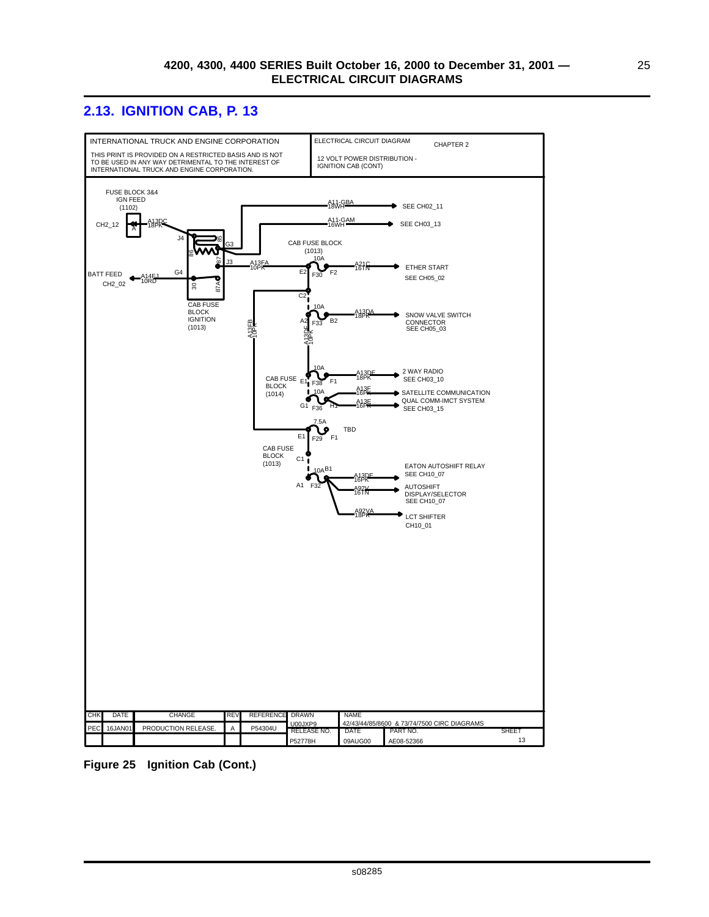## 2.13. IGNITION CAB, P. 13

INTERNATIONAL TRUCK AND ENGINE CORPORATION

THIS PRINT IS PROVIDED ON A RESTRICTED BASIS AND IS NOT TO BE USED IN ANY WAY DETRIMENTAL TO THE INTEREST OF INTERNATIONAL TRUCK AND ENGINE CORPORATION.

ELECTRICAL CIRCUIT DIAGRAM

CHAPTER 2

12 VOLT POWER DISTRIBUTION - IGNITION CAB (CONT)

FUSE BLOCK 3&4 IGN FEED (1102)

CH2_12 A A13DC 18PK

J4 86 85 G3 87 J3 A13FA 10PK

BATT FEED CH2_02 A14E1 10RD G4 30 87A

CAB FUSE BLOCK IGNITION (1013)

A13FB 10PK

A11-GBA 18WH SEE CH02_11

A11-GAM 16WH SEE CH03_13

CAB FUSE BLOCK (1013) 10A E2 F30 F2 A21C 16TN ETHER START SEE CH05_02

C2

10A A2 F33 B2 A13DA 18PK SNOW VALVE SWITCH CONNECTOR SEE CH05_03

A13DE 10PK

CAB FUSE BLOCK (1014) 10A E1 F38 F1 A13DF 18PK 2 WAY RADIO SEE CH03_10

10A G1 F36 H1 A13F 16PK SATELLITE COMMUNICATION

A13E 16PK QUAL COMM-IMCT SYSTEM SEE CH03_15

7.5A E1 F29 F1 TBD

CAB FUSE BLOCK (1013) C1 10A B1 A1 F32

A13DE 16PK EATON AUTOSHIFT RELAY SEE CH10_07

A92V 16TN AUTOSHIFT DISPLAY/SELECTOR SEE CH10_07

A92VA 18PK LCT SHIFTER CH10_01

| CHK | DATE | CHANGE | REV | REFERENCE | DRAWN | NAME | | |
|---|---|---|---|---|---|---|---|---|
| PEC | 16JAN01 | PRODUCTION RELEASE. | A | P54304U | U00JXP9 | 42/43/44/85/8600 & 73/74/7500 CIRC DIAGRAMS | | |
| | | | | | RELEASE NO. | DATE | PART NO. | SHEET |
| | | | | | P52778H | 09AUG00 | AE08-52366 | 13 |

**Figure 25 Ignition Cab (Cont.)**

s08285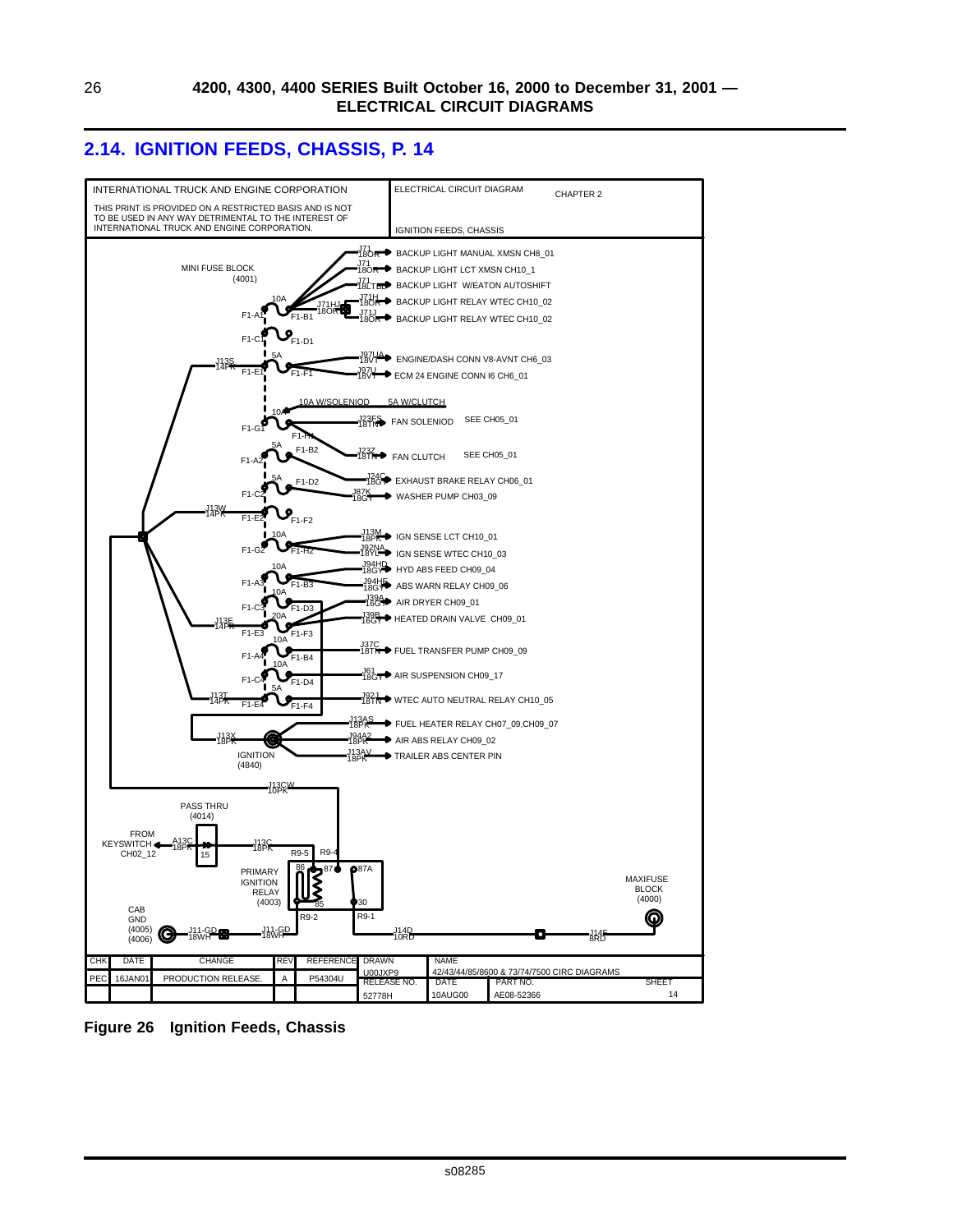## 2.14. IGNITION FEEDS, CHASSIS, P. 14

INTERNATIONAL TRUCK AND ENGINE CORPORATION

THIS PRINT IS PROVIDED ON A RESTRICTED BASIS AND IS NOT TO BE USED IN ANY WAY DETRIMENTAL TO THE INTEREST OF INTERNATIONAL TRUCK AND ENGINE CORPORATION.

ELECTRICAL CIRCUIT DIAGRAM — CHAPTER 2

IGNITION FEEDS, CHASSIS

MINI FUSE BLOCK (4001)

- J71 18OR → BACKUP LIGHT MANUAL XMSN CH8_01
- J71 18OR → BACKUP LIGHT LCT XMSN CH10_1
- J71 18LTBL → BACKUP LIGHT W/EATON AUTOSHIFT
- J71H 18OR → BACKUP LIGHT RELAY WTEC CH10_02
- J71J 18OR → BACKUP LIGHT RELAY WTEC CH10_02
- J97UA 18VT → ENGINE/DASH CONN V8-AVNT CH6_03
- J97U 18VT → ECM 24 ENGINE CONN I6 CH6_01
- J23FS 18TN → FAN SOLENOID SEE CH05_01
- J23Z 18TN → FAN CLUTCH SEE CH05_01
- J24C 18OR → EXHAUST BRAKE RELAY CH06_01
- J87K 18GY → WASHER PUMP CH03_09
- J13M 18PK → IGN SENSE LCT CH10_01
- J92NA 18YL → IGN SENSE WTEC CH10_03
- J94HD 18GY → HYD ABS FEED CH09_04
- J94HE 18GY → ABS WARN RELAY CH09_06
- J39A 16GY → AIR DRYER CH09_01
- J39B 16GY → HEATED DRAIN VALVE CH09_01
- J37C 18TN → FUEL TRANSFER PUMP CH09_09
- J61 18GY → AIR SUSPENSION CH09_17
- J921 18TN → WTEC AUTO NEUTRAL RELAY CH10_05
- J13AS 18PK → FUEL HEATER RELAY CH07_09,CH09_07
- J94A2 18PK → AIR ABS RELAY CH09_02
- J13AV 18PK → TRAILER ABS CENTER PIN

Fuses: F1-A1/F1-B1 10A (J71HJ 18OR); F1-C1/F1-D1; F1-E1/F1-F1 5A (J13S 14PK); F1-G1/F1-H1 10A W/SOLENIOD, 5A W/CLUTCH; F1-A2/F1-B2 5A; F1-C2/F1-D2 5A; F1-E2/F1-F2 (J13W 14PK); F1-G2/F1-H2 10A; F1-A3/F1-B3 10A; F1-C3/F1-D3 10A; F1-E3/F1-F3 20A (J13E 14PK); F1-A4/F1-B4 10A; F1-C4/F1-D4 10A; F1-E4/F1-F4 5A (J13T 14PK)

J13X 18PK — IGNITION (4840)

J13CW 10PK

PASS THRU (4014); FROM KEYSWITCH CH02_12 A13C 18PK — 15 — J13C 18PK

PRIMARY IGNITION RELAY (4003): R9-5, R9-4, 86, 87, 87A, 85, 30, R9-2, R9-1

CAB GND (4005) (4006) J11-GD 18WH — J11-GD 18WH

J14D 10RD — J14F 8RD — MAXIFUSE BLOCK (4000)

| CHK | DATE | CHANGE | REV | REFERENCE | DRAWN | NAME | | SHEET |
|---|---|---|---|---|---|---|---|---|
| PEC | 16JAN01 | PRODUCTION RELEASE. | A | P54304U | U00JXP9 | 42/43/44/85/8600 & 73/74/7500 CIRC DIAGRAMS | | |
| | | | | | RELEASE NO. | DATE | PART NO. | |
| | | | | | 52778H | 10AUG00 | AE08-52366 | 14 |

**Figure 26 Ignition Feeds, Chassis**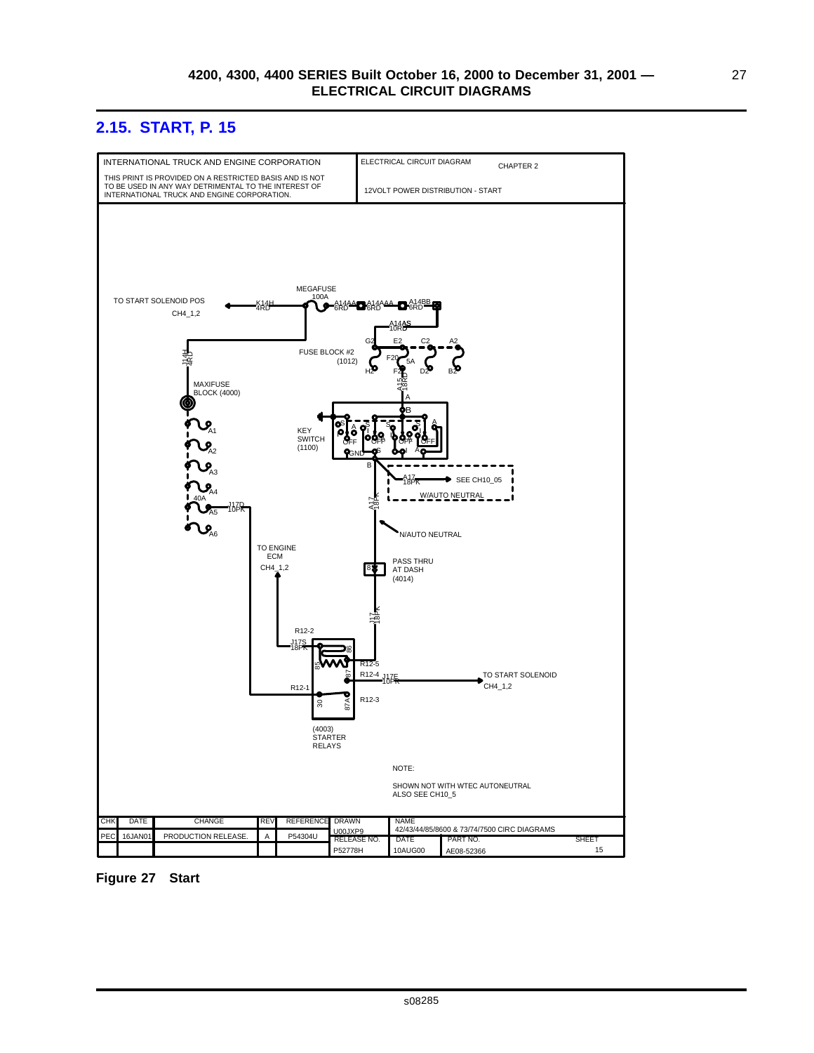## 2.15. START, P. 15

| INTERNATIONAL TRUCK AND ENGINE CORPORATION | ELECTRICAL CIRCUIT DIAGRAM | CHAPTER 2 |
|---|---|---|
| THIS PRINT IS PROVIDED ON A RESTRICTED BASIS AND IS NOT TO BE USED IN ANY WAY DETRIMENTAL TO THE INTEREST OF INTERNATIONAL TRUCK AND ENGINE CORPORATION. | 12VOLT POWER DISTRIBUTION - START | |

TO START SOLENOID POS CH4_1,2

K14H 4RD

MEGAFUSE 100A

A14AA 6RD — A14AAA 6RD — A14BB 6RD

A14AS 10RD

FUSE BLOCK #2 (1012)

G2 E2 C2 A2

F20 5A

H2 F2 D2 B2

A15 18RD

J14H 4RD

MAXIFUSE BLOCK (4000)

A1 A2 A3 A4 40A A5 A6

J17D 10PK

KEY SWITCH (1100)

S A I OFF GND B S I OFF A OFF

A17 18PK → SEE CH10_05 W/AUTO NEUTRAL

A17 18PK

N/AUTO NEUTRAL

TO ENGINE ECM CH4_1,2

PASS THRU AT DASH (4014)

J17 18PK

R12-2

J17S 18PK

85 86 87 30 87A

R12-5

R12-4 J17E 10PK → TO START SOLENOID CH4_1,2

R12-1

R12-3

(4003) STARTER RELAYS

NOTE:

SHOWN NOT WITH WTEC AUTONEUTRAL ALSO SEE CH10_5

| CHK | DATE | CHANGE | REV | REFERENCE | DRAWN | NAME | | |
|---|---|---|---|---|---|---|---|---|
| PEC | 16JAN01 | PRODUCTION RELEASE. | A | P54304U | U00JXP9 | 42/43/44/85/8600 & 73/74/7500 CIRC DIAGRAMS | | |
| | | | | | RELEASE NO. | DATE | PART NO. | SHEET |
| | | | | | P52778H | 10AUG00 | AE08-52366 | 15 |

**Figure 27 Start**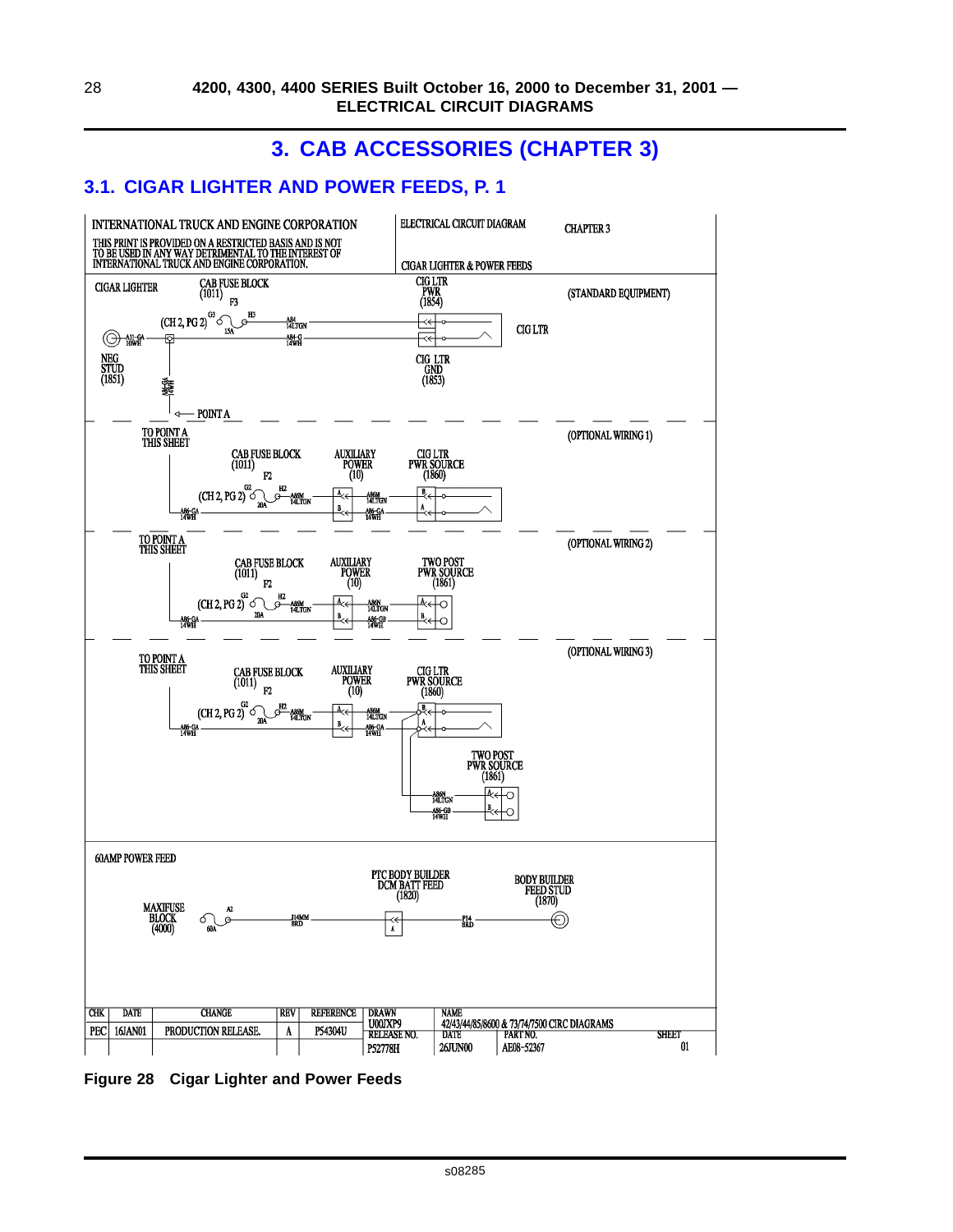## 3. CAB ACCESSORIES (CHAPTER 3)

### 3.1. CIGAR LIGHTER AND POWER FEEDS, P. 1

INTERNATIONAL TRUCK AND ENGINE CORPORATION

THIS PRINT IS PROVIDED ON A RESTRICTED BASIS AND IS NOT TO BE USED IN ANY WAY DETRIMENTAL TO THE INTEREST OF INTERNATIONAL TRUCK AND ENGINE CORPORATION.

ELECTRICAL CIRCUIT DIAGRAM — CHAPTER 3

CIGAR LIGHTER & POWER FEEDS

CIGAR LIGHTER (STANDARD EQUIPMENT)

CAB FUSE BLOCK (1011) F3; (CH 2, PG 2) G3 H3 15A; A84 14LTGN; A84-G 14WH; CIG LTR PWR (1854); CIG LTR; CIG LTR GND (1853); A11-GA 10WH; NEG STUD (1851); A86-GA 14WH; POINT A

(OPTIONAL WIRING 1)

TO POINT A THIS SHEET; CAB FUSE BLOCK (1011) F2; (CH 2, PG 2) G2 H2 20A; A86M 14LTGN; A86-GA 14WH; AUXILIARY POWER (10); A86M 14LTGN; A86-GA 14WH; CIG LTR PWR SOURCE (1860)

(OPTIONAL WIRING 2)

TO POINT A THIS SHEET; CAB FUSE BLOCK (1011) F2; (CH 2, PG 2) G2 H2 20A; A86M 14LTGN; A86-GA 14WH; AUXILIARY POWER (10); A86N 14LTGN; A86-GB 14WH; TWO POST PWR SOURCE (1861)

(OPTIONAL WIRING 3)

TO POINT A THIS SHEET; CAB FUSE BLOCK (1011) F2; (CH 2, PG 2) G2 H2 20A; A86M 14LTGN; A86-GA 14WH; AUXILIARY POWER (10); A86M 14LTGN; A86-GA 14WH; CIG LTR PWR SOURCE (1860); TWO POST PWR SOURCE (1861); A86N 14LTGN; A86-GB 14WH

60AMP POWER FEED

MAXIFUSE BLOCK (4000) A2 60A; J14MM 8RD; PTC BODY BUILDER DCM BATT FEED (1820); P14 8RD; BODY BUILDER FEED STUD (1870)

| CHK | DATE | CHANGE | REV | REFERENCE | DRAWN | NAME | | |
|---|---|---|---|---|---|---|---|---|
| PEC | 16JAN01 | PRODUCTION RELEASE. | A | P54304U | U00JXP9 | 42/43/44/85/8600 & 73/74/7500 CIRC DIAGRAMS | | |
| | | | | | RELEASE NO. | DATE | PART NO. | SHEET |
| | | | | | P52778H | 26JUN00 | AE08-52367 | 01 |

**Figure 28 Cigar Lighter and Power Feeds**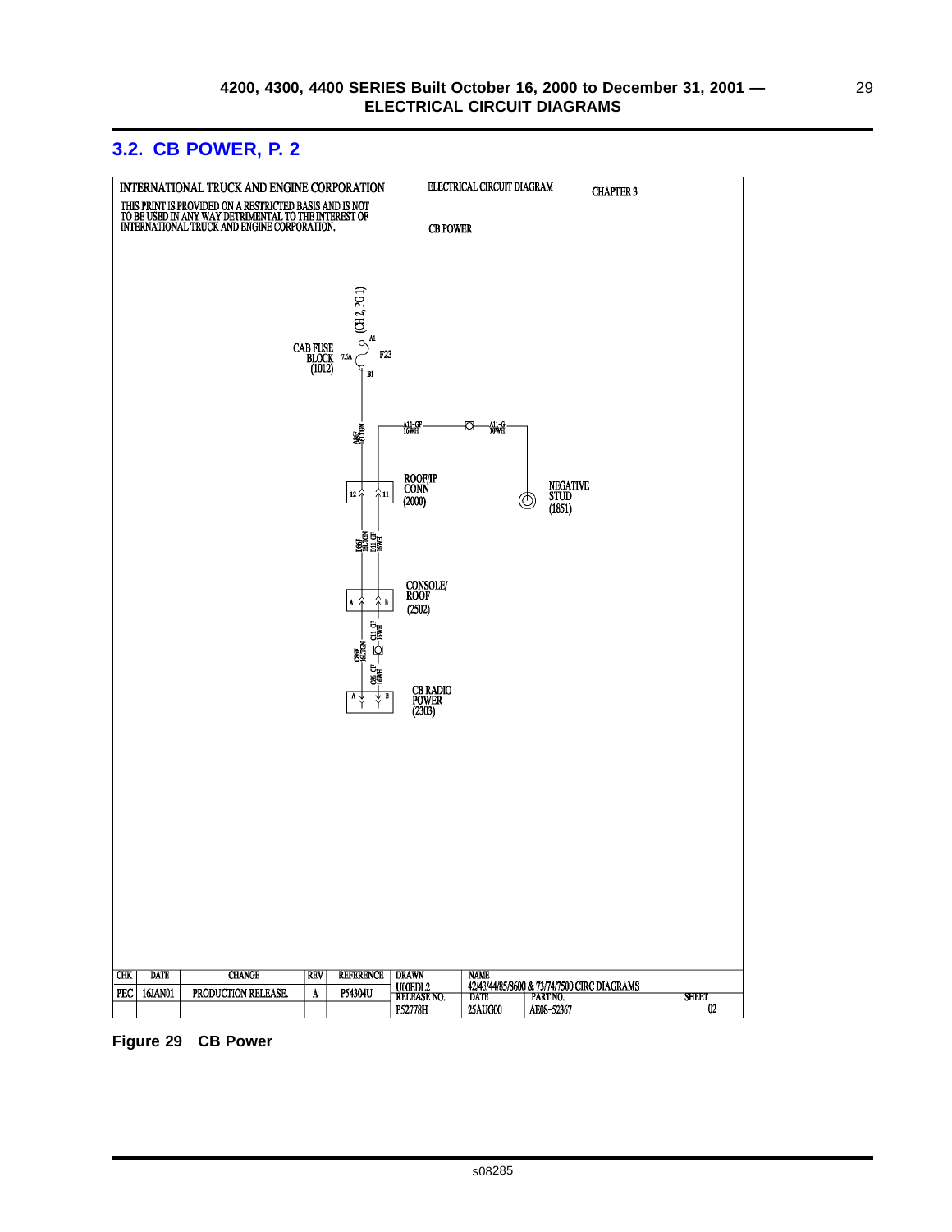## 3.2. CB POWER, P. 2

| INTERNATIONAL TRUCK AND ENGINE CORPORATION | ELECTRICAL CIRCUIT DIAGRAM | CHAPTER 3 |
|---|---|---|
| THIS PRINT IS PROVIDED ON A RESTRICTED BASIS AND IS NOT TO BE USED IN ANY WAY DETRIMENTAL TO THE INTEREST OF INTERNATIONAL TRUCK AND ENGINE CORPORATION. | CB POWER | |

(CH 2, PG 1)

A1

CAB FUSE BLOCK (1012) 7.5A F23

B1

A86F 16LTGN

A11-GF 16WH

A11-G 10WH

NEGATIVE STUD (1851)

ROOF/IP CONN (2000) 12 11

D86F 16LTGN D11-GF 16WH

CONSOLE/ROOF (2502) A B

C86F 16LTGN C11-GF 16WH

C86-GF 16WH

CB RADIO POWER (2303) A B

| CHK | DATE | CHANGE | REV | REFERENCE | DRAWN | NAME | | SHEET |
|---|---|---|---|---|---|---|---|---|
| PEC | 16JAN01 | PRODUCTION RELEASE. | A | P54304U | U00EDL2 | 42/43/44/85/8600 & 73/74/7500 CIRC DIAGRAMS | | |
| | | | | | RELEASE NO. | DATE | PART NO. | |
| | | | | | P52778H | 25AUG00 | AE08-52367 | 02 |

**Figure 29 CB Power**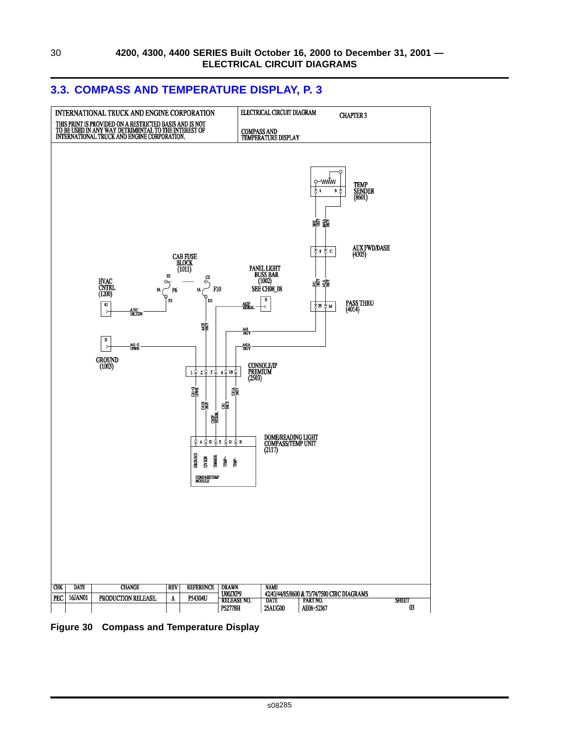## 3.3. COMPASS AND TEMPERATURE DISPLAY, P. 3

| INTERNATIONAL TRUCK AND ENGINE CORPORATION | ELECTRICAL CIRCUIT DIAGRAM | CHAPTER 3 |
|---|---|---|
| THIS PRINT IS PROVIDED ON A RESTRICTED BASIS AND IS NOT TO BE USED IN ANY WAY DETRIMENTAL TO THE INTEREST OF INTERNATIONAL TRUCK AND ENGINE CORPORATION. | COMPASS AND TEMPERATURE DISPLAY | |

TEMP SENDER (8601)

A B

M41 18GY　M41A 18GY

AUX FWD/DASH (4305)

B C

CAB FUSE BLOCK (1011)

B2　C2

5A F6　5A F10

F2　D2

PANEL LIGHT BUSS BAR (1002) SEE CH08_08

G

J41 18GY　J41A 18GY

PASS THRU (4014)

35 34

HVAC CNTRL (1200)

A1

A25C 18LTGN

A62F 18DKBL

A41B 18GY

A41 18GY

H

A41–G 18WH

A41A 18GY

GROUND (1003)

1 2 3 4 10

CONSOLE/IP PREMIUM (2503)

C41–G 18WH　C41B 18GY　C62F 18DKBL　C41 18GY　C41A 18GY

A D E G H

DOME/READING LIGHT COMPASS/TEMP UNIT (2117)

GROUND　12V IGN　DIMMER　TEMP +　TEMP -

COMPASS/TEMP MODULE

| CHK | DATE | CHANGE | REV | REFERENCE | DRAWN | NAME | | |
|---|---|---|---|---|---|---|---|---|
| PEC | 16JAN01 | PRODUCTION RELEASE. | A | P54304U | U00JXP9 | 42/43/44/85/8600 & 73/74/7500 CIRC DIAGRAMS | | |
| | | | | | RELEASE NO. | DATE | PART NO. | SHEET |
| | | | | | P52778H | 25AUG00 | AE08–52367 | 03 |

**Figure 30 Compass and Temperature Display**

s08285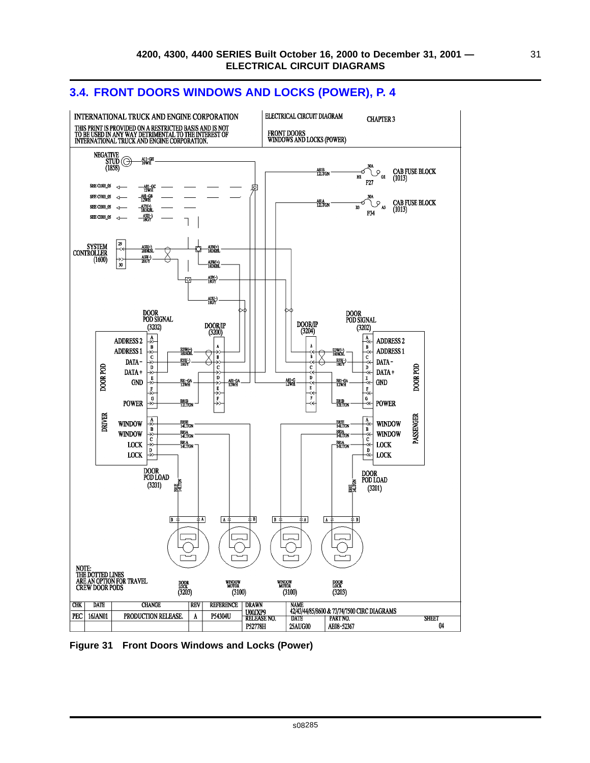## 3.4. FRONT DOORS WINDOWS AND LOCKS (POWER), P. 4

INTERNATIONAL TRUCK AND ENGINE CORPORATION

THIS PRINT IS PROVIDED ON A RESTRICTED BASIS AND IS NOT TO BE USED IN ANY WAY DETRIMENTAL TO THE INTEREST OF INTERNATIONAL TRUCK AND ENGINE CORPORATION.

ELECTRICAL CIRCUIT DIAGRAM

CHAPTER 3

FRONT DOORS WINDOWS AND LOCKS (POWER)

NEGATIVE STUD (1858)

A11-GH 10WH

SEE C1003_05 A81-GC 12WH

SEE C1003_05 A81-GB 12WH

SEE C1003_05 A3Y(+) 18DKBL

SEE C1003_05 A3Z(-) 18GY

A81B 12LTGN

30A H1 G1 F27 CAB FUSE BLOCK (1013)

A81A 12LTGN

30A B3 A3 F34 CAB FUSE BLOCK (1013)

SYSTEM CONTROLLER (1600)

29 A3F(+) 20DKBL

30 A3F(-) 20GY

A3N(+) 18DKBL

A3W(+) 18DKBL

A3P(-) 18GY

A3X(-) 18GY

DOOR POD SIGNAL (3202)

DOOR/IP (3200)

DOOR/IP (3204)

DOOR POD SIGNAL (3202)

DRIVER DOOR POD: A ADDRESS 2, B ADDRESS 1, C DATA -, D DATA +, E GND, G POWER

E33W(+) 18DKBL

E33X(-) 18GY

E81-GA 12WH

A81-GA 12WH

E81B 12LTGN

A81-G 12WH

E81-GA 12WH

E81B 12LTGN

PASSENGER DOOR POD: A ADDRESS 2, B ADDRESS 1, C DATA -, D DATA +, E GND, G POWER

DRIVER: A WINDOW, B WINDOW, C LOCK, D LOCK

E83B 14LTGN

E83A 14LTGN

E81A 14LTGN

E81E 14LTGN

PASSENGER: A WINDOW, B WINDOW, C LOCK, D LOCK

DOOR POD LOAD (3201)

DOOR POD LOAD (3201)

NOTE: THE DOTTED LINES ARE AN OPTION FOR TRAVEL CREW DOOR PODS

DOOR LOCK (3203)

WINDOW MOTOR (3100)

WINDOW MOTOR (3100)

DOOR LOCK (3203)

| CHK | DATE | CHANGE | REV | REFERENCE | DRAWN | NAME | | |
|---|---|---|---|---|---|---|---|---|
| PEC | 16JAN01 | PRODUCTION RELEASE. | A | P54304U | U00JXP9 | 42/43/44/85/8600 & 73/74/7500 CIRC DIAGRAMS | | |
| | | | | | RELEASE NO. | DATE | PART NO. | SHEET |
| | | | | | P52778H | 25AUG00 | AE08-52367 | 04 |

**Figure 31 Front Doors Windows and Locks (Power)**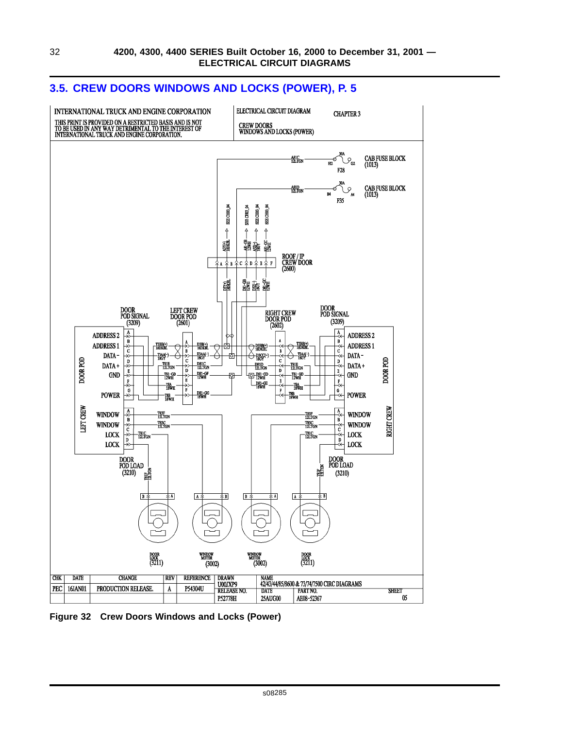## 3.5. CREW DOORS WINDOWS AND LOCKS (POWER), P. 5

INTERNATIONAL TRUCK AND ENGINE CORPORATION

THIS PRINT IS PROVIDED ON A RESTRICTED BASIS AND IS NOT TO BE USED IN ANY WAY DETRIMENTAL TO THE INTEREST OF INTERNATIONAL TRUCK AND ENGINE CORPORATION.

ELECTRICAL CIRCUIT DIAGRAM

CHAPTER 3

CREW DOORS WINDOWS AND LOCKS (POWER)

| CHK | DATE | CHANGE | REV | REFERENCE | DRAWN | NAME | | |
|---|---|---|---|---|---|---|---|---|
| PEC | 16JAN01 | PRODUCTION RELEASE. | A | P54304U | U00JXP9 | 42/43/44/85/8600 & 73/74/7500 CIRC DIAGRAMS | | |
| | | | | | RELEASE NO. | DATE | PART NO. | SHEET |
| | | | | | P52778H | 25AUG00 | AE08-52367 | 05 |

Figure 32 Crew Doors Windows and Locks (Power)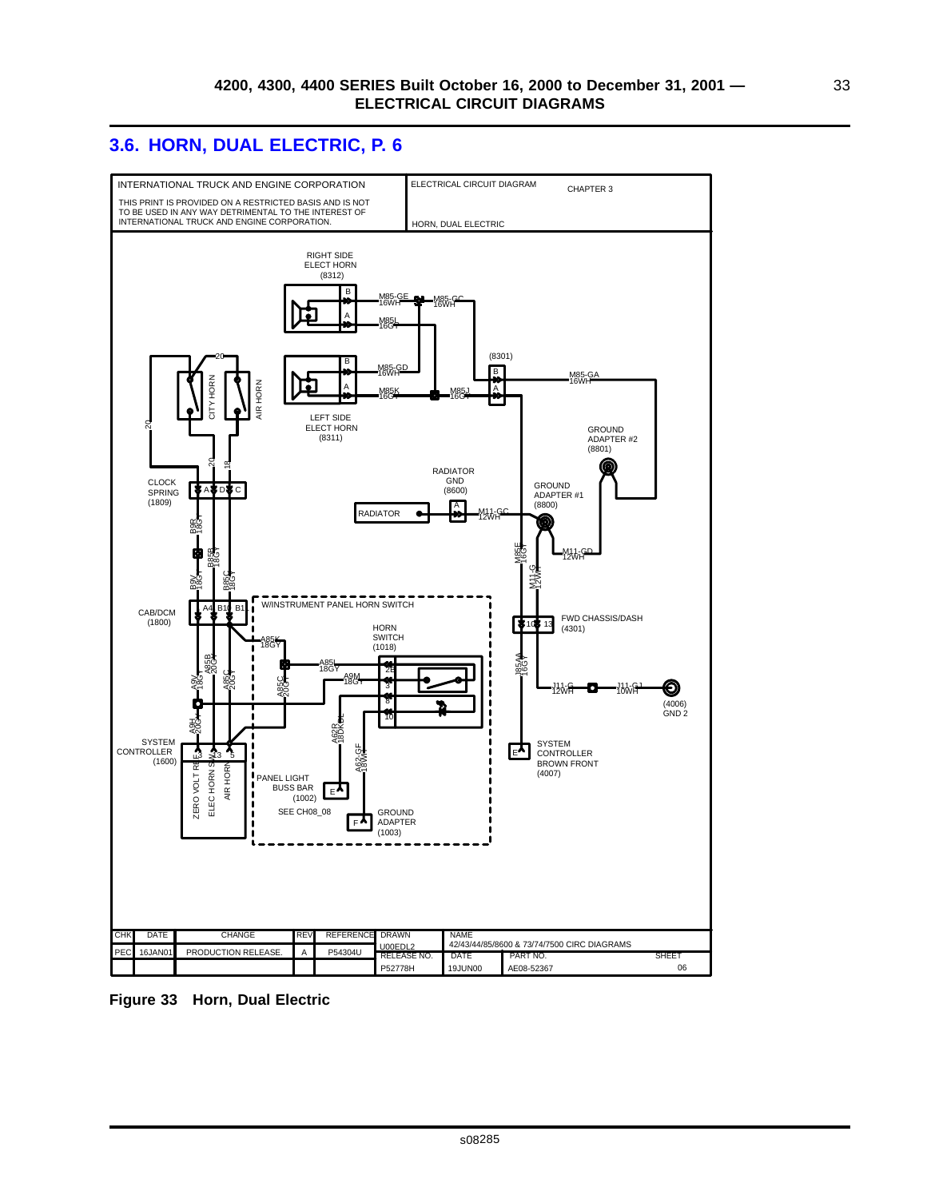## 3.6. HORN, DUAL ELECTRIC, P. 6

INTERNATIONAL TRUCK AND ENGINE CORPORATION

THIS PRINT IS PROVIDED ON A RESTRICTED BASIS AND IS NOT TO BE USED IN ANY WAY DETRIMENTAL TO THE INTEREST OF INTERNATIONAL TRUCK AND ENGINE CORPORATION.

ELECTRICAL CIRCUIT DIAGRAM — CHAPTER 3

HORN, DUAL ELECTRIC

RIGHT SIDE ELECT HORN (8312)

M85-GE 16WH, M85-GC 16WH, M85L 16GY

LEFT SIDE ELECT HORN (8311)

M85-GD 16WH, M85K 16GY, M85J 16GY

(8301) M85-GA 16WH

CITY HORN, AIR HORN

GROUND ADAPTER #2 (8801)

CLOCK SPRING (1809)

RADIATOR GND (8600)

RADIATOR

M11-GC 12WH

GROUND ADAPTER #1 (8800)

B8R 18GY, B85B 18GY, B8V 18GY, B85C 18GY

M85F 16GY, M11-GD 12WH, M11-G 12WH

CAB/DCM (1800)

W/INSTRUMENT PANEL HORN SWITCH

HORN SWITCH (1018)

FWD CHASSIS/DASH (4301)

A85K 18GY, A85L 18GY, A9M 18GY, A85B 20GY, A9V 18GY, A85C 20GY, A85C 20GY, J85A 16GY

J11-G 12WH, J11-GJ 10WH

(4006) GND 2

A9H 20GY, A62R 18DKGL, A62-GF 18WH

SYSTEM CONTROLLER (1600)

ZERO VOLT REF, ELEC HORN SW, AIR HORN

PANEL LIGHT BUSS BAR (1002) SEE CH08_08

GROUND ADAPTER (1003)

SYSTEM CONTROLLER BROWN FRONT (4007)

| CHK | DATE | CHANGE | REV | REFERENCE | DRAWN | NAME | | |
|---|---|---|---|---|---|---|---|---|
| PEC | 16JAN01 | PRODUCTION RELEASE. | A | P54304U | U00EDL2 | 42/43/44/85/8600 & 73/74/7500 CIRC DIAGRAMS | | |
| | | | | | RELEASE NO. | DATE | PART NO. | SHEET |
| | | | | | P52778H | 19JUN00 | AE08-52367 | 06 |

**Figure 33 Horn, Dual Electric**

s08285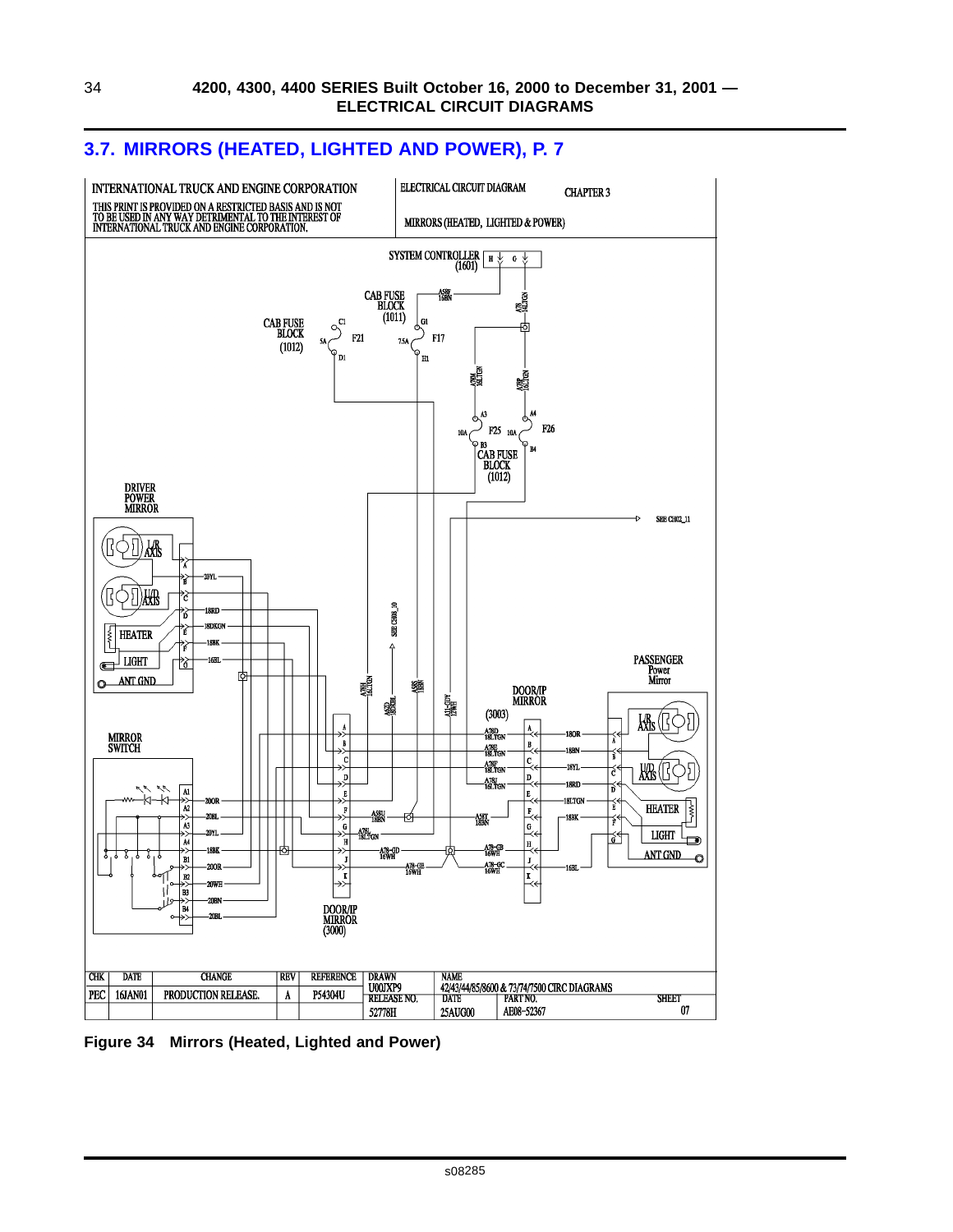## 3.7. MIRRORS (HEATED, LIGHTED AND POWER), P. 7

Figure 34 Mirrors (Heated, Lighted and Power)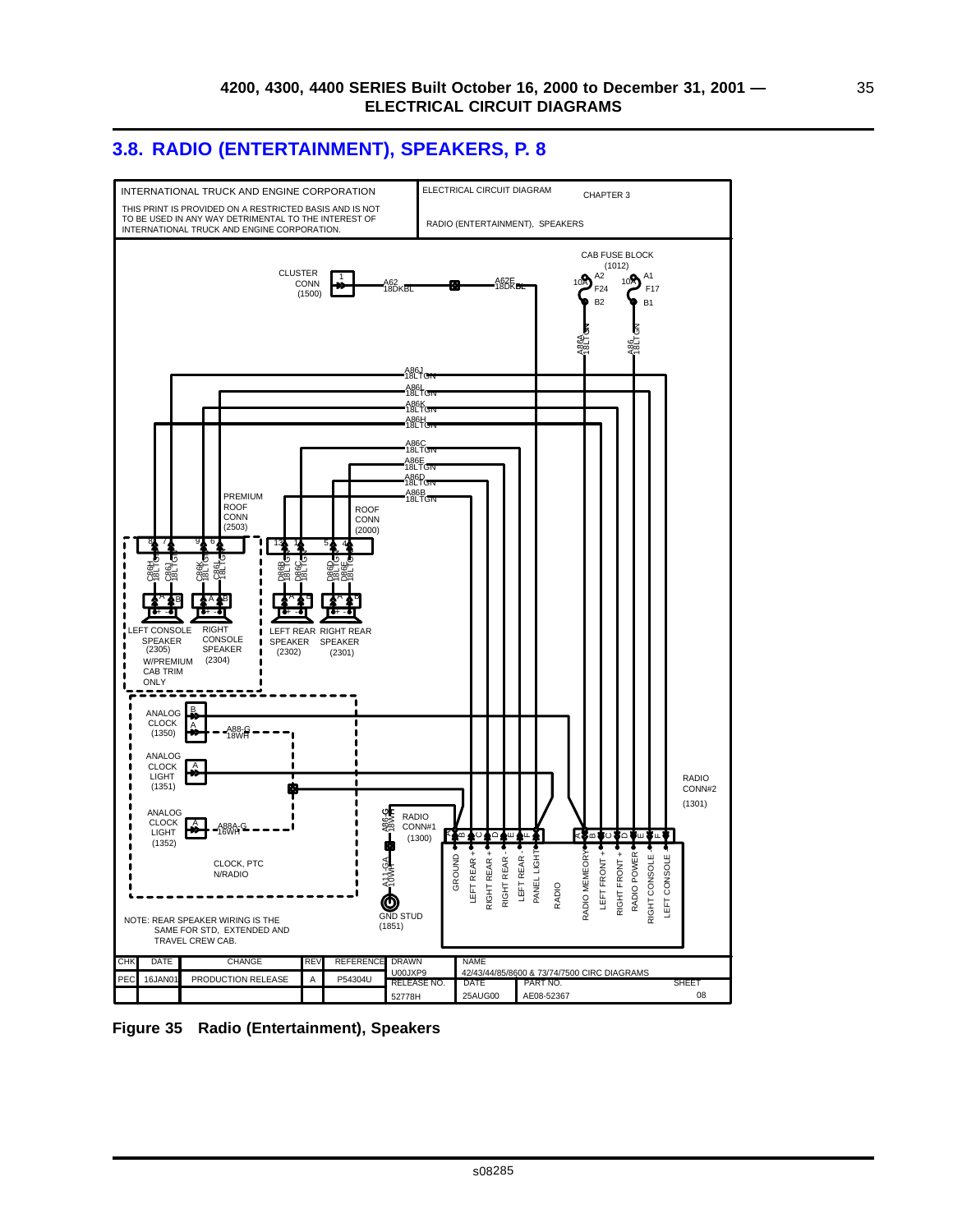## 3.8. RADIO (ENTERTAINMENT), SPEAKERS, P. 8

INTERNATIONAL TRUCK AND ENGINE CORPORATION

THIS PRINT IS PROVIDED ON A RESTRICTED BASIS AND IS NOT TO BE USED IN ANY WAY DETRIMENTAL TO THE INTEREST OF INTERNATIONAL TRUCK AND ENGINE CORPORATION.

ELECTRICAL CIRCUIT DIAGRAM CHAPTER 3

RADIO (ENTERTAINMENT), SPEAKERS

CAB FUSE BLOCK (1012)

CLUSTER CONN (1500)

A62 18DKBL

A62E 18DKBL

A86A 18LTGN

A86 18LTGN

A86J 18LTGN

A86L 18LTGN

A86K 18LTGN

A86H 18LTGN

A86C 18LTGN

A86E 18LTGN

A86D 18LTGN

A86B 18LTGN

PREMIUM ROOF CONN (2503)

ROOF CONN (2000)

C86H 18LTGN, C86J 18LTGN, C86K 18LTGN, C86L 18LTGN, D86B 18LTGN, D86C 18LTGN, D86D 18LTGN, D86E 18LTGN

LEFT CONSOLE SPEAKER (2305) W/PREMIUM CAB TRIM ONLY

RIGHT CONSOLE SPEAKER (2304)

LEFT REAR SPEAKER (2302)

RIGHT REAR SPEAKER (2301)

ANALOG CLOCK (1350)

A88-G 18WH

ANALOG CLOCK LIGHT (1351)

ANALOG CLOCK LIGHT (1352)

A88A-G 16WH

CLOCK, PTC N/RADIO

A86-G 18WH

A11-GA 10WH

GND STUD (1851)

RADIO CONN#1 (1300)

RADIO CONN#2 (1301)

GROUND, LEFT REAR +, RIGHT REAR +, RIGHT REAR -, LEFT REAR -, PANEL LIGHT, RADIO, RADIO MEMEORY, LEFT FRONT +, RIGHT FRONT +, RADIO POWER, RIGHT CONSOLE -, LEFT CONSOLE -

NOTE: REAR SPEAKER WIRING IS THE SAME FOR STD, EXTENDED AND TRAVEL CREW CAB.

| CHK | DATE | CHANGE | REV | REFERENCE | DRAWN | NAME | | |
|---|---|---|---|---|---|---|---|---|
| | | | | | U00JXP9 | 42/43/44/85/8600 & 73/74/7500 CIRC DIAGRAMS | | |
| PEC | 16JAN01 | PRODUCTION RELEASE | A | P54304U | RELEASE NO. | DATE | PART NO. | SHEET |
| | | | | | 52778H | 25AUG00 | AE08-52367 | 08 |

**Figure 35 Radio (Entertainment), Speakers**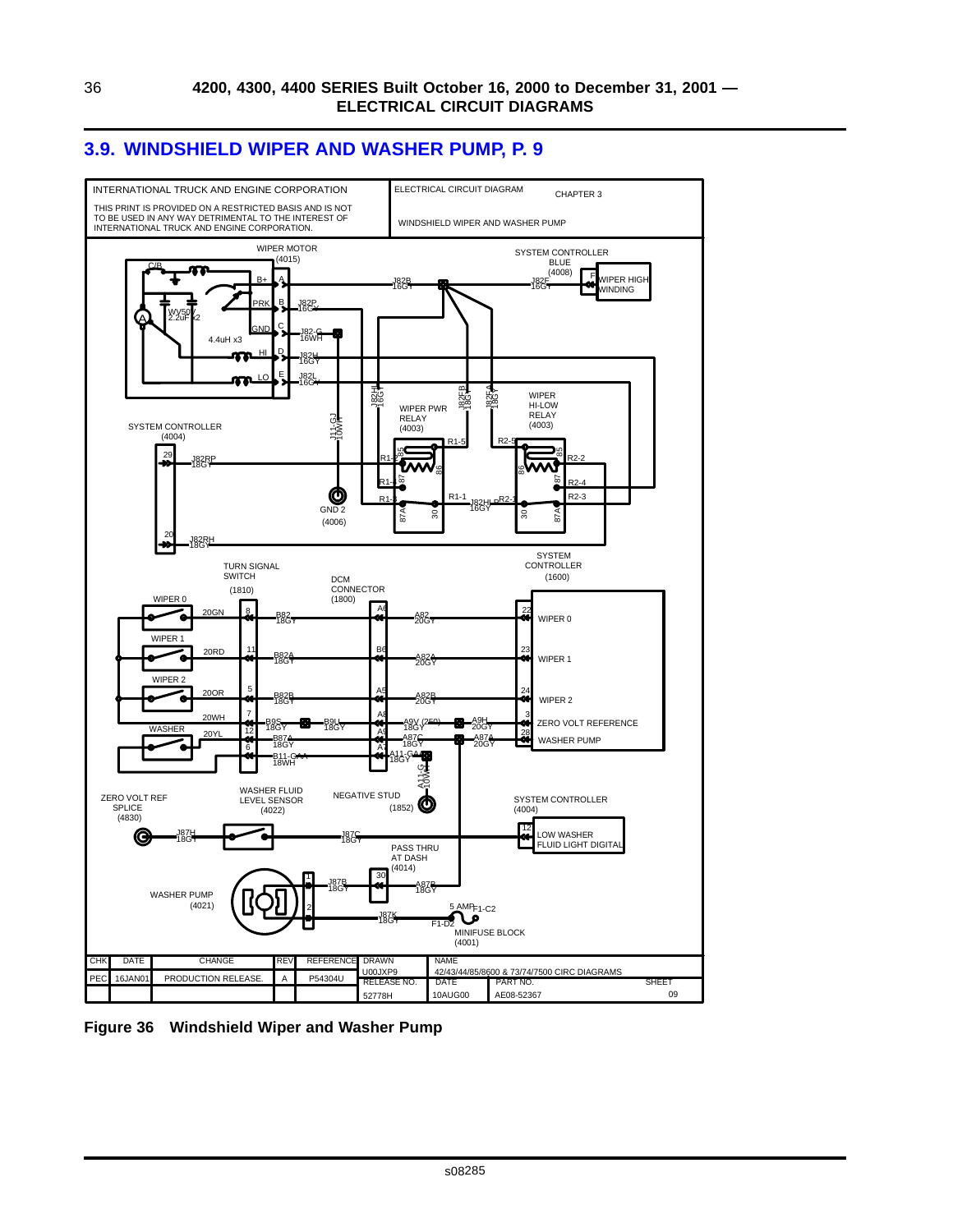## 3.9. WINDSHIELD WIPER AND WASHER PUMP, P. 9

INTERNATIONAL TRUCK AND ENGINE CORPORATION

THIS PRINT IS PROVIDED ON A RESTRICTED BASIS AND IS NOT TO BE USED IN ANY WAY DETRIMENTAL TO THE INTEREST OF INTERNATIONAL TRUCK AND ENGINE CORPORATION.

ELECTRICAL CIRCUIT DIAGRAM — CHAPTER 3

WINDSHIELD WIPER AND WASHER PUMP

| CHK | DATE | CHANGE | REV | REFERENCE | DRAWN | NAME | | |
|---|---|---|---|---|---|---|---|---|
| PEC | 16JAN01 | PRODUCTION RELEASE. | A | P54304U | U00JXP9 | 42/43/44/85/8600 & 73/74/7500 CIRC DIAGRAMS | | |
| | | | | | RELEASE NO. | DATE | PART NO. | SHEET |
| | | | | | 52778H | 10AUG00 | AE08-52367 | 09 |

s08285

**Figure 36 Windshield Wiper and Washer Pump**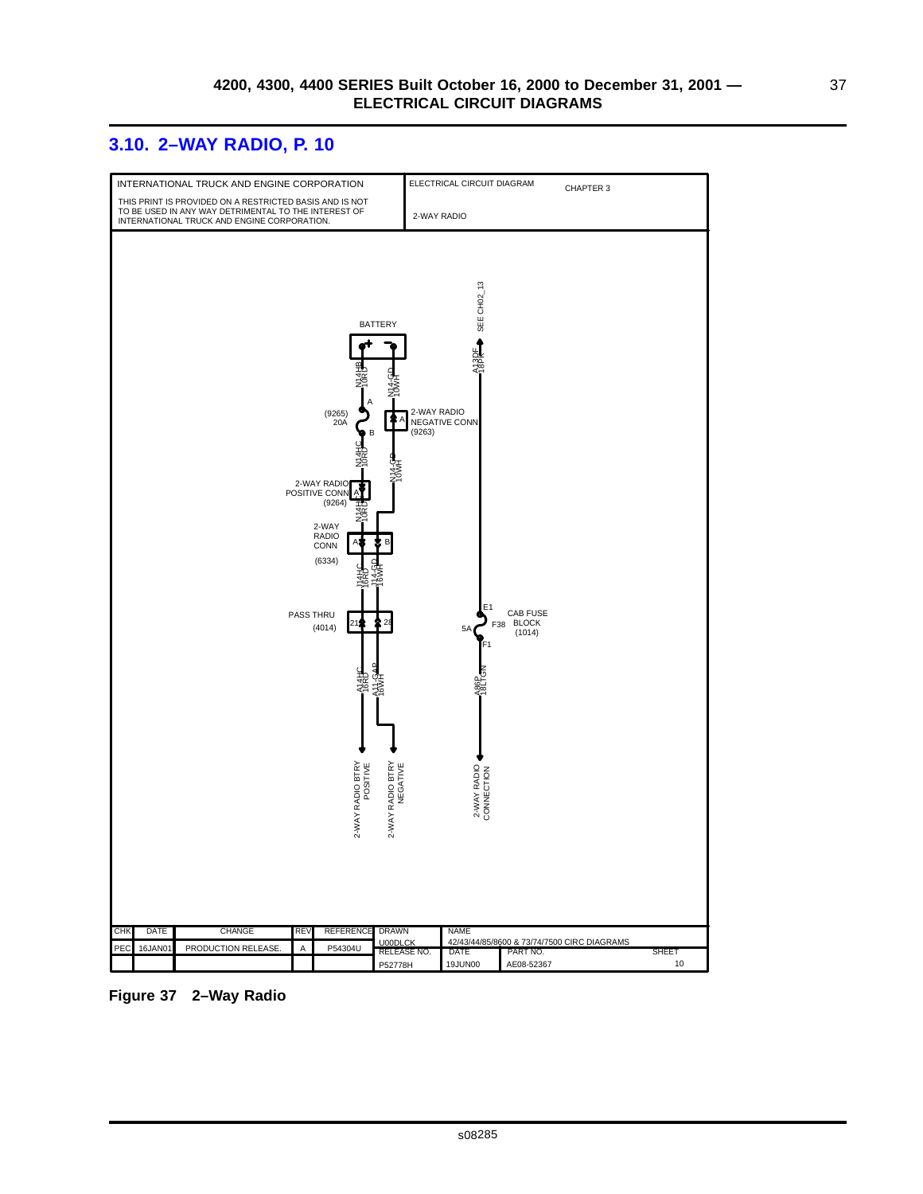## 3.10. 2–WAY RADIO, P. 10

INTERNATIONAL TRUCK AND ENGINE CORPORATION

THIS PRINT IS PROVIDED ON A RESTRICTED BASIS AND IS NOT TO BE USED IN ANY WAY DETRIMENTAL TO THE INTEREST OF INTERNATIONAL TRUCK AND ENGINE CORPORATION.

ELECTRICAL CIRCUIT DIAGRAM — CHAPTER 3

2-WAY RADIO

BATTERY

N14HB 10RD

N14-GD 10WH

(9265) 20A

2-WAY RADIO NEGATIVE CONN (9263)

N14HC 10RD

N14-GD 10WH

2-WAY RADIO POSITIVE CONN (9264)

N14HC 10RD

2-WAY RADIO CONN (6334)

J14HC 16RD

J14-GD 16WH

PASS THRU (4014)

A14HC 16RD

A11-GAP 16WH

2-WAY RADIO BTRY POSITIVE

2-WAY RADIO BTRY NEGATIVE

SEE CH02_13

A13DF 18PK

CAB FUSE BLOCK (1014)

F38 5A

A86P 18LTGN

2-WAY RADIO CONNECTION

| CHK | DATE | CHANGE | REV | REFERENCE | DRAWN | NAME | | |
|---|---|---|---|---|---|---|---|---|
| PEC | 16JAN01 | PRODUCTION RELEASE. | A | P54304U | U00DLCK | 42/43/44/85/8600 & 73/74/7500 CIRC DIAGRAMS | | |
| | | | | | RELEASE NO. | DATE | PART NO. | SHEET |
| | | | | | P52778H | 19JUN00 | AE08-52367 | 10 |

**Figure 37 2–Way Radio**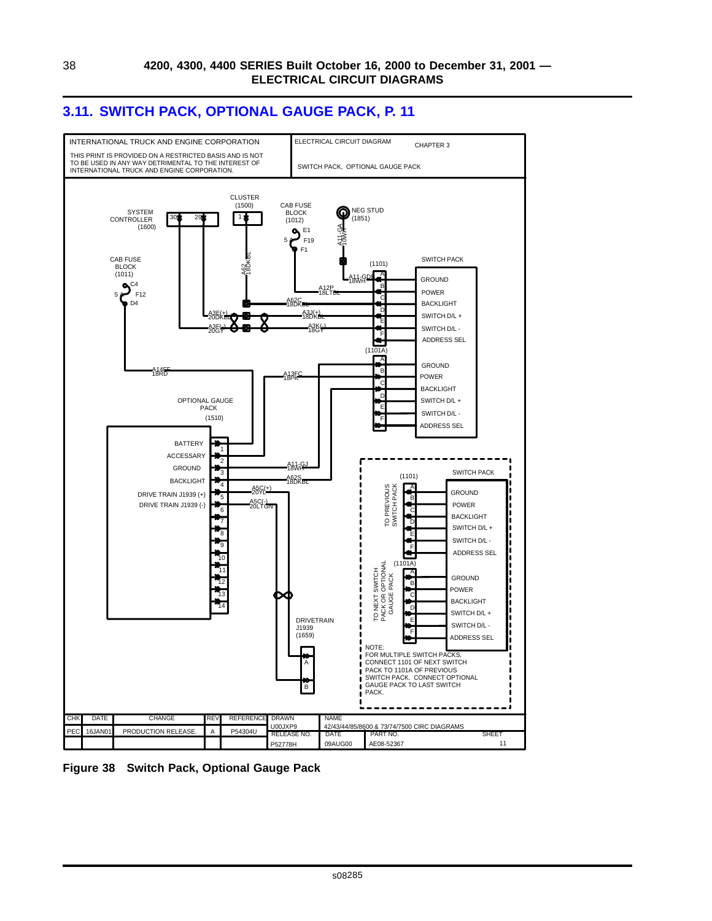## 3.11. SWITCH PACK, OPTIONAL GAUGE PACK, P. 11

INTERNATIONAL TRUCK AND ENGINE CORPORATION

THIS PRINT IS PROVIDED ON A RESTRICTED BASIS AND IS NOT TO BE USED IN ANY WAY DETRIMENTAL TO THE INTEREST OF INTERNATIONAL TRUCK AND ENGINE CORPORATION.

ELECTRICAL CIRCUIT DIAGRAM — CHAPTER 3

SWITCH PACK, OPTIONAL GAUGE PACK

SYSTEM CONTROLLER (1600) 30, 29

CLUSTER (1500) 1

CAB FUSE BLOCK (1012) E1, 5, F19, F1

NEG STUD (1851)

CAB FUSE BLOCK (1011) C4, 5, F12, D4

A11-GA 10WH

A62 18DKBL

SWITCH PACK (1101): A GROUND, B POWER, C BACKLIGHT, D SWITCH D/L +, E SWITCH D/L -, F ADDRESS SEL

A11-GDA 18WH, A12P 18LTBL, A62C 18DKBL, A3E(+) 20DKBL, A3J(+) 18DKBL, A3F(-) 20GY, A3K(-) 18GY

(1101A): A GROUND, B POWER, C BACKLIGHT, D SWITCH D/L +, E SWITCH D/L -, F ADDRESS SEL

A145E 18RD, A13FC 18PK

OPTIONAL GAUGE PACK (1510): 1 BATTERY, 2 ACCESSARY, 3 GROUND, 4 BACKLIGHT, 5 DRIVE TRAIN J1939 (+), 6 DRIVE TRAIN J1939 (-), 7, 8, 9, 10, 11, 12, 13, 14

A11-GJ 18WH, A62S 18DKBL, A5C(+) 20YL, A5C(-) 20LTGN

DRIVETRAIN J1939 (1659) A, B

SWITCH PACK (1101) — TO PREVIOUS SWITCH PACK: A GROUND, B POWER, C BACKLIGHT, D SWITCH D/L +, E SWITCH D/L -, F ADDRESS SEL

(1101A) — TO NEXT SWITCH PACK OR OPTIONAL GAUGE PACK: A GROUND, B POWER, C BACKLIGHT, D SWITCH D/L +, E SWITCH D/L -, F ADDRESS SEL

NOTE: FOR MULTIPLE SWITCH PACKS, CONNECT 1101 OF NEXT SWITCH PACK TO 1101A OF PREVIOUS SWITCH PACK. CONNECT OPTIONAL GAUGE PACK TO LAST SWITCH PACK.

| CHK | DATE | CHANGE | REV | REFERENCE | DRAWN | NAME | | |
|---|---|---|---|---|---|---|---|---|
| PEC | 16JAN01 | PRODUCTION RELEASE. | A | P54304U | U00JXP9 | 42/43/44/85/8600 & 73/74/7500 CIRC DIAGRAMS | | |
| | | | | | RELEASE NO. | DATE | PART NO. | SHEET |
| | | | | | P52778H | 09AUG00 | AE08-52367 | 11 |

**Figure 38 Switch Pack, Optional Gauge Pack**

s08285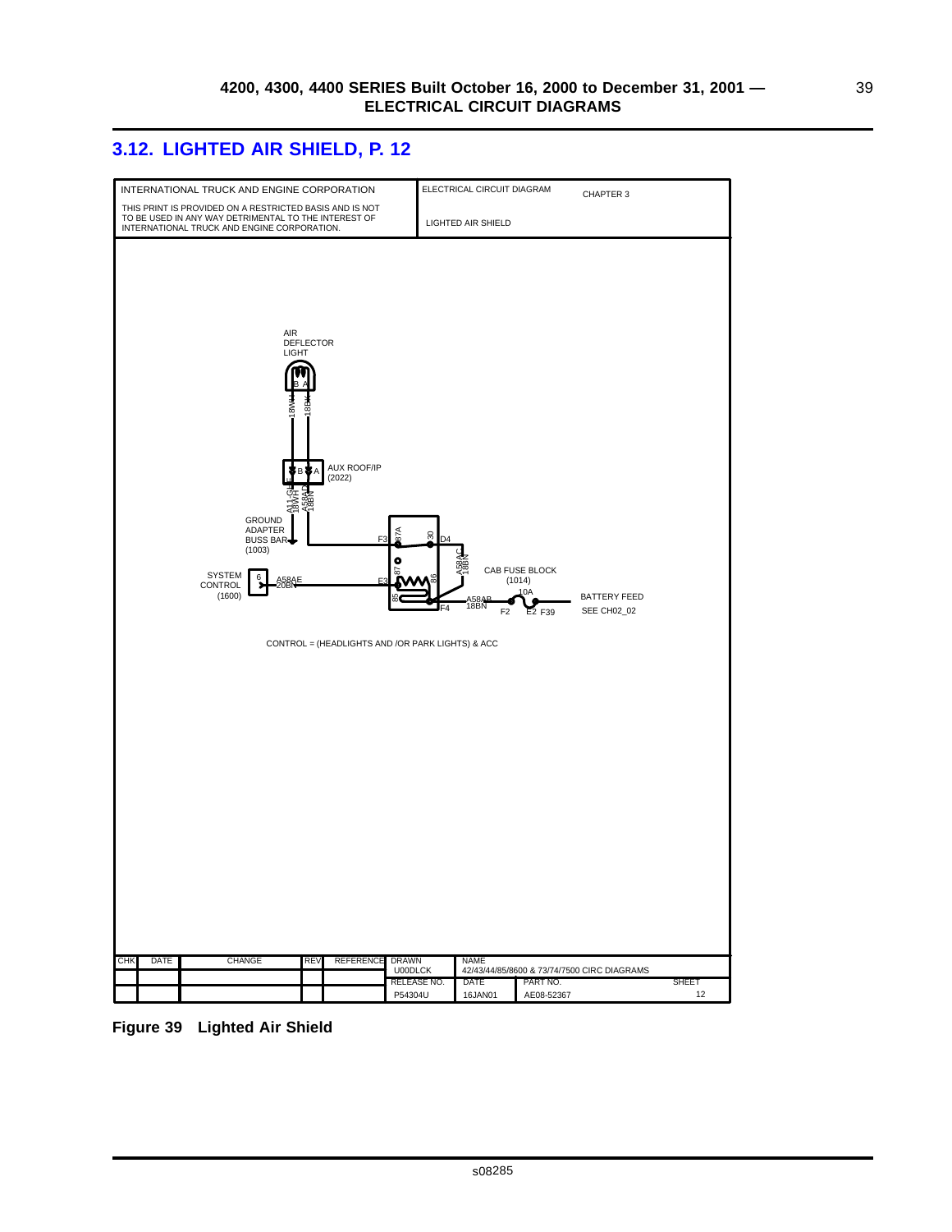## 3.12. LIGHTED AIR SHIELD, P. 12

| INTERNATIONAL TRUCK AND ENGINE CORPORATION | ELECTRICAL CIRCUIT DIAGRAM | CHAPTER 3 |
|---|---|---|
| THIS PRINT IS PROVIDED ON A RESTRICTED BASIS AND IS NOT TO BE USED IN ANY WAY DETRIMENTAL TO THE INTEREST OF INTERNATIONAL TRUCK AND ENGINE CORPORATION. | LIGHTED AIR SHIELD | |

AIR DEFLECTOR LIGHT

B A

18WH 18BK

B A AUX ROOF/IP (2022)

A11G 18WH A58AD 18BN

GROUND ADAPTER BUSS BAR (1003)

F3 87A 30 D4

87 86 A58AC 18BN

SYSTEM CONTROL (1600) 6 A58AE 20BN E3 85 F4

CAB FUSE BLOCK (1014) 10A

A58AB 18BN F2 E2 F39

BATTERY FEED SEE CH02_02

CONTROL = (HEADLIGHTS AND /OR PARK LIGHTS) & ACC

| CHK | DATE | CHANGE | REV | REFERENCE | DRAWN | NAME | | |
|---|---|---|---|---|---|---|---|---|
| | | | | | U00DLCK | 42/43/44/85/8600 & 73/74/7500 CIRC DIAGRAMS | | |
| | | | | | RELEASE NO. | DATE | PART NO. | SHEET |
| | | | | | P54304U | 16JAN01 | AE08-52367 | 12 |

**Figure 39 Lighted Air Shield**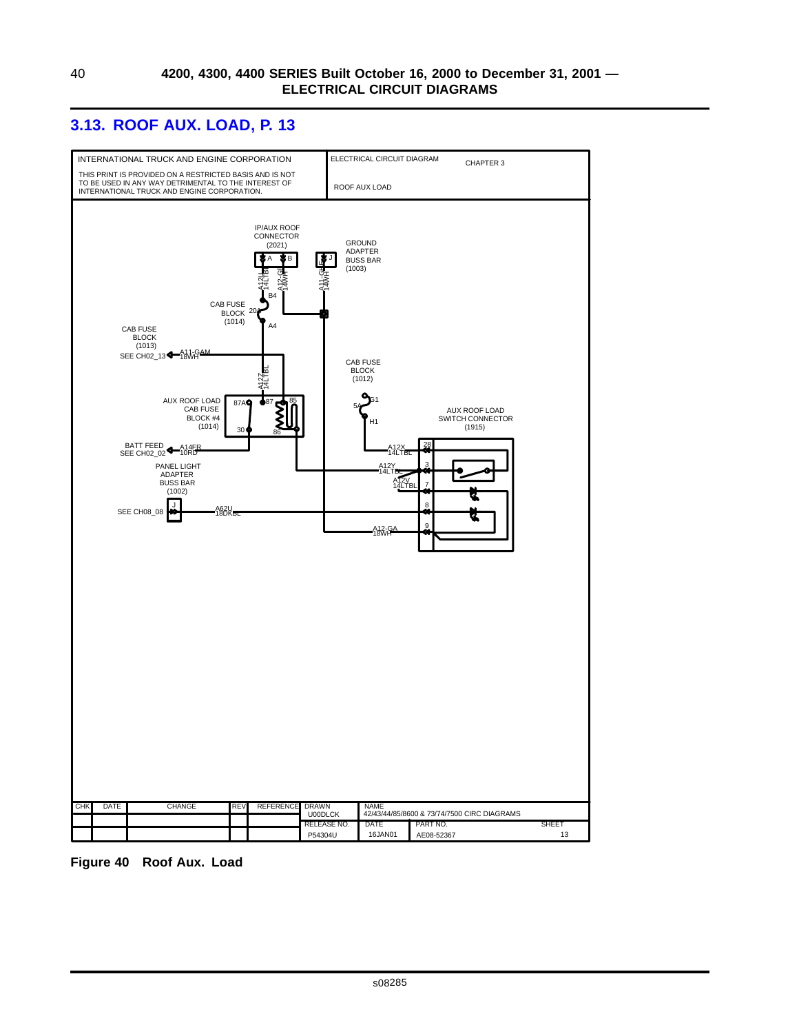## 3.13. ROOF AUX. LOAD, P. 13

| INTERNATIONAL TRUCK AND ENGINE CORPORATION | ELECTRICAL CIRCUIT DIAGRAM | CHAPTER 3 |
|---|---|---|
| THIS PRINT IS PROVIDED ON A RESTRICTED BASIS AND IS NOT TO BE USED IN ANY WAY DETRIMENTAL TO THE INTEREST OF INTERNATIONAL TRUCK AND ENGINE CORPORATION. | ROOF AUX LOAD | |

IP/AUX ROOF CONNECTOR (2021)

GROUND ADAPTER BUSS BAR (1003)

A12U 14LTBL — A12-GE 14WH — A11-GE 14WH

CAB FUSE BLOCK (1014) 20A B4 A4

CAB FUSE BLOCK (1013) SEE CH02_13 — A11-GAM 18WH

A127 14LTBL

CAB FUSE BLOCK (1012) 5A G1 H1

AUX ROOF LOAD CAB FUSE BLOCK #4 (1014) 87A 87 85 30 86

AUX ROOF LOAD SWITCH CONNECTOR (1915)

BATT FEED SEE CH02_02 — A14FR 10RD

A12X 14LTBL (28)

PANEL LIGHT ADAPTER BUSS BAR (1002)

A12Y 14LTBL (3)

A12V 14LTBL (7)

SEE CH08_08 J — A62U 18DKBL (8)

A12-GA 18WH (9)

| CHK | DATE | CHANGE | REV | REFERENCE | DRAWN | NAME | | |
|---|---|---|---|---|---|---|---|---|
| | | | | | U00DLCK | 42/43/44/85/8600 & 73/74/7500 CIRC DIAGRAMS | | |
| | | | | | RELEASE NO. | DATE | PART NO. | SHEET |
| | | | | | P54304U | 16JAN01 | AE08-52367 | 13 |

**Figure 40 Roof Aux. Load**

s08285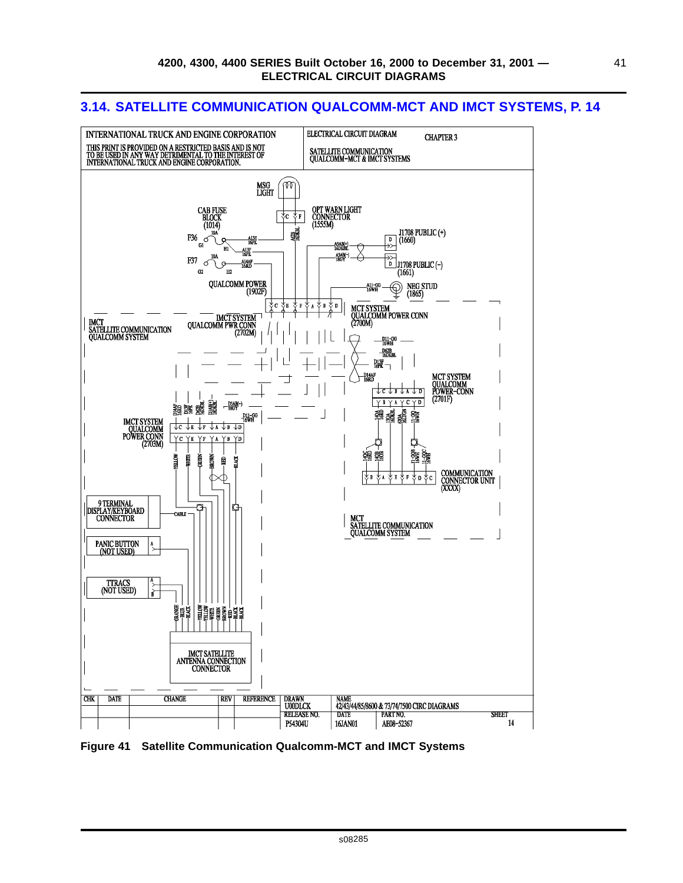## 3.14. SATELLITE COMMUNICATION QUALCOMM-MCT AND IMCT SYSTEMS, P. 14

INTERNATIONAL TRUCK AND ENGINE CORPORATION

THIS PRINT IS PROVIDED ON A RESTRICTED BASIS AND IS NOT TO BE USED IN ANY WAY DETRIMENTAL TO THE INTEREST OF INTERNATIONAL TRUCK AND ENGINE CORPORATION.

ELECTRICAL CIRCUIT DIAGRAM — CHAPTER 3

SATELLITE COMMUNICATION QUALCOMM-MCT & IMCT SYSTEMS

MSG LIGHT

CAB FUSE BLOCK (1014)

F36 10A G1 H1 A13F 16PK A13F 16PK

F37 10A G2 H2 A14AF 16RD

OPT WARN LIGHT CONNECTOR (1555M)

A62B 16DKBL

A3AB(+) 16DKBL

A3AB(–) 16GY

J1708 PUBLIC (+) (1660)

J1708 PUBLIC (–) (1661)

QUALCOMM POWER (1902F)

A11-GG 16WH

NEG STUD (1865)

MCT SYSTEM QUALCOMM POWER CONN (2700M)

IMCT SYSTEM QUALCOMM PWR CONN (2702M)

IMCT SATELLITE COMMUNICATION QUALCOMM SYSTEM

D11-GG 16WH

D62B 16DKBL

D13F 16PK

D14AF 16RD

MCT SYSTEM QUALCOMM POWER-CONN (2701F)

D14AF 16RD D13F 16PK D62B 16DKBL D3AB(+) 16DKBL D3AB(–) 16GY D11-GG 16WH

14QA 16RD 15QA 16DKBL 62QA 16LTGN 11-GQ 16WH

14QC 16RD 14QB 16OR 11-GQB 16WH 11-GQC 16WH

COMMUNICATION CONNECTOR UNIT (XXXX)

IMCT SYSTEM QUALCOMM POWER CONN (2703M)

YELLOW WHITE GREEN BROWN RED BLACK

9 TERMINAL DISPLAY/KEYBOARD CONNECTOR

CABLE

MCT SATELLITE COMMUNICATION QUALCOMM SYSTEM

PANIC BUTTON (NOT USED)

TTRACS (NOT USED)

ORANGE BLUE BLACK YELLOW YELLOW WHITE GREEN BROWN RED BLACK BLACK

IMCT SATELLITE ANTENNA CONNECTION CONNECTOR

| CHK | DATE | CHANGE | REV | REFERENCE | DRAWN | NAME | | SHEET |
|---|---|---|---|---|---|---|---|---|
| | | | | | U00DLCK | 42/43/44/85/8600 & 73/74/7500 CIRC DIAGRAMS | | |
| | | | | | RELEASE NO. | DATE | PART NO. | 14 |
| | | | | | P54304U | 16JAN01 | AE08-52367 | |

**Figure 41 Satellite Communication Qualcomm-MCT and IMCT Systems**

s08285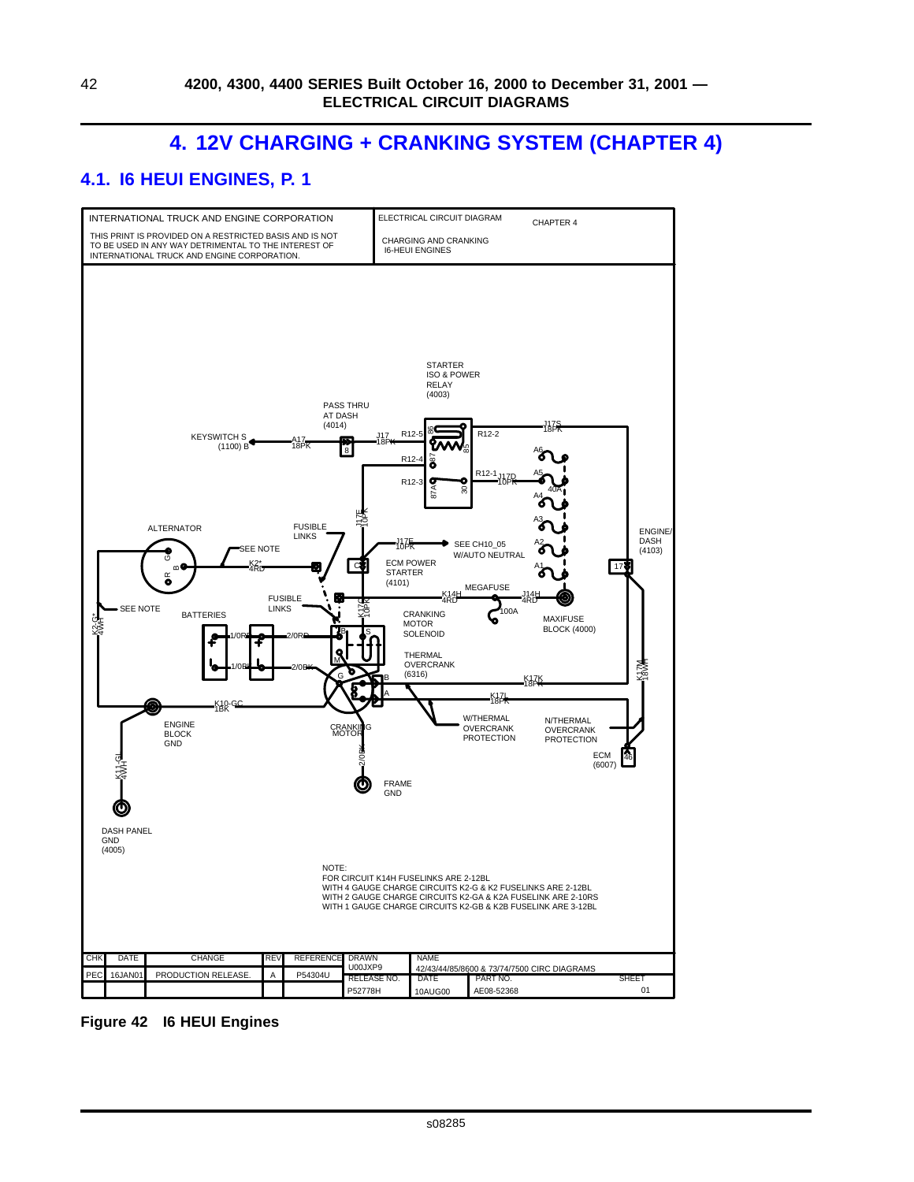# 4. 12V CHARGING + CRANKING SYSTEM (CHAPTER 4)

## 4.1. I6 HEUI ENGINES, P. 1

INTERNATIONAL TRUCK AND ENGINE CORPORATION

THIS PRINT IS PROVIDED ON A RESTRICTED BASIS AND IS NOT TO BE USED IN ANY WAY DETRIMENTAL TO THE INTEREST OF INTERNATIONAL TRUCK AND ENGINE CORPORATION.

ELECTRICAL CIRCUIT DIAGRAM — CHAPTER 4

CHARGING AND CRANKING I6-HEUI ENGINES

NOTE:
FOR CIRCUIT K14H FUSELINKS ARE 2-12BL
WITH 4 GAUGE CHARGE CIRCUITS K2-G & K2 FUSELINKS ARE 2-12BL
WITH 2 GAUGE CHARGE CIRCUITS K2-GA & K2A FUSELINK ARE 2-10RS
WITH 1 GAUGE CHARGE CIRCUITS K2-GB & K2B FUSELINK ARE 3-12BL

| CHK | DATE | CHANGE | REV | REFERENCE | DRAWN | NAME | | SHEET |
|---|---|---|---|---|---|---|---|---|
| | | | | | U00JXP9 | 42/43/44/85/8600 & 73/74/7500 CIRC DIAGRAMS | | |
| PEC | 16JAN01 | PRODUCTION RELEASE. | A | P54304U | RELEASE NO. | DATE | PART NO. | |
| | | | | | P52778H | 10AUG00 | AE08-52368 | 01 |

**Figure 42 I6 HEUI Engines**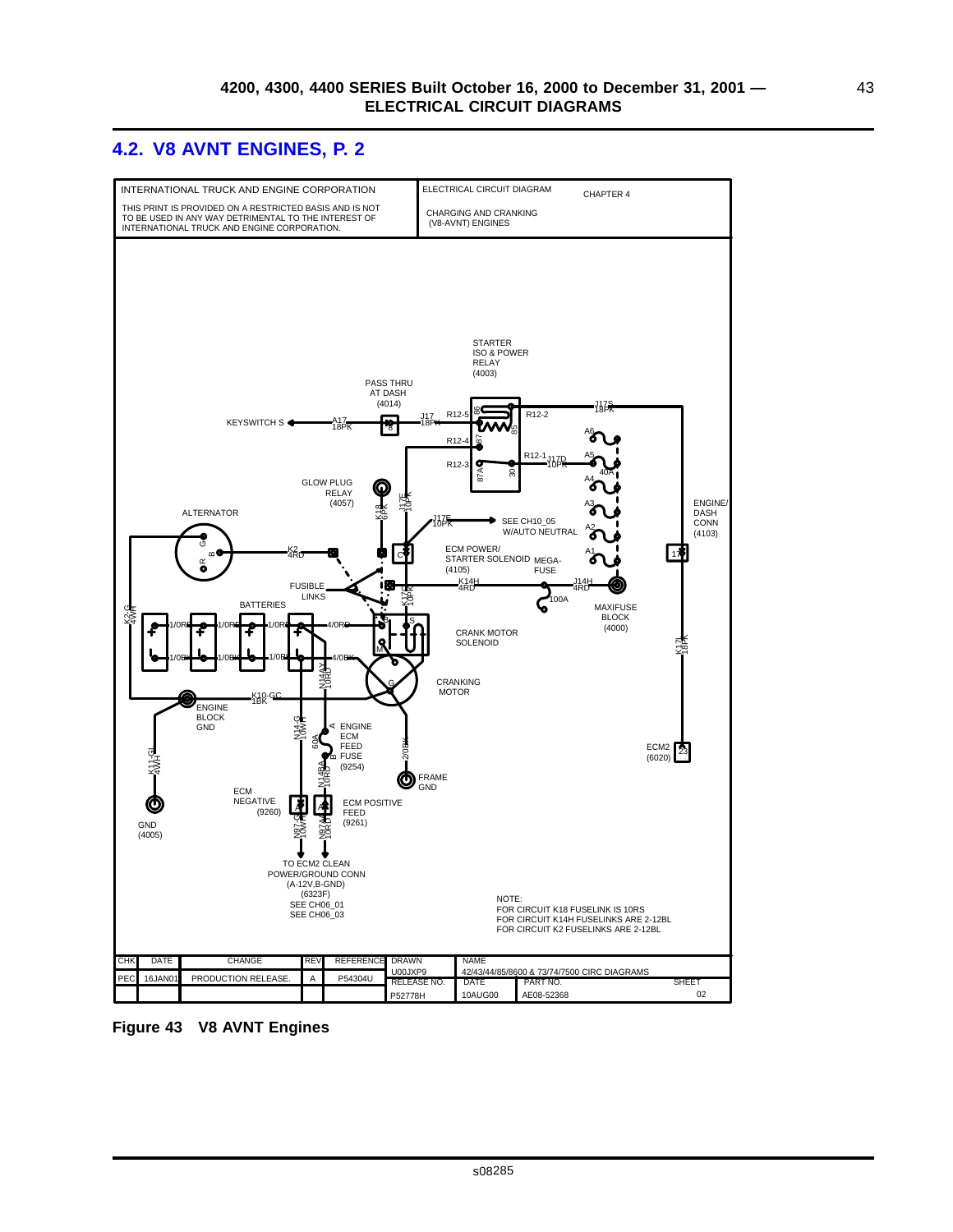## 4.2. V8 AVNT ENGINES, P. 2

INTERNATIONAL TRUCK AND ENGINE CORPORATION

THIS PRINT IS PROVIDED ON A RESTRICTED BASIS AND IS NOT TO BE USED IN ANY WAY DETRIMENTAL TO THE INTEREST OF INTERNATIONAL TRUCK AND ENGINE CORPORATION.

ELECTRICAL CIRCUIT DIAGRAM

CHAPTER 4

CHARGING AND CRANKING (V8-AVNT) ENGINES

STARTER ISO & POWER RELAY (4003)

PASS THRU AT DASH (4014)

KEYSWITCH S

A17 18PK

J17 18PK

R12-5, R12-2, R12-4, R12-1, R12-3

J17S 18PK

J17D 10PK

GLOW PLUG RELAY (4057)

K18 6PK

J17E 10PK

ALTERNATOR

K2 4RD

ECM POWER/ STARTER SOLENOID (4105)

MEGA-FUSE

SEE CH10_05 W/AUTO NEUTRAL

K14H 4RD

J14H 4RD

100A

MAXIFUSE BLOCK (4000)

A1, A2, A3, A4, A5, A6, 40A

ENGINE/ DASH CONN (4103)

FUSIBLE LINKS

BATTERIES

K2-G 4WH

1/0RD, 1/0BK, 4/0RD, 4/0BK

K17 10PK

CRANK MOTOR SOLENOID

CRANKING MOTOR

N14A-Y 10RD

K10-GC 1BK

ENGINE BLOCK GND

N14-G 10WH

ENGINE ECM FEED FUSE (9254)

60A

N14BA 10RD

2/0BK

FRAME GND

K11-GL 4WH

GND (4005)

ECM NEGATIVE (9260)

ECM POSITIVE FEED (9261)

N97-G 10WH

N97A 10RD

TO ECM2 CLEAN POWER/GROUND CONN (A-12V,B-GND) (6323F) SEE CH06_01 SEE CH06_03

K17I 18PK

ECM2 (6020)

NOTE:
FOR CIRCUIT K18 FUSELINK IS 10RS
FOR CIRCUIT K14H FUSELINKS ARE 2-12BL
FOR CIRCUIT K2 FUSELINKS ARE 2-12BL

| CHK | DATE | CHANGE | REV | REFERENCE | DRAWN | NAME | | |
|---|---|---|---|---|---|---|---|---|
| PEC | 16JAN01 | PRODUCTION RELEASE. | A | P54304U | U00JXP9 | 42/43/44/85/8600 & 73/74/7500 CIRC DIAGRAMS | | |
| | | | | | RELEASE NO. | DATE | PART NO. | SHEET |
| | | | | | P52778H | 10AUG00 | AE08-52368 | 02 |

**Figure 43 V8 AVNT Engines**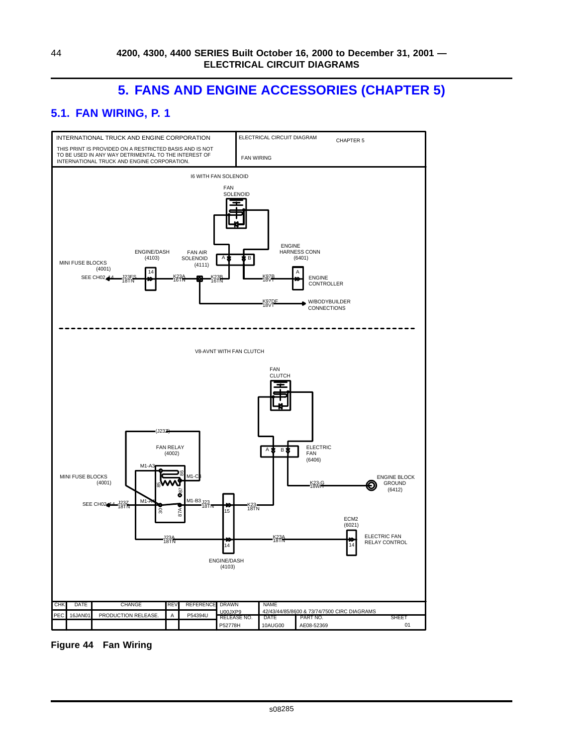# 5. FANS AND ENGINE ACCESSORIES (CHAPTER 5)

## 5.1. FAN WIRING, P. 1

INTERNATIONAL TRUCK AND ENGINE CORPORATION

THIS PRINT IS PROVIDED ON A RESTRICTED BASIS AND IS NOT TO BE USED IN ANY WAY DETRIMENTAL TO THE INTEREST OF INTERNATIONAL TRUCK AND ENGINE CORPORATION.

ELECTRICAL CIRCUIT DIAGRAM — CHAPTER 5

FAN WIRING

I6 WITH FAN SOLENOID

FAN SOLENOID

MINI FUSE BLOCKS (4001)

SEE CH02 14 J23FS 18TN

ENGINE/DASH (4103) 14

K23A 16TN

FAN AIR SOLENOID (4111) A B

K23B 16TN

ENGINE HARNESS CONN (6401) A

K97B 18VT

ENGINE CONTROLLER

K97DF 18VT

W/BODYBUILDER CONNECTIONS

V8-AVNT WITH FAN CLUTCH

FAN CLUTCH

(J23Z)

FAN RELAY (4002)

M1-A3 M1-C3 86 85 87 M1-A4 30 87A M1-B3

MINI FUSE BLOCKS (4001)

SEE CH02 14 J23Z 18TN

J23 18TN

15

K23 18TN

ELECTRIC FAN (6406) A B

K23-G 18WH

ENGINE BLOCK GROUND (6412)

J23A 18TN

14

ENGINE/DASH (4103)

K23A 18TN

ECM2 (6021) 14

ELECTRIC FAN RELAY CONTROL

| CHK | DATE | CHANGE | REV | REFERENCE | DRAWN | NAME | | |
|---|---|---|---|---|---|---|---|---|
| | | | | | U00JXP9 | 42/43/44/85/8600 & 73/74/7500 CIRC DIAGRAMS | | |
| PEC | 16JAN01 | PRODUCTION RELEASE. | A | P54394U | RELEASE NO. | DATE | PART NO. | SHEET |
| | | | | | P52778H | 10AUG00 | AE08-52369 | 01 |

**Figure 44 Fan Wiring**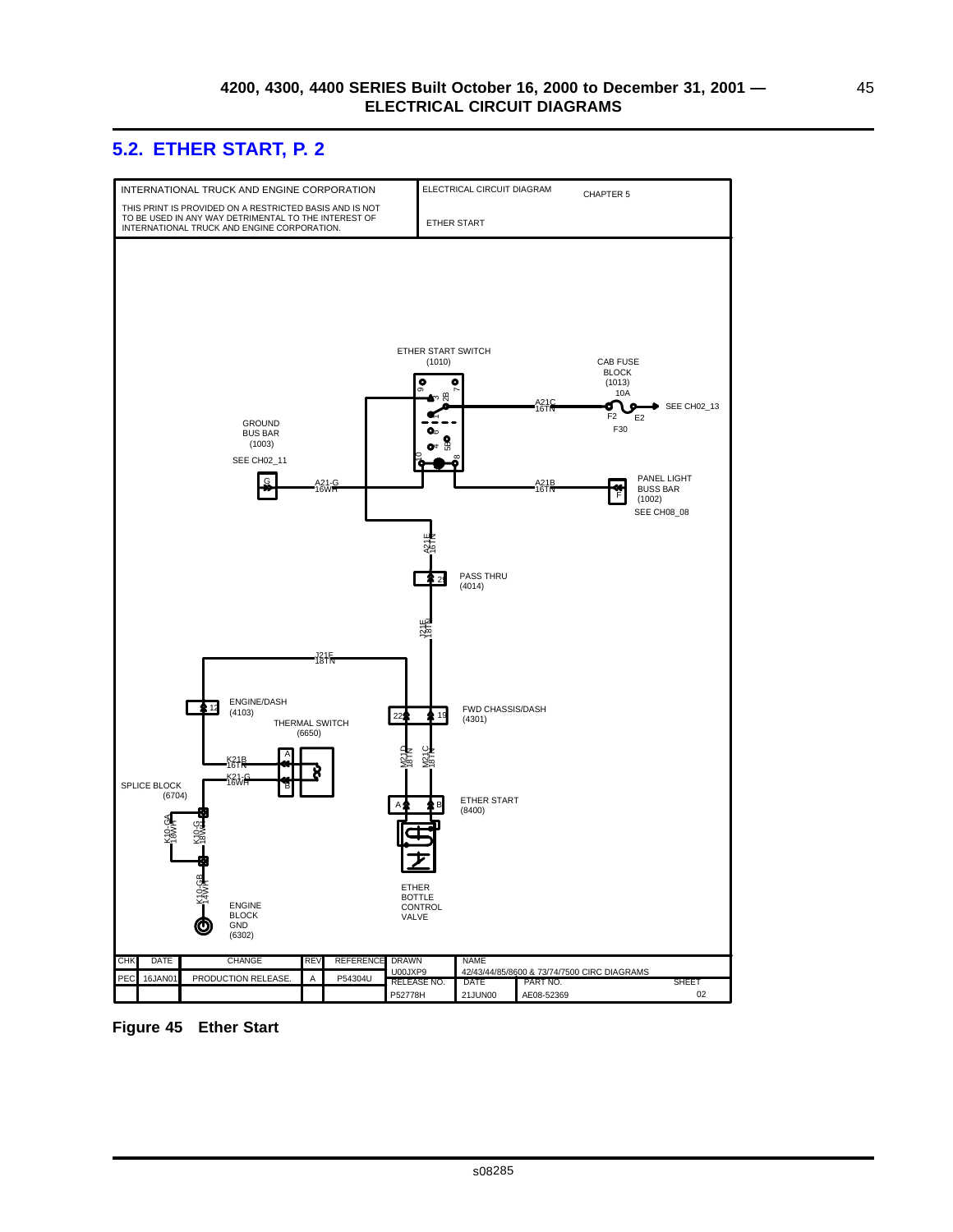## 5.2. ETHER START, P. 2

INTERNATIONAL TRUCK AND ENGINE CORPORATION

THIS PRINT IS PROVIDED ON A RESTRICTED BASIS AND IS NOT TO BE USED IN ANY WAY DETRIMENTAL TO THE INTEREST OF INTERNATIONAL TRUCK AND ENGINE CORPORATION.

ELECTRICAL CIRCUIT DIAGRAM

CHAPTER 5

ETHER START

ETHER START SWITCH (1010)

CAB FUSE BLOCK (1013) 10A

F2 E2 F30

SEE CH02_13

A21C 16TN

GROUND BUS BAR (1003) SEE CH02_11

A21-G 16WH

A21B 16TN

PANEL LIGHT BUSS BAR (1002) SEE CH08_08

A21E 16TN

PASS THRU (4014)

J21E 18TN

ENGINE/DASH (4103)

THERMAL SWITCH (6650)

K21B 16TN

K21-G 16WH

SPLICE BLOCK (6704)

K10-GA 18WH

K10-G 18WH

K10-GB 14WH

ENGINE BLOCK GND (6302)

FWD CHASSIS/DASH (4301)

M21D 18TN

M21C 18TN

ETHER START (8400)

ETHER BOTTLE CONTROL VALVE

| CHK | DATE | CHANGE | REV | REFERENCE | DRAWN | NAME | | |
|---|---|---|---|---|---|---|---|---|
| PEC | 16JAN01 | PRODUCTION RELEASE. | A | P54304U | U00JXP9 | 42/43/44/85/8600 & 73/74/7500 CIRC DIAGRAMS | | |
| | | | | | RELEASE NO. | DATE | PART NO. | SHEET |
| | | | | | P52778H | 21JUN00 | AE08-52369 | 02 |

**Figure 45 Ether Start**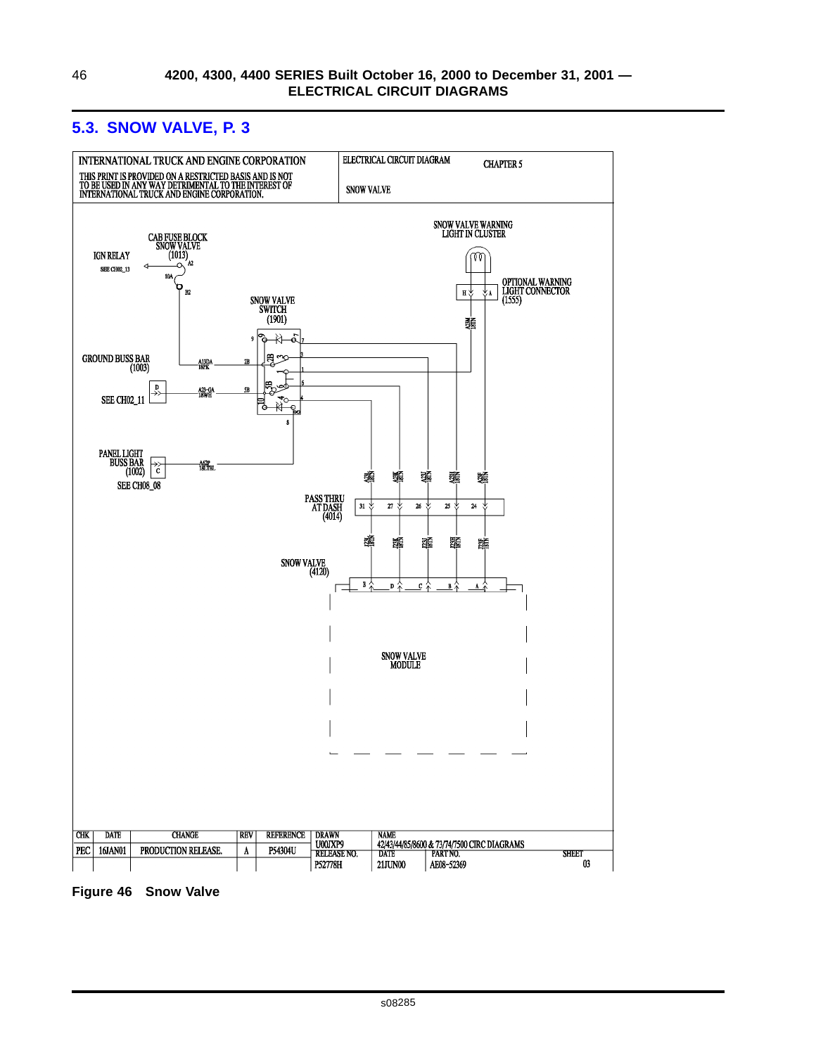## 5.3. SNOW VALVE, P. 3

| INTERNATIONAL TRUCK AND ENGINE CORPORATION | ELECTRICAL CIRCUIT DIAGRAM | CHAPTER 5 |
|---|---|---|
| THIS PRINT IS PROVIDED ON A RESTRICTED BASIS AND IS NOT TO BE USED IN ANY WAY DETRIMENTAL TO THE INTEREST OF INTERNATIONAL TRUCK AND ENGINE CORPORATION. | SNOW VALVE | |

IGN RELAY
SEE CH02_13

CAB FUSE BLOCK
SNOW VALVE
(1013)
A2
10A
B2

SNOW VALVE WARNING LIGHT IN CLUSTER

OPTIONAL WARNING LIGHT CONNECTOR (1555)
H A
A23M 18TN

SNOW VALVE SWITCH (1901)

GROUND BUSS BAR (1003)
D
SEE CH02_11

A13DA 18PK
A23-GA 18WH
2B
5B

PANEL LIGHT BUSS BAR (1002)
C
SEE CH08_08
A62P 18LTBL

A23L 18TN
A23K 18TN
A23J 18TN
A23H 18TN
A23E 18TN

PASS THRU AT DASH (4014)
31 27 26 25 24

Z23L 18TN
Z23K 18TN
Z23J 18TN
Z23H 18TN
Z23E 18TN

SNOW VALVE (4120)
E D C B A

SNOW VALVE MODULE

| CHK | DATE | CHANGE | REV | REFERENCE | DRAWN | NAME | | SHEET |
|---|---|---|---|---|---|---|---|---|
| PEC | 16JAN01 | PRODUCTION RELEASE. | A | P54304U | U00JXP9 | 42/43/44/85/8600 & 73/74/7500 CIRC DIAGRAMS | | |
| | | | | | RELEASE NO. P52778H | DATE 21JUN00 | PART NO. AE08-52369 | 03 |

Figure 46 Snow Valve

s08285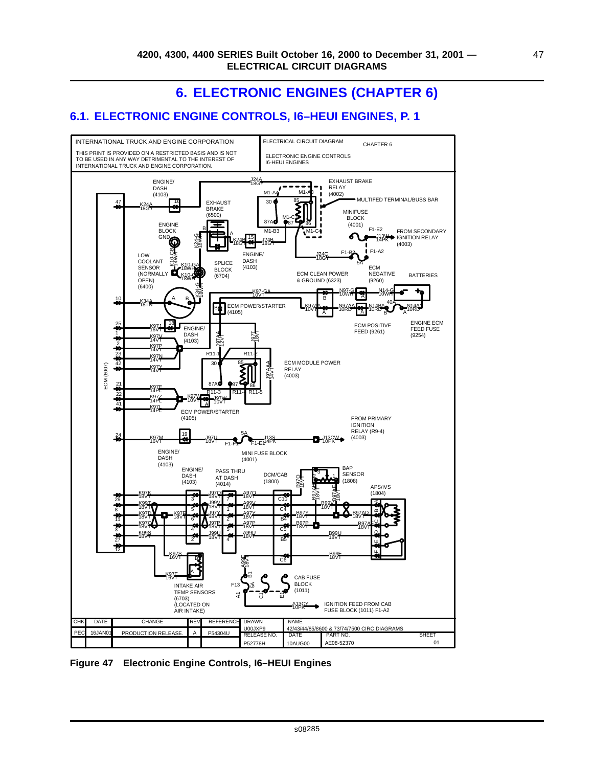# 6. ELECTRONIC ENGINES (CHAPTER 6)

## 6.1. ELECTRONIC ENGINE CONTROLS, I6–HEUI ENGINES, P. 1

INTERNATIONAL TRUCK AND ENGINE CORPORATION

THIS PRINT IS PROVIDED ON A RESTRICTED BASIS AND IS NOT TO BE USED IN ANY WAY DETRIMENTAL TO THE INTEREST OF INTERNATIONAL TRUCK AND ENGINE CORPORATION.

ELECTRICAL CIRCUIT DIAGRAM — CHAPTER 6

ELECTRONIC ENGINE CONTROLS I6-HEUI ENGINES

| CHK | DATE | CHANGE | REV | REFERENCE | DRAWN | NAME | | |
|---|---|---|---|---|---|---|---|---|
| | | | | | U00JXP9 | 42/43/44/85/8600 & 73/74/7500 CIRC DIAGRAMS | | |
| PEC | 16JAN01 | PRODUCTION RELEASE. | A | P54304U | RELEASE NO. | DATE | PART NO. | SHEET |
| | | | | | P52778H | 10AUG00 | AE08-52370 | 01 |

Figure 47 Electronic Engine Controls, I6–HEUI Engines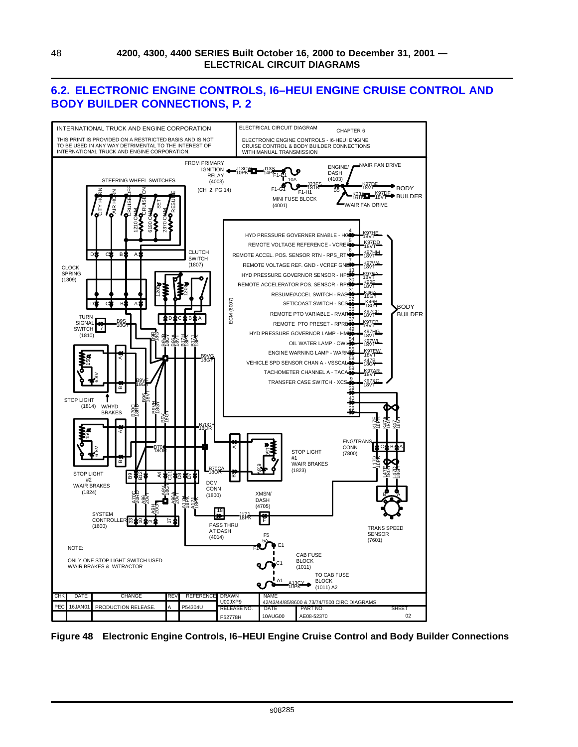## 6.2. ELECTRONIC ENGINE CONTROLS, I6–HEUI ENGINE CRUISE CONTROL AND BODY BUILDER CONNECTIONS, P. 2

**Figure 48 Electronic Engine Controls, I6–HEUI Engine Cruise Control and Body Builder Connections**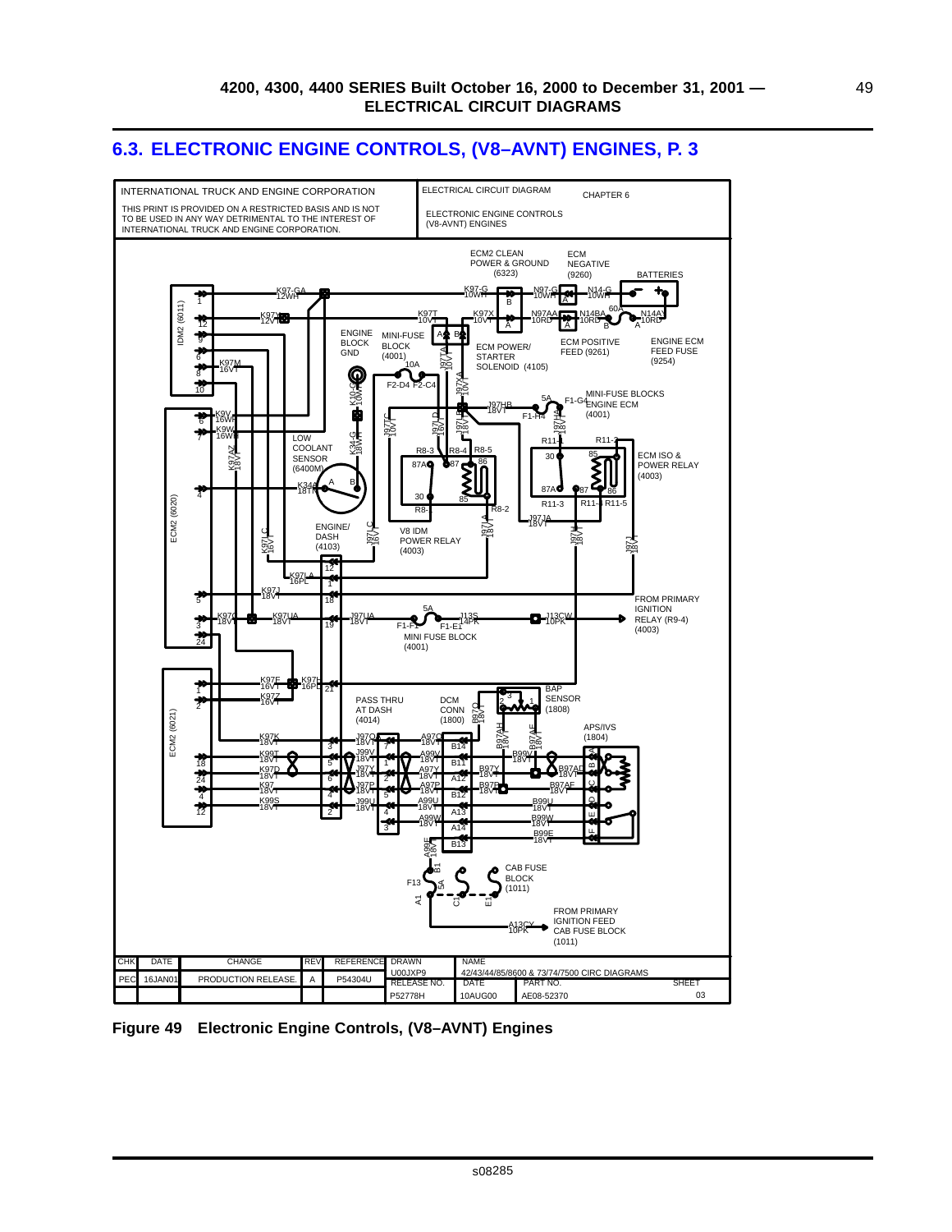## 6.3. ELECTRONIC ENGINE CONTROLS, (V8–AVNT) ENGINES, P. 3

INTERNATIONAL TRUCK AND ENGINE CORPORATION

THIS PRINT IS PROVIDED ON A RESTRICTED BASIS AND IS NOT TO BE USED IN ANY WAY DETRIMENTAL TO THE INTEREST OF INTERNATIONAL TRUCK AND ENGINE CORPORATION.

ELECTRICAL CIRCUIT DIAGRAM — CHAPTER 6

ELECTRONIC ENGINE CONTROLS (V8-AVNT) ENGINES

ECM2 CLEAN POWER & GROUND (6323)
ECM NEGATIVE (9260)
BATTERIES
IDM2 (6011)
ENGINE BLOCK GND
MINI-FUSE BLOCK (4001)
ECM POWER/ STARTER SOLENOID (4105)
ECM POSITIVE FEED (9261)
ENGINE ECM FEED FUSE (9254)
MINI-FUSE BLOCKS ENGINE ECM (4001)
ECM ISO & POWER RELAY (4003)
LOW COOLANT SENSOR (6400M)
ECM2 (6020)
V8 IDM POWER RELAY (4003)
ENGINE/ DASH (4103)
FROM PRIMARY IGNITION RELAY (R9-4) (4003)
MINI FUSE BLOCK (4001)
ECM2 (6021)
BAP SENSOR (1808)
PASS THRU AT DASH (4014)
DCM CONN (1800)
APS/IVS (1804)
CAB FUSE BLOCK (1011)
FROM PRIMARY IGNITION FEED CAB FUSE BLOCK (1011)

| CHK | DATE | CHANGE | REV | REFERENCE | DRAWN | NAME | | |
|---|---|---|---|---|---|---|---|---|
| | | | | | U00JXP9 | 42/43/44/85/8600 & 73/74/7500 CIRC DIAGRAMS | | |
| PEC | 16JAN01 | PRODUCTION RELEASE. | A | P54304U | RELEASE NO. | DATE | PART NO. | SHEET |
| | | | | | P52778H | 10AUG00 | AE08-52370 | 03 |

Figure 49 Electronic Engine Controls, (V8–AVNT) Engines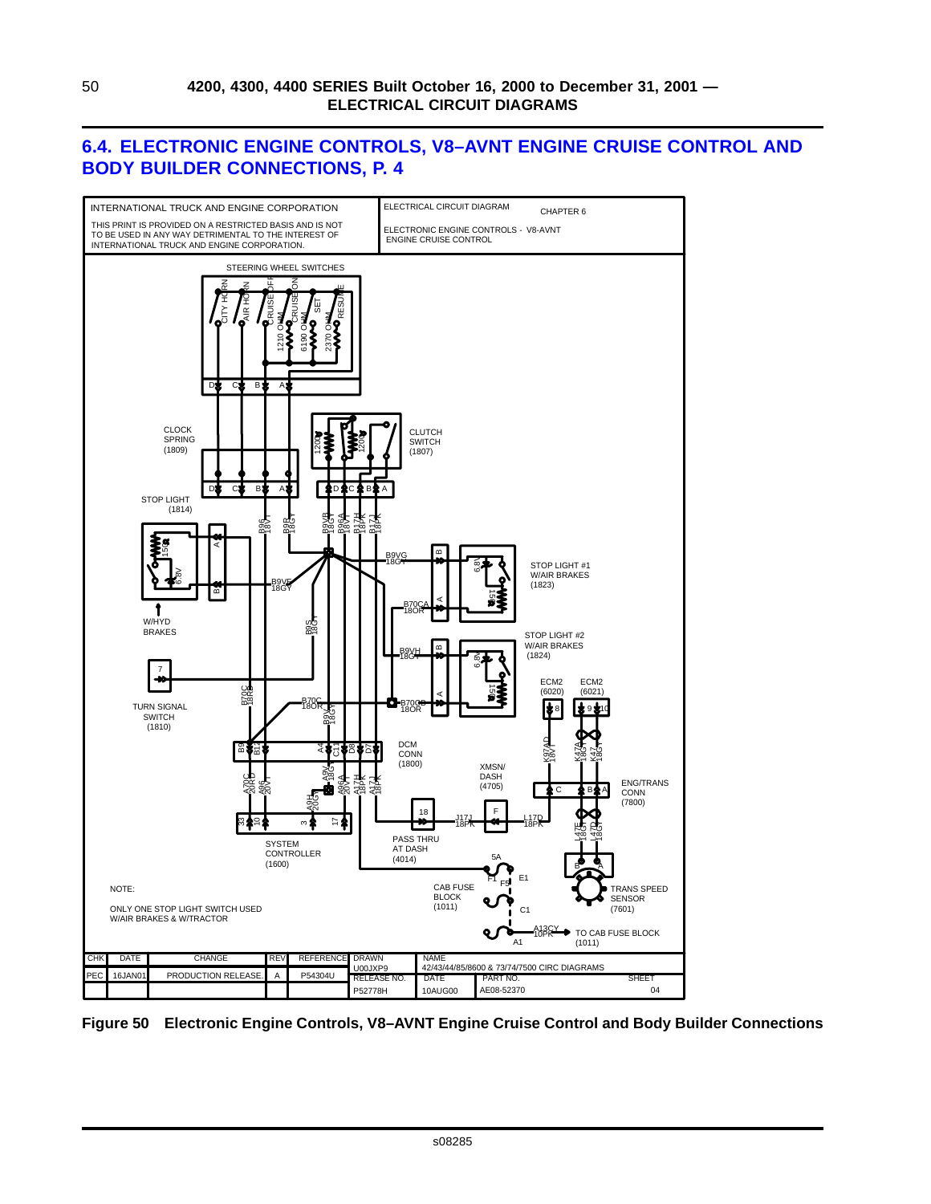## 6.4. ELECTRONIC ENGINE CONTROLS, V8–AVNT ENGINE CRUISE CONTROL AND BODY BUILDER CONNECTIONS, P. 4

INTERNATIONAL TRUCK AND ENGINE CORPORATION

THIS PRINT IS PROVIDED ON A RESTRICTED BASIS AND IS NOT TO BE USED IN ANY WAY DETRIMENTAL TO THE INTEREST OF INTERNATIONAL TRUCK AND ENGINE CORPORATION.

ELECTRICAL CIRCUIT DIAGRAM

CHAPTER 6

ELECTRONIC ENGINE CONTROLS - V8-AVNT ENGINE CRUISE CONTROL

STEERING WHEEL SWITCHES

CITY HORN
AIR HORN
CRUISE OFF
CRUISE ON
SET
RESUME
1210 OHM
6190 OHM
2370 OHM

CLOCK SPRING (1809)

CLUTCH SWITCH (1807)

STOP LIGHT (1814)

W/HYD BRAKES

STOP LIGHT #1 W/AIR BRAKES (1823)

STOP LIGHT #2 W/AIR BRAKES (1824)

TURN SIGNAL SWITCH (1810)

DCM CONN (1800)

ECM2 (6020)

ECM2 (6021)

XMSN/DASH (4705)

ENG/TRANS CONN (7800)

SYSTEM CONTROLLER (1600)

PASS THRU AT DASH (4014)

CAB FUSE BLOCK (1011)

TRANS SPEED SENSOR (7601)

TO CAB FUSE BLOCK (1011)

NOTE:

ONLY ONE STOP LIGHT SWITCH USED W/AIR BRAKES & W/TRACTOR

| CHK | DATE | CHANGE | REV | REFERENCE | DRAWN | NAME | | |
|---|---|---|---|---|---|---|---|---|
| | | | | | U00JXP9 | 42/43/44/85/8600 & 73/74/7500 CIRC DIAGRAMS | | |
| PEC | 16JAN01 | PRODUCTION RELEASE | A | P54304U | RELEASE NO. | DATE | PART NO. | SHEET |
| | | | | | P52778H | 10AUG00 | AE08-52370 | 04 |

**Figure 50 Electronic Engine Controls, V8–AVNT Engine Cruise Control and Body Builder Connections**